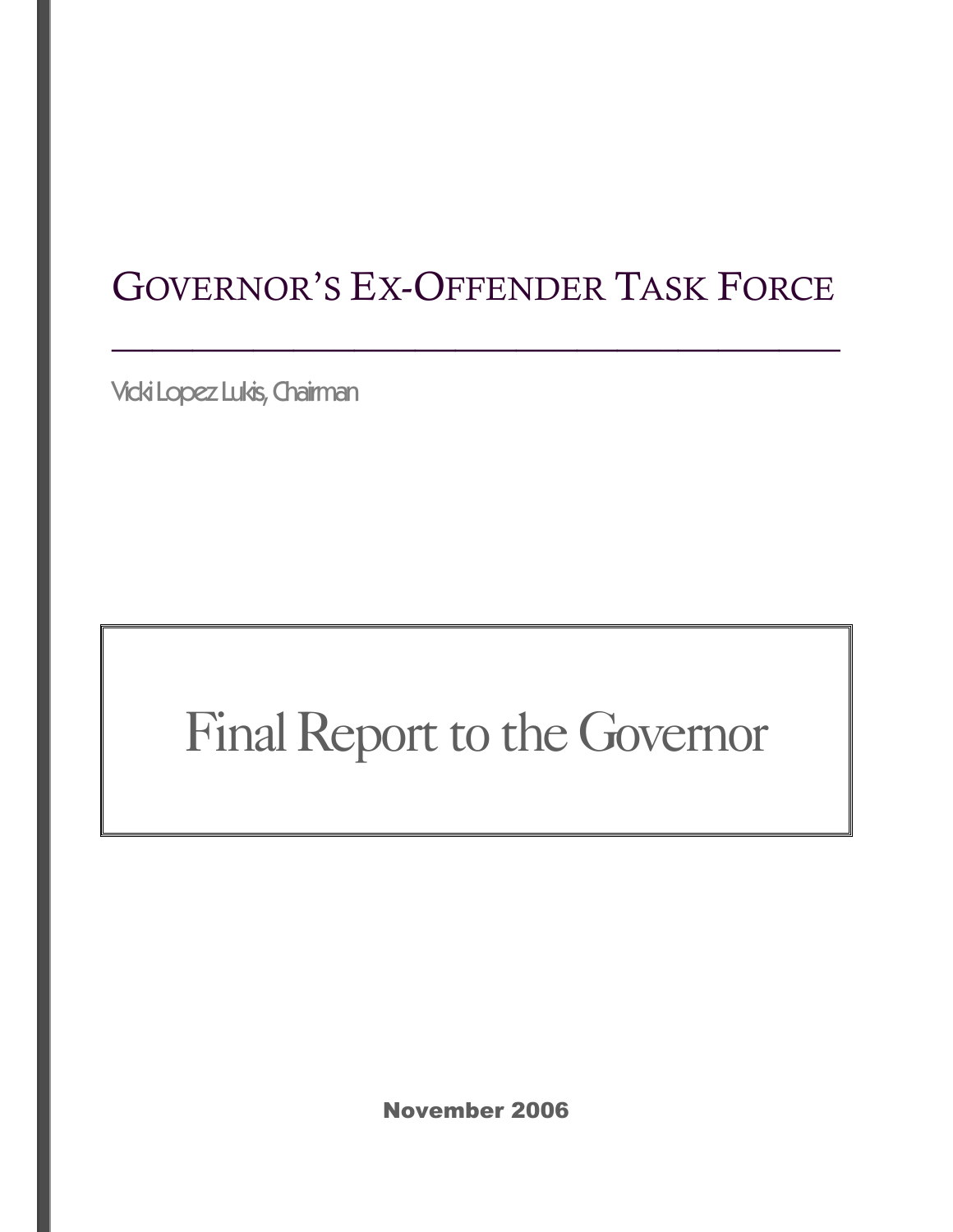# GOVERNOR'S EX-OFFENDER TASK FORCE

Vicki Lopez Lukis, Chairman

# Final Report to the Governor

**November 2006**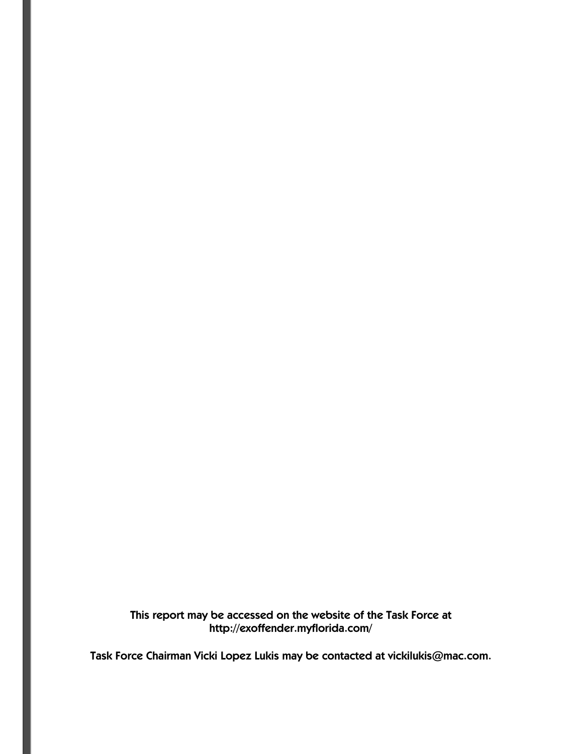This report may be accessed on the website of the Task Force at
http://exoffender.myflorida.com/

Task Force Chairman Vicki Lopez Lukis may be contacted at vickilukis@mac.com.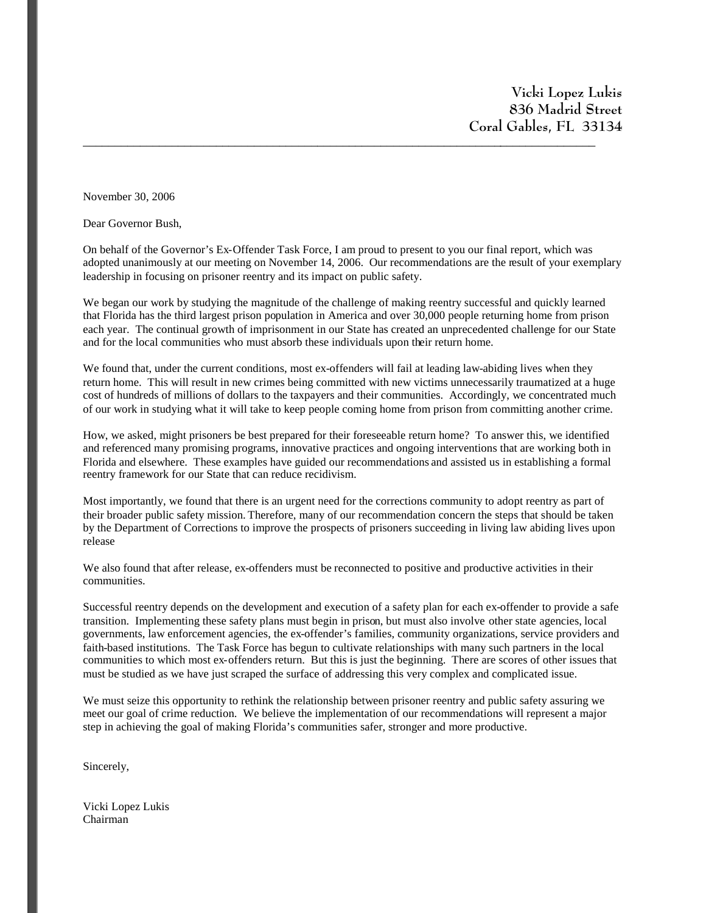Vicki Lopez Lukis
836 Madrid Street
Coral Gables, FL 33134

---

November 30, 2006

Dear Governor Bush,

On behalf of the Governor's Ex-Offender Task Force, I am proud to present to you our final report, which was adopted unanimously at our meeting on November 14, 2006. Our recommendations are the result of your exemplary leadership in focusing on prisoner reentry and its impact on public safety.

We began our work by studying the magnitude of the challenge of making reentry successful and quickly learned that Florida has the third largest prison population in America and over 30,000 people returning home from prison each year. The continual growth of imprisonment in our State has created an unprecedented challenge for our State and for the local communities who must absorb these individuals upon their return home.

We found that, under the current conditions, most ex-offenders will fail at leading law-abiding lives when they return home. This will result in new crimes being committed with new victims unnecessarily traumatized at a huge cost of hundreds of millions of dollars to the taxpayers and their communities. Accordingly, we concentrated much of our work in studying what it will take to keep people coming home from prison from committing another crime.

How, we asked, might prisoners be best prepared for their foreseeable return home? To answer this, we identified and referenced many promising programs, innovative practices and ongoing interventions that are working both in Florida and elsewhere. These examples have guided our recommendations and assisted us in establishing a formal reentry framework for our State that can reduce recidivism.

Most importantly, we found that there is an urgent need for the corrections community to adopt reentry as part of their broader public safety mission. Therefore, many of our recommendation concern the steps that should be taken by the Department of Corrections to improve the prospects of prisoners succeeding in living law abiding lives upon release

We also found that after release, ex-offenders must be reconnected to positive and productive activities in their communities.

Successful reentry depends on the development and execution of a safety plan for each ex-offender to provide a safe transition. Implementing these safety plans must begin in prison, but must also involve other state agencies, local governments, law enforcement agencies, the ex-offender's families, community organizations, service providers and faith-based institutions. The Task Force has begun to cultivate relationships with many such partners in the local communities to which most ex-offenders return. But this is just the beginning. There are scores of other issues that must be studied as we have just scraped the surface of addressing this very complex and complicated issue.

We must seize this opportunity to rethink the relationship between prisoner reentry and public safety assuring we meet our goal of crime reduction. We believe the implementation of our recommendations will represent a major step in achieving the goal of making Florida's communities safer, stronger and more productive.

Sincerely,

Vicki Lopez Lukis
Chairman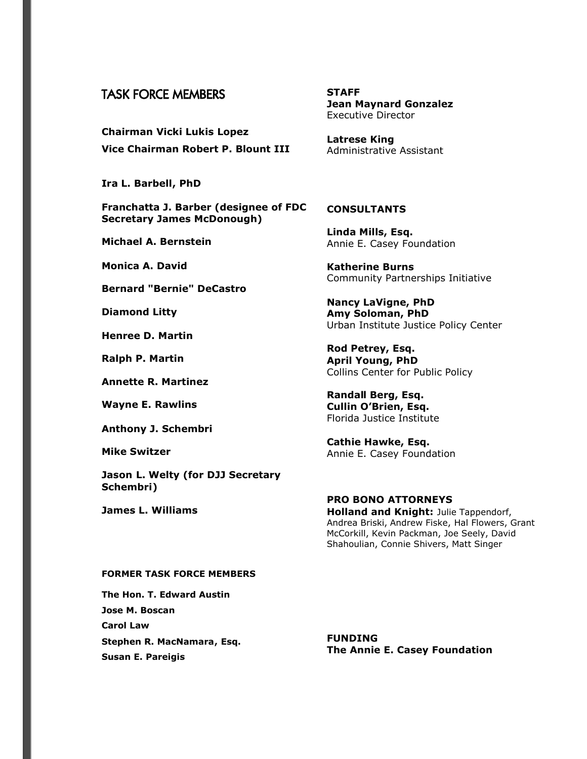## TASK FORCE MEMBERS

**Chairman Vicki Lukis Lopez**

**Vice Chairman Robert P. Blount III**

**Ira L. Barbell, PhD**

**Franchatta J. Barber (designee of FDC Secretary James McDonough)**

**Michael A. Bernstein**

**Monica A. David**

**Bernard "Bernie" DeCastro**

**Diamond Litty**

**Henree D. Martin**

**Ralph P. Martin**

**Annette R. Martinez**

**Wayne E. Rawlins**

**Anthony J. Schembri**

**Mike Switzer**

**Jason L. Welty (for DJJ Secretary Schembri)**

**James L. Williams**

**FORMER TASK FORCE MEMBERS**

**The Hon. T. Edward Austin**

**Jose M. Boscan**

**Carol Law**

**Stephen R. MacNamara, Esq.**

**Susan E. Pareigis**

**STAFF**

**Jean Maynard Gonzalez**
Executive Director

**Latrese King**
Administrative Assistant

**CONSULTANTS**

**Linda Mills, Esq.**
Annie E. Casey Foundation

**Katherine Burns**
Community Partnerships Initiative

**Nancy LaVigne, PhD**
**Amy Soloman, PhD**
Urban Institute Justice Policy Center

**Rod Petrey, Esq.**
**April Young, PhD**
Collins Center for Public Policy

**Randall Berg, Esq.**
**Cullin O'Brien, Esq.**
Florida Justice Institute

**Cathie Hawke, Esq.**
Annie E. Casey Foundation

**PRO BONO ATTORNEYS**

**Holland and Knight:** Julie Tappendorf, Andrea Briski, Andrew Fiske, Hal Flowers, Grant McCorkill, Kevin Packman, Joe Seely, David Shahoulian, Connie Shivers, Matt Singer

**FUNDING**

**The Annie E. Casey Foundation**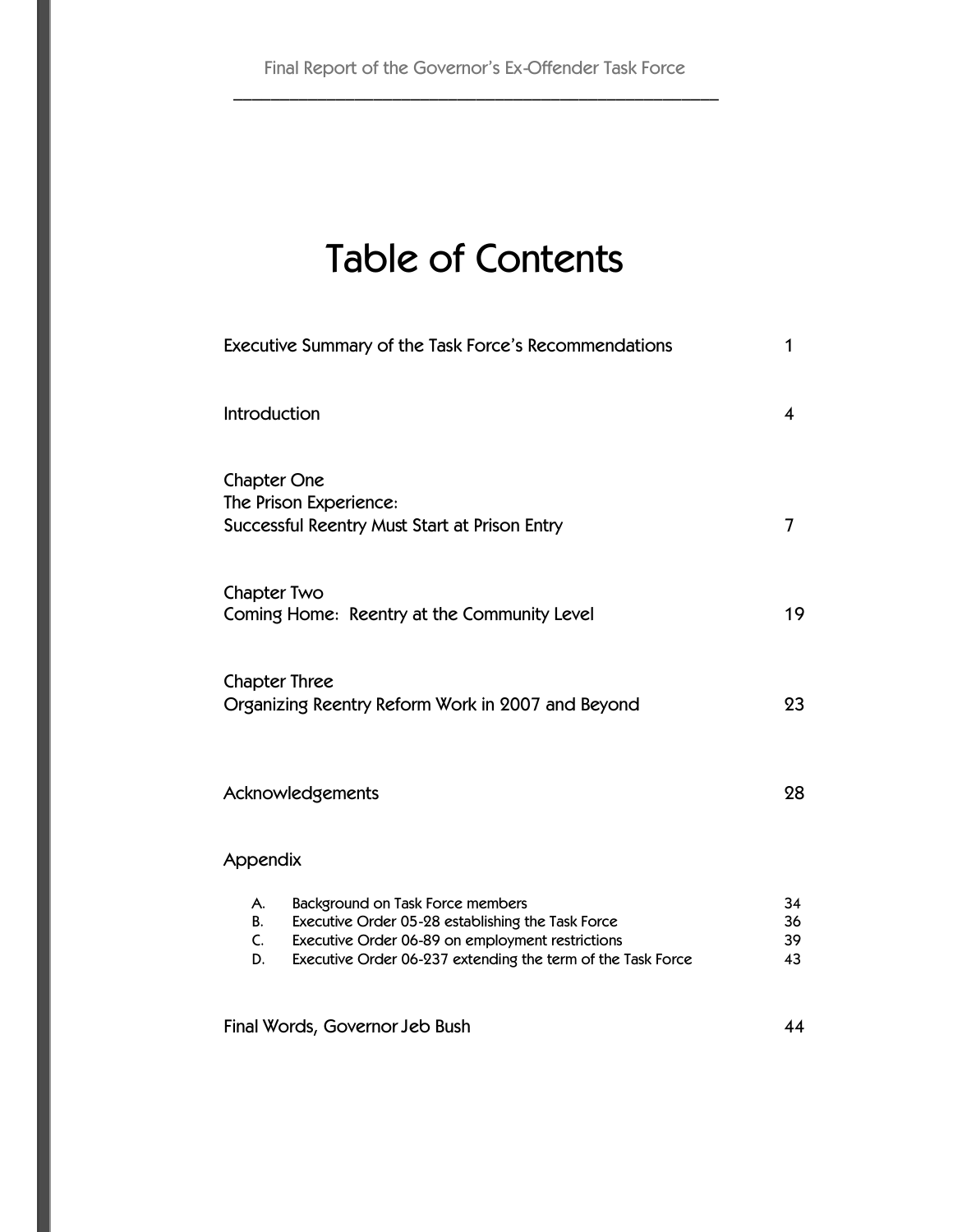# Table of Contents

| | |
|---|---|
| Executive Summary of the Task Force's Recommendations | 1 |
| Introduction | 4 |
| Chapter One<br>The Prison Experience:<br>Successful Reentry Must Start at Prison Entry | 7 |
| Chapter Two<br>Coming Home: Reentry at the Community Level | 19 |
| Chapter Three<br>Organizing Reentry Reform Work in 2007 and Beyond | 23 |
| Acknowledgements | 28 |
| Appendix | |
| A. Background on Task Force members | 34 |
| B. Executive Order 05-28 establishing the Task Force | 36 |
| C. Executive Order 06-89 on employment restrictions | 39 |
| D. Executive Order 06-237 extending the term of the Task Force | 43 |
| Final Words, Governor Jeb Bush | 44 |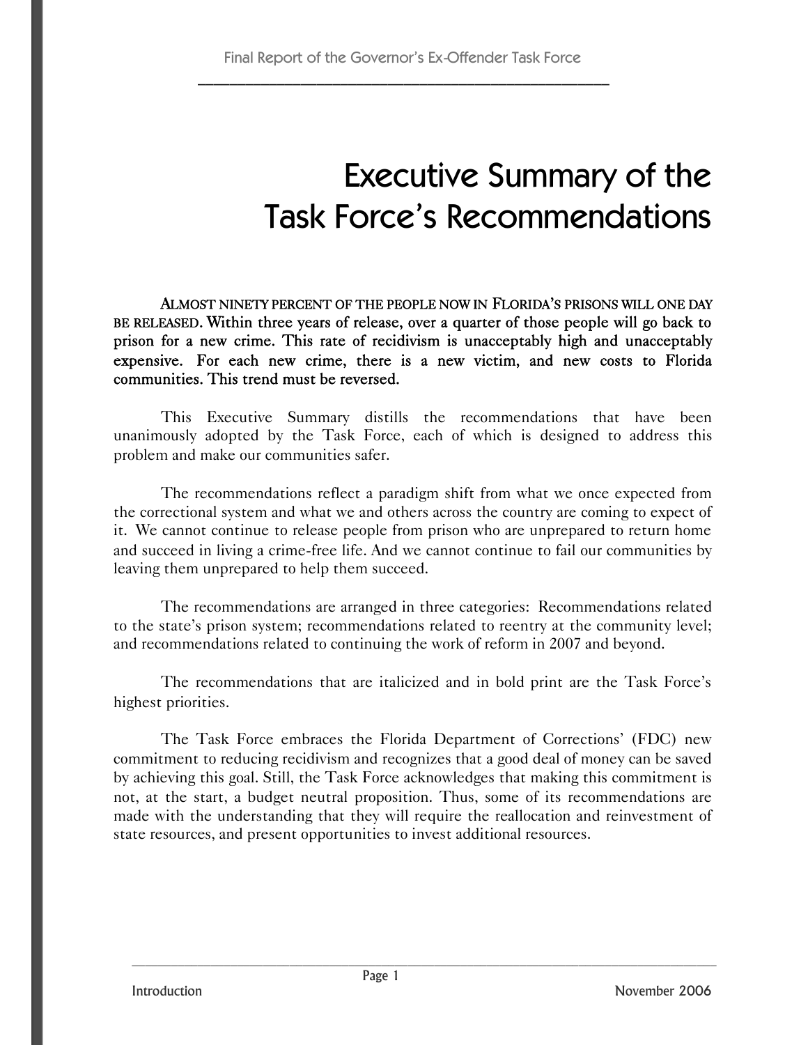# Executive Summary of the Task Force's Recommendations

**ALMOST NINETY PERCENT OF THE PEOPLE NOW IN FLORIDA'S PRISONS WILL ONE DAY BE RELEASED. Within three years of release, over a quarter of those people will go back to prison for a new crime. This rate of recidivism is unacceptably high and unacceptably expensive. For each new crime, there is a new victim, and new costs to Florida communities. This trend must be reversed.**

This Executive Summary distills the recommendations that have been unanimously adopted by the Task Force, each of which is designed to address this problem and make our communities safer.

The recommendations reflect a paradigm shift from what we once expected from the correctional system and what we and others across the country are coming to expect of it. We cannot continue to release people from prison who are unprepared to return home and succeed in living a crime-free life. And we cannot continue to fail our communities by leaving them unprepared to help them succeed.

The recommendations are arranged in three categories: Recommendations related to the state's prison system; recommendations related to reentry at the community level; and recommendations related to continuing the work of reform in 2007 and beyond.

The recommendations that are italicized and in bold print are the Task Force's highest priorities.

The Task Force embraces the Florida Department of Corrections' (FDC) new commitment to reducing recidivism and recognizes that a good deal of money can be saved by achieving this goal. Still, the Task Force acknowledges that making this commitment is not, at the start, a budget neutral proposition. Thus, some of its recommendations are made with the understanding that they will require the reallocation and reinvestment of state resources, and present opportunities to invest additional resources.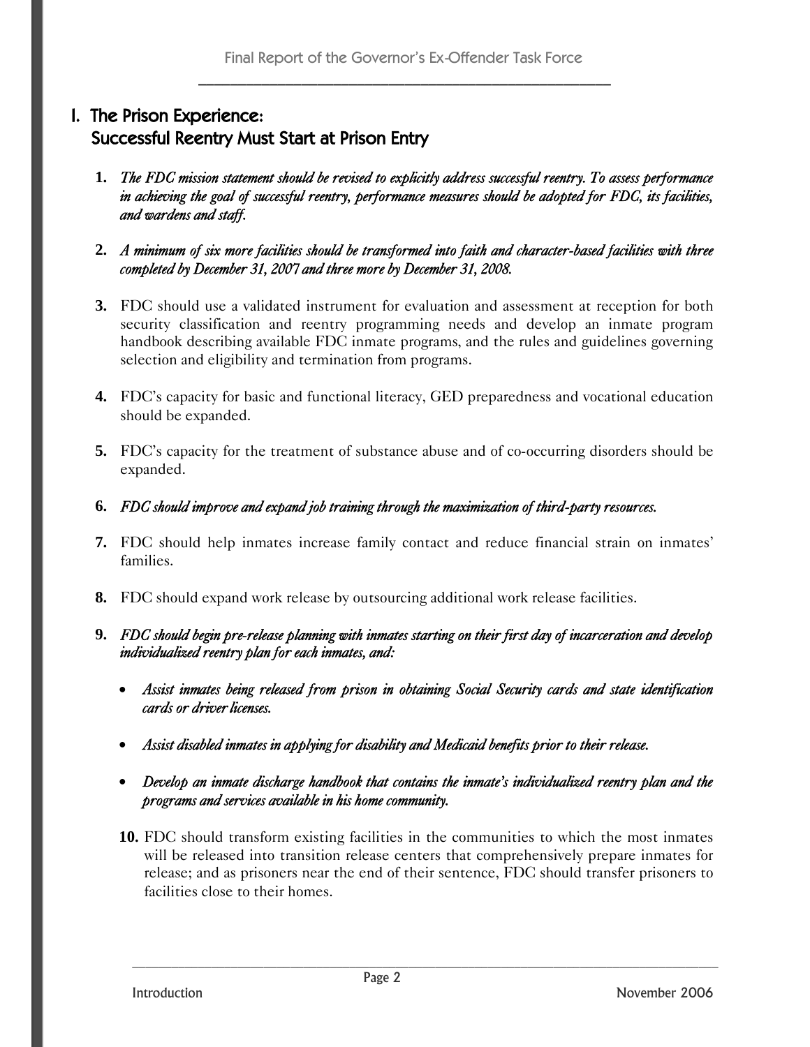# I. The Prison Experience: Successful Reentry Must Start at Prison Entry

1. ***The FDC mission statement should be revised to explicitly address successful reentry. To assess performance in achieving the goal of successful reentry, performance measures should be adopted for FDC, its facilities, and wardens and staff.***

2. ***A minimum of six more facilities should be transformed into faith and character-based facilities with three completed by December 31, 2007 and three more by December 31, 2008.***

3. FDC should use a validated instrument for evaluation and assessment at reception for both security classification and reentry programming needs and develop an inmate program handbook describing available FDC inmate programs, and the rules and guidelines governing selection and eligibility and termination from programs.

4. FDC's capacity for basic and functional literacy, GED preparedness and vocational education should be expanded.

5. FDC's capacity for the treatment of substance abuse and of co-occurring disorders should be expanded.

6. ***FDC should improve and expand job training through the maximization of third-party resources.***

7. FDC should help inmates increase family contact and reduce financial strain on inmates' families.

8. FDC should expand work release by outsourcing additional work release facilities.

9. ***FDC should begin pre-release planning with inmates starting on their first day of incarceration and develop individualized reentry plan for each inmates, and:***

   - ***Assist inmates being released from prison in obtaining Social Security cards and state identification cards or driver licenses.***
   - ***Assist disabled inmates in applying for disability and Medicaid benefits prior to their release.***
   - ***Develop an inmate discharge handbook that contains the inmate's individualized reentry plan and the programs and services available in his home community.***

10. FDC should transform existing facilities in the communities to which the most inmates will be released into transition release centers that comprehensively prepare inmates for release; and as prisoners near the end of their sentence, FDC should transfer prisoners to facilities close to their homes.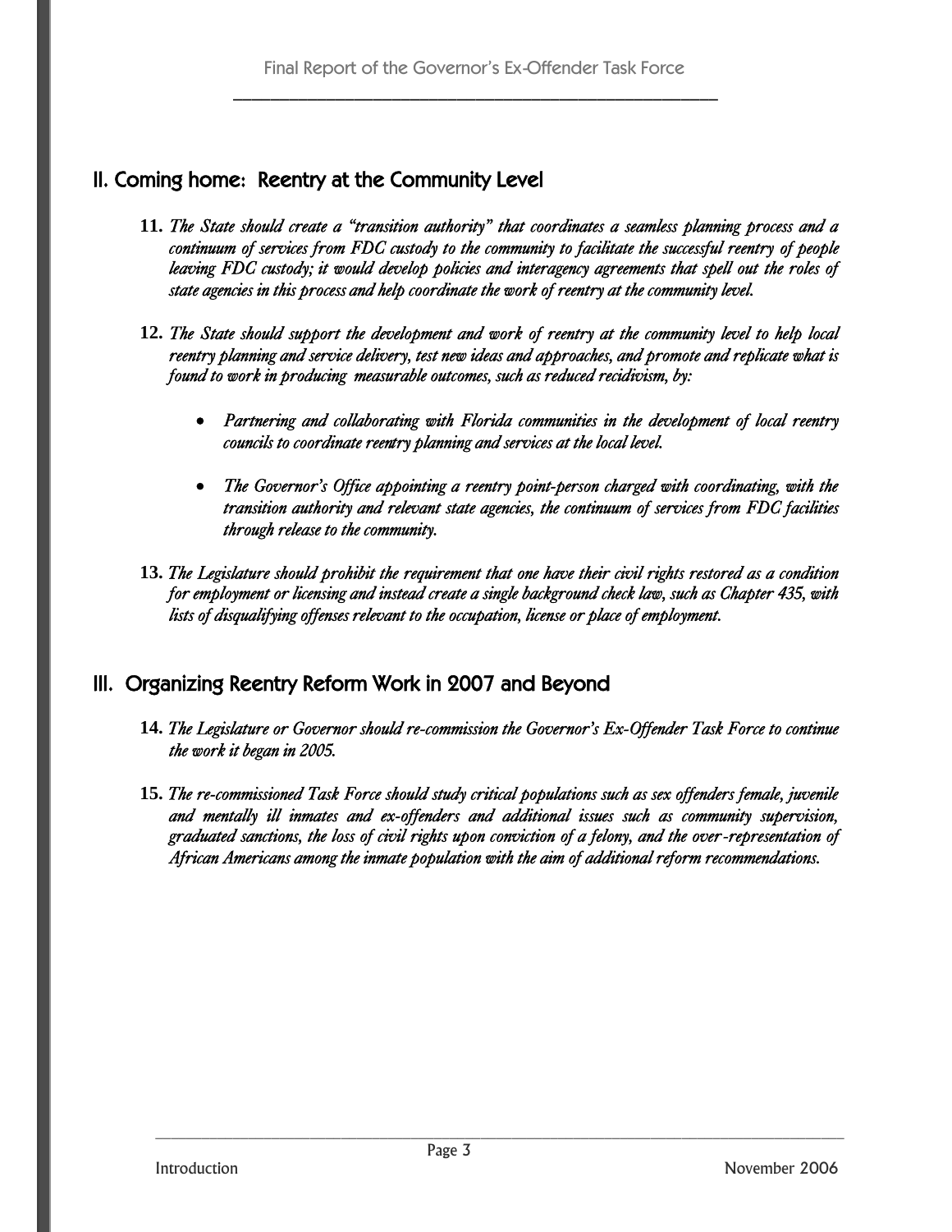## II. Coming home: Reentry at the Community Level

**11.** *The State should create a "transition authority" that coordinates a seamless planning process and a continuum of services from FDC custody to the community to facilitate the successful reentry of people leaving FDC custody; it would develop policies and interagency agreements that spell out the roles of state agencies in this process and help coordinate the work of reentry at the community level.*

**12.** *The State should support the development and work of reentry at the community level to help local reentry planning and service delivery, test new ideas and approaches, and promote and replicate what is found to work in producing measurable outcomes, such as reduced recidivism, by:*

- *Partnering and collaborating with Florida communities in the development of local reentry councils to coordinate reentry planning and services at the local level.*
- *The Governor's Office appointing a reentry point-person charged with coordinating, with the transition authority and relevant state agencies, the continuum of services from FDC facilities through release to the community.*

**13.** *The Legislature should prohibit the requirement that one have their civil rights restored as a condition for employment or licensing and instead create a single background check law, such as Chapter 435, with lists of disqualifying offenses relevant to the occupation, license or place of employment.*

## III. Organizing Reentry Reform Work in 2007 and Beyond

**14.** *The Legislature or Governor should re-commission the Governor's Ex-Offender Task Force to continue the work it began in 2005.*

**15.** *The re-commissioned Task Force should study critical populations such as sex offenders female, juvenile and mentally ill inmates and ex-offenders and additional issues such as community supervision, graduated sanctions, the loss of civil rights upon conviction of a felony, and the over-representation of African Americans among the inmate population with the aim of additional reform recommendations.*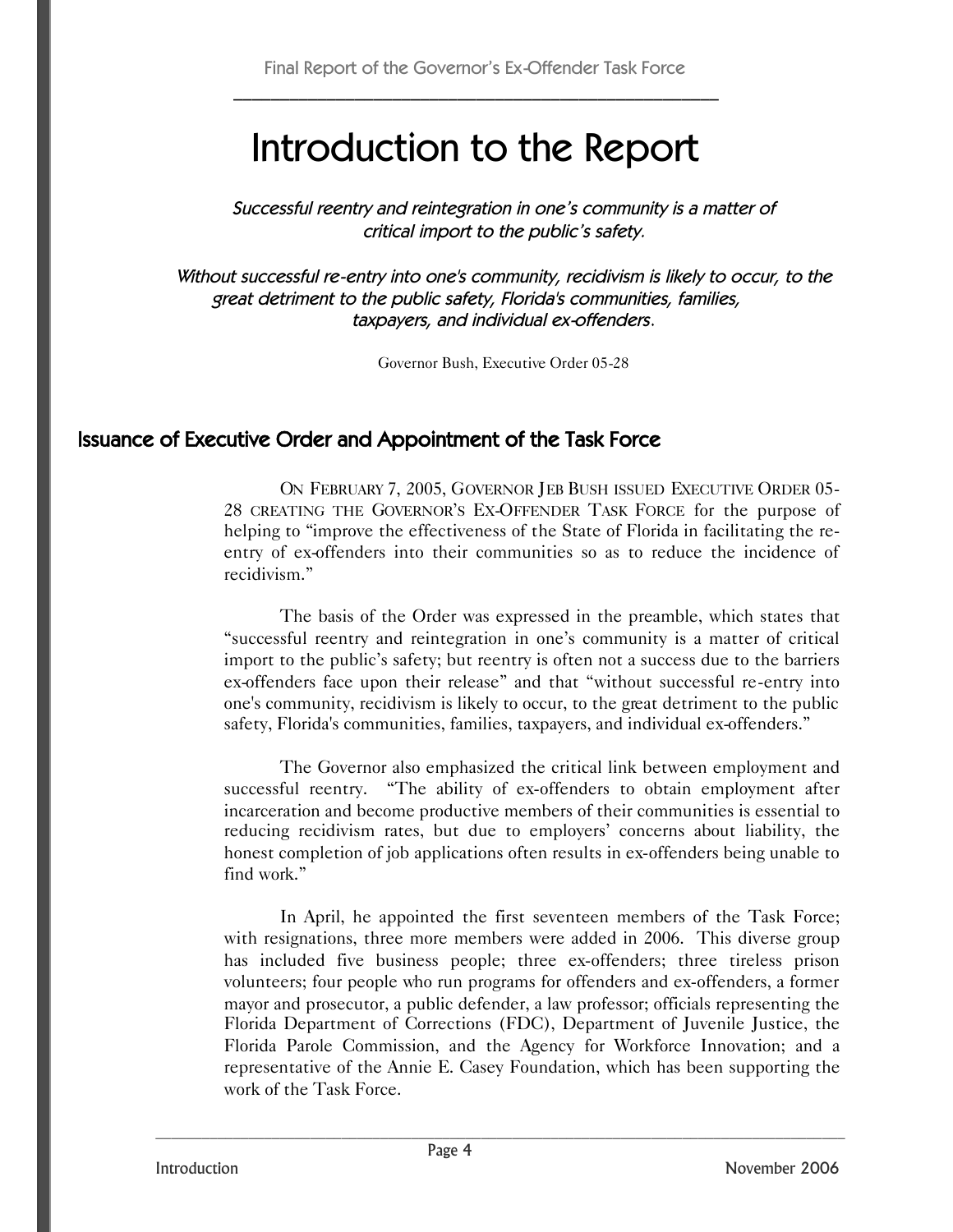# Introduction to the Report

*Successful reentry and reintegration in one's community is a matter of critical import to the public's safety.*

*Without successful re-entry into one's community, recidivism is likely to occur, to the great detriment to the public safety, Florida's communities, families, taxpayers, and individual ex-offenders.*

Governor Bush, Executive Order 05-28

## Issuance of Executive Order and Appointment of the Task Force

ON FEBRUARY 7, 2005, GOVERNOR JEB BUSH ISSUED EXECUTIVE ORDER 05-28 CREATING THE GOVERNOR'S EX-OFFENDER TASK FORCE for the purpose of helping to "improve the effectiveness of the State of Florida in facilitating the re-entry of ex-offenders into their communities so as to reduce the incidence of recidivism."

The basis of the Order was expressed in the preamble, which states that "successful reentry and reintegration in one's community is a matter of critical import to the public's safety; but reentry is often not a success due to the barriers ex-offenders face upon their release" and that "without successful re-entry into one's community, recidivism is likely to occur, to the great detriment to the public safety, Florida's communities, families, taxpayers, and individual ex-offenders."

The Governor also emphasized the critical link between employment and successful reentry. "The ability of ex-offenders to obtain employment after incarceration and become productive members of their communities is essential to reducing recidivism rates, but due to employers' concerns about liability, the honest completion of job applications often results in ex-offenders being unable to find work."

In April, he appointed the first seventeen members of the Task Force; with resignations, three more members were added in 2006. This diverse group has included five business people; three ex-offenders; three tireless prison volunteers; four people who run programs for offenders and ex-offenders, a former mayor and prosecutor, a public defender, a law professor; officials representing the Florida Department of Corrections (FDC), Department of Juvenile Justice, the Florida Parole Commission, and the Agency for Workforce Innovation; and a representative of the Annie E. Casey Foundation, which has been supporting the work of the Task Force.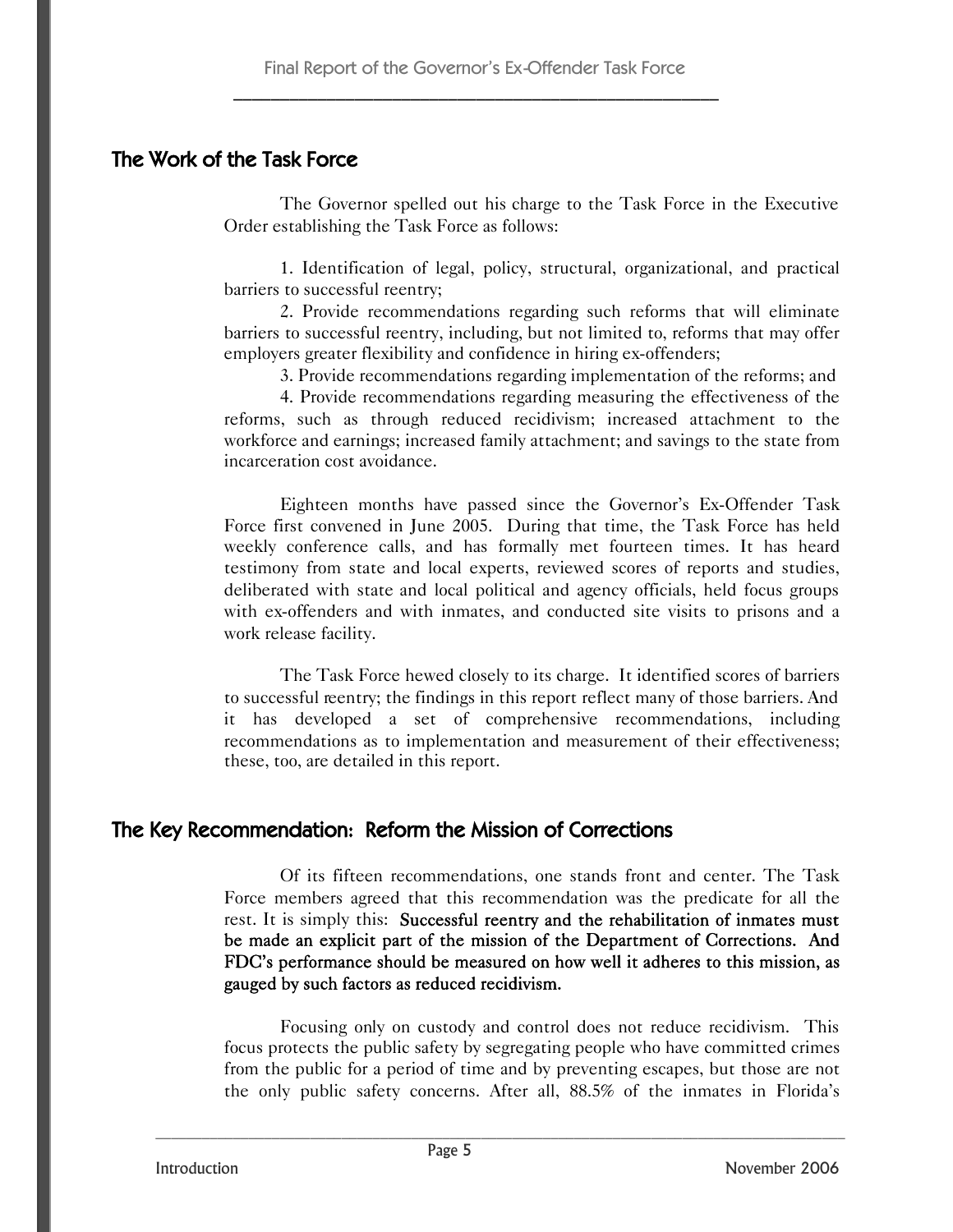## The Work of the Task Force

The Governor spelled out his charge to the Task Force in the Executive Order establishing the Task Force as follows:

1. Identification of legal, policy, structural, organizational, and practical barriers to successful reentry;
2. Provide recommendations regarding such reforms that will eliminate barriers to successful reentry, including, but not limited to, reforms that may offer employers greater flexibility and confidence in hiring ex-offenders;
3. Provide recommendations regarding implementation of the reforms; and
4. Provide recommendations regarding measuring the effectiveness of the reforms, such as through reduced recidivism; increased attachment to the workforce and earnings; increased family attachment; and savings to the state from incarceration cost avoidance.

Eighteen months have passed since the Governor's Ex-Offender Task Force first convened in June 2005. During that time, the Task Force has held weekly conference calls, and has formally met fourteen times. It has heard testimony from state and local experts, reviewed scores of reports and studies, deliberated with state and local political and agency officials, held focus groups with ex-offenders and with inmates, and conducted site visits to prisons and a work release facility.

The Task Force hewed closely to its charge. It identified scores of barriers to successful reentry; the findings in this report reflect many of those barriers. And it has developed a set of comprehensive recommendations, including recommendations as to implementation and measurement of their effectiveness; these, too, are detailed in this report.

## The Key Recommendation: Reform the Mission of Corrections

Of its fifteen recommendations, one stands front and center. The Task Force members agreed that this recommendation was the predicate for all the rest. It is simply this: **Successful reentry and the rehabilitation of inmates must be made an explicit part of the mission of the Department of Corrections. And FDC's performance should be measured on how well it adheres to this mission, as gauged by such factors as reduced recidivism.**

Focusing only on custody and control does not reduce recidivism. This focus protects the public safety by segregating people who have committed crimes from the public for a period of time and by preventing escapes, but those are not the only public safety concerns. After all, 88.5% of the inmates in Florida's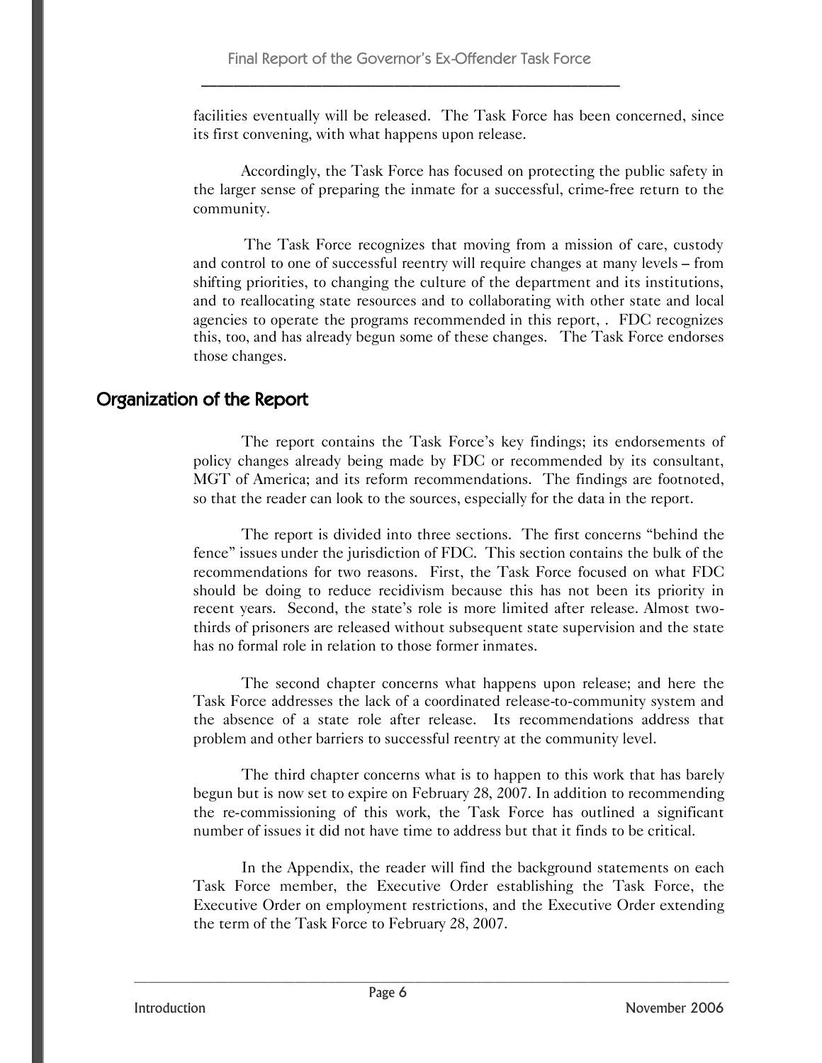facilities eventually will be released. The Task Force has been concerned, since its first convening, with what happens upon release.

Accordingly, the Task Force has focused on protecting the public safety in the larger sense of preparing the inmate for a successful, crime-free return to the community.

The Task Force recognizes that moving from a mission of care, custody and control to one of successful reentry will require changes at many levels – from shifting priorities, to changing the culture of the department and its institutions, and to reallocating state resources and to collaborating with other state and local agencies to operate the programs recommended in this report, . FDC recognizes this, too, and has already begun some of these changes. The Task Force endorses those changes.

## Organization of the Report

The report contains the Task Force's key findings; its endorsements of policy changes already being made by FDC or recommended by its consultant, MGT of America; and its reform recommendations. The findings are footnoted, so that the reader can look to the sources, especially for the data in the report.

The report is divided into three sections. The first concerns "behind the fence" issues under the jurisdiction of FDC. This section contains the bulk of the recommendations for two reasons. First, the Task Force focused on what FDC should be doing to reduce recidivism because this has not been its priority in recent years. Second, the state's role is more limited after release. Almost two-thirds of prisoners are released without subsequent state supervision and the state has no formal role in relation to those former inmates.

The second chapter concerns what happens upon release; and here the Task Force addresses the lack of a coordinated release-to-community system and the absence of a state role after release. Its recommendations address that problem and other barriers to successful reentry at the community level.

The third chapter concerns what is to happen to this work that has barely begun but is now set to expire on February 28, 2007. In addition to recommending the re-commissioning of this work, the Task Force has outlined a significant number of issues it did not have time to address but that it finds to be critical.

In the Appendix, the reader will find the background statements on each Task Force member, the Executive Order establishing the Task Force, the Executive Order on employment restrictions, and the Executive Order extending the term of the Task Force to February 28, 2007.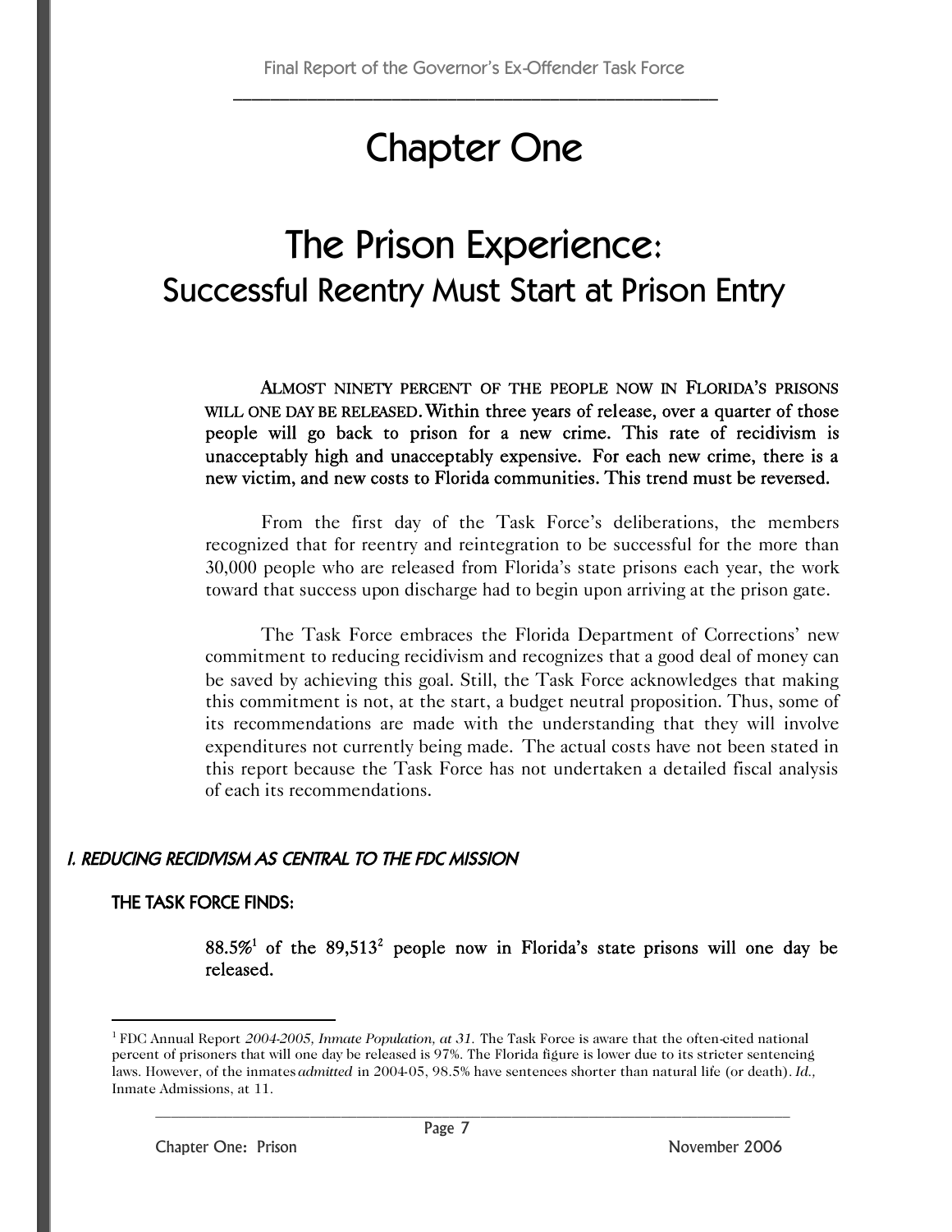# Chapter One

# The Prison Experience:
## Successful Reentry Must Start at Prison Entry

**ALMOST NINETY PERCENT OF THE PEOPLE NOW IN FLORIDA'S PRISONS WILL ONE DAY BE RELEASED. Within three years of release, over a quarter of those people will go back to prison for a new crime. This rate of recidivism is unacceptably high and unacceptably expensive. For each new crime, there is a new victim, and new costs to Florida communities. This trend must be reversed.**

From the first day of the Task Force's deliberations, the members recognized that for reentry and reintegration to be successful for the more than 30,000 people who are released from Florida's state prisons each year, the work toward that success upon discharge had to begin upon arriving at the prison gate.

The Task Force embraces the Florida Department of Corrections' new commitment to reducing recidivism and recognizes that a good deal of money can be saved by achieving this goal. Still, the Task Force acknowledges that making this commitment is not, at the start, a budget neutral proposition. Thus, some of its recommendations are made with the understanding that they will involve expenditures not currently being made. The actual costs have not been stated in this report because the Task Force has not undertaken a detailed fiscal analysis of each its recommendations.

### *I. REDUCING RECIDIVISM AS CENTRAL TO THE FDC MISSION*

#### THE TASK FORCE FINDS:

**88.5%[1] of the 89,513[2] people now in Florida's state prisons will one day be released.**

---

[1] FDC Annual Report *2004-2005, Inmate Population, at 31.* The Task Force is aware that the often-cited national percent of prisoners that will one day be released is 97%. The Florida figure is lower due to its stricter sentencing laws. However, of the inmates *admitted* in 2004-05, 98.5% have sentences shorter than natural life (or death). *Id.,* Inmate Admissions, at 11.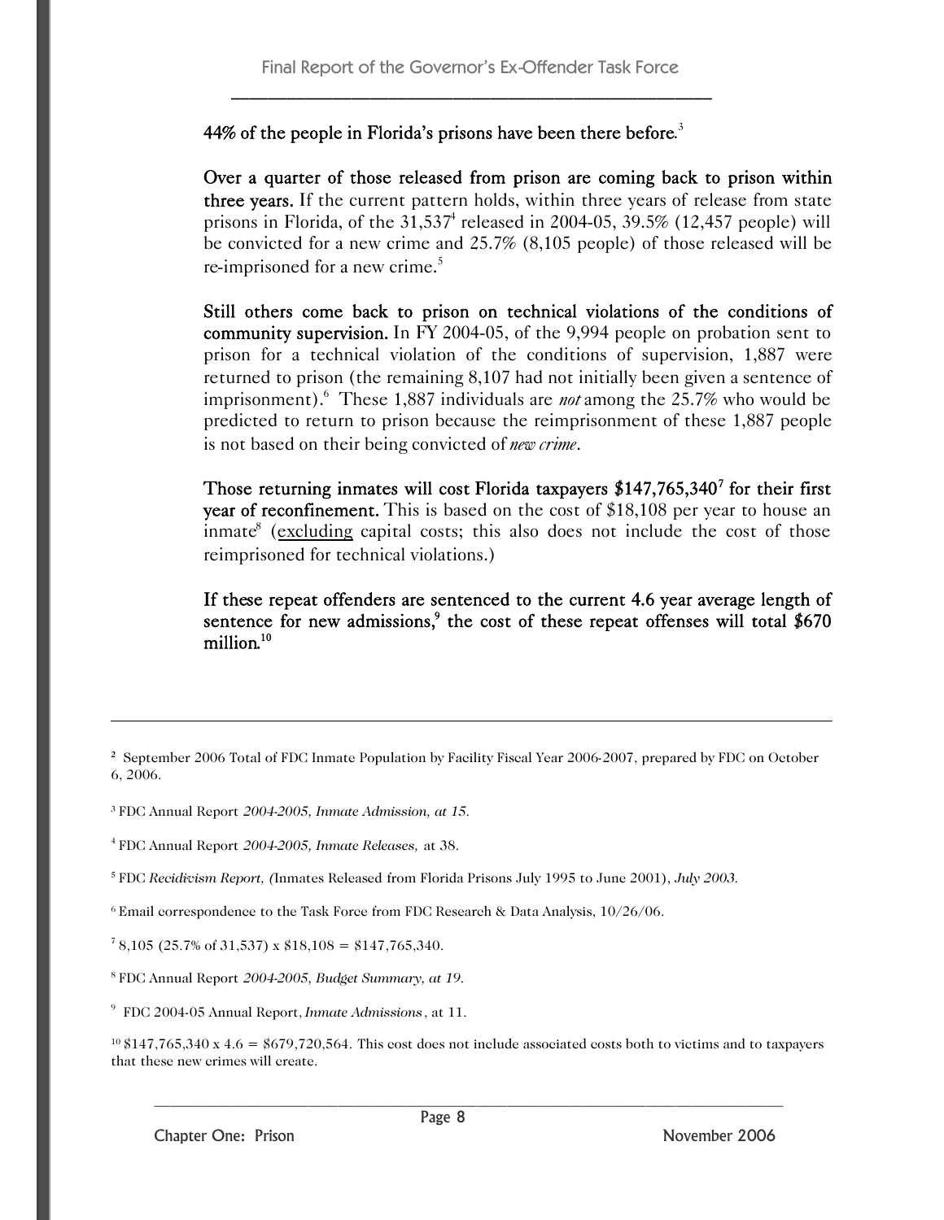**44% of the people in Florida's prisons have been there before.**[3]

**Over a quarter of those released from prison are coming back to prison within three years.** If the current pattern holds, within three years of release from state prisons in Florida, of the 31,537[4] released in 2004-05, 39.5% (12,457 people) will be convicted for a new crime and 25.7% (8,105 people) of those released will be re-imprisoned for a new crime.[5]

**Still others come back to prison on technical violations of the conditions of community supervision.** In FY 2004-05, of the 9,994 people on probation sent to prison for a technical violation of the conditions of supervision, 1,887 were returned to prison (the remaining 8,107 had not initially been given a sentence of imprisonment).[6] These 1,887 individuals are *not* among the 25.7% who would be predicted to return to prison because the reimprisonment of these 1,887 people is not based on their being convicted of *new crime*.

**Those returning inmates will cost Florida taxpayers $147,765,340[7] for their first year of reconfinement.** This is based on the cost of $18,108 per year to house an inmate[8] (excluding capital costs; this also does not include the cost of those reimprisoned for technical violations.)

**If these repeat offenders are sentenced to the current 4.6 year average length of sentence for new admissions,[9] the cost of these repeat offenses will total $670 million.[10]**

---

[2] September 2006 Total of FDC Inmate Population by Facility Fiscal Year 2006-2007, prepared by FDC on October 6, 2006.

[3] FDC Annual Report *2004-2005, Inmate Admission, at 15.*

[4] FDC Annual Report *2004-2005, Inmate Releases,* at 38.

[5] FDC *Recidivism Report, (*Inmates Released from Florida Prisons July 1995 to June 2001), *July 2003.*

[6] Email correspondence to the Task Force from FDC Research & Data Analysis, 10/26/06.

[7] 8,105 (25.7% of 31,537) x $18,108 = $147,765,340.

[8] FDC Annual Report *2004-2005, Budget Summary, at 19.*

[9] FDC 2004-05 Annual Report, *Inmate Admissions*, at 11.

[10] $147,765,340 x 4.6 = $679,720,564. This cost does not include associated costs both to victims and to taxpayers that these new crimes will create.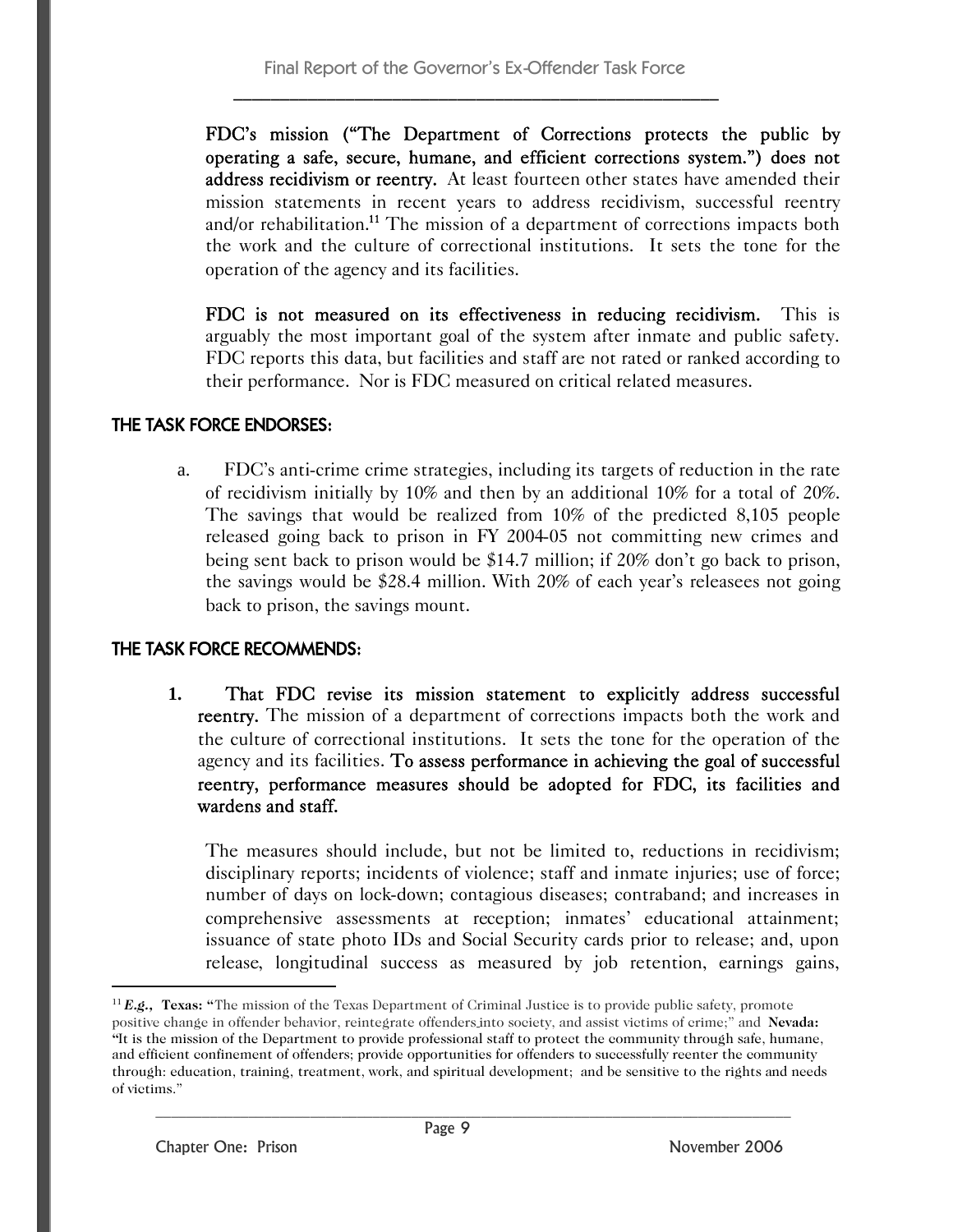**FDC's mission ("The Department of Corrections protects the public by operating a safe, secure, humane, and efficient corrections system.") does not address recidivism or reentry.** At least fourteen other states have amended their mission statements in recent years to address recidivism, successful reentry and/or rehabilitation.[11] The mission of a department of corrections impacts both the work and the culture of correctional institutions. It sets the tone for the operation of the agency and its facilities.

**FDC is not measured on its effectiveness in reducing recidivism.** This is arguably the most important goal of the system after inmate and public safety. FDC reports this data, but facilities and staff are not rated or ranked according to their performance. Nor is FDC measured on critical related measures.

## THE TASK FORCE ENDORSES:

a. FDC's anti-crime crime strategies, including its targets of reduction in the rate of recidivism initially by 10% and then by an additional 10% for a total of 20%. The savings that would be realized from 10% of the predicted 8,105 people released going back to prison in FY 2004-05 not committing new crimes and being sent back to prison would be $14.7 million; if 20% don't go back to prison, the savings would be $28.4 million. With 20% of each year's releasees not going back to prison, the savings mount.

## THE TASK FORCE RECOMMENDS:

1. **That FDC revise its mission statement to explicitly address successful reentry.** The mission of a department of corrections impacts both the work and the culture of correctional institutions. It sets the tone for the operation of the agency and its facilities. **To assess performance in achieving the goal of successful reentry, performance measures should be adopted for FDC, its facilities and wardens and staff.**

   The measures should include, but not be limited to, reductions in recidivism; disciplinary reports; incidents of violence; staff and inmate injuries; use of force; number of days on lock-down; contagious diseases; contraband; and increases in comprehensive assessments at reception; inmates' educational attainment; issuance of state photo IDs and Social Security cards prior to release; and, upon release, longitudinal success as measured by job retention, earnings gains,

---

[11] ***E.g.***, **Texas:** "The mission of the Texas Department of Criminal Justice is to provide public safety, promote positive change in offender behavior, reintegrate offenders into society, and assist victims of crime;" and **Nevada:** "It is the mission of the Department to provide professional staff to protect the community through safe, humane, and efficient confinement of offenders; provide opportunities for offenders to successfully reenter the community through: education, training, treatment, work, and spiritual development; and be sensitive to the rights and needs of victims."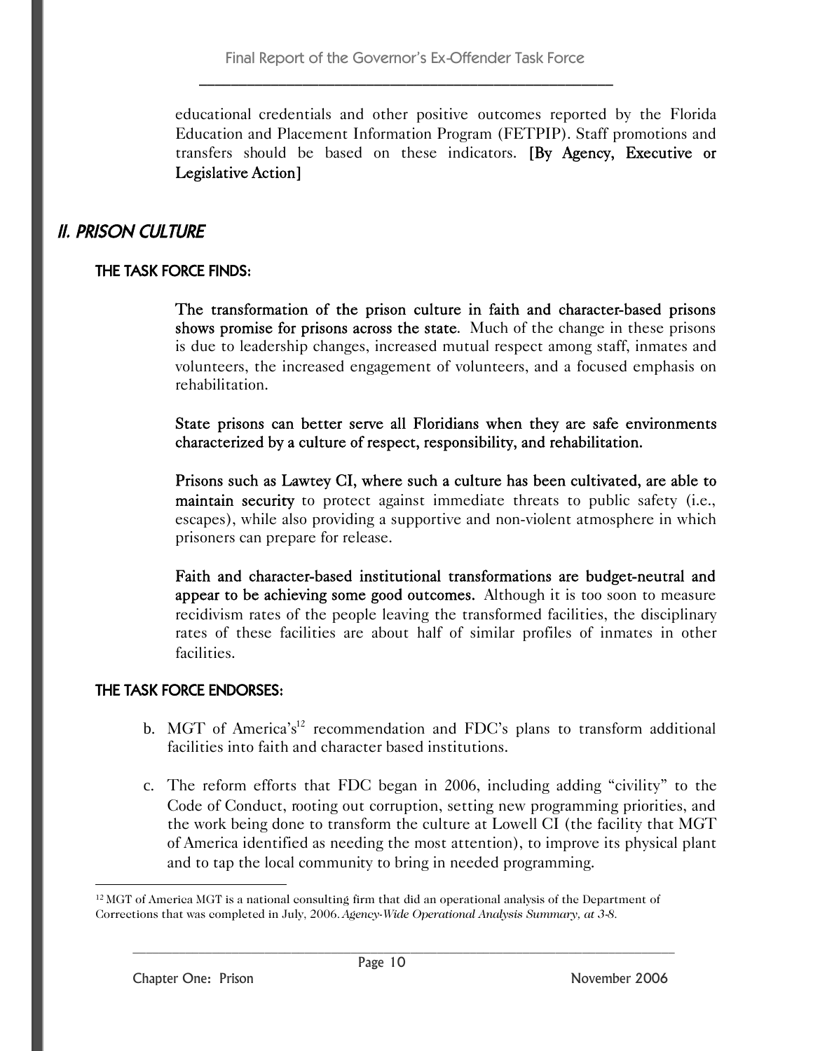educational credentials and other positive outcomes reported by the Florida Education and Placement Information Program (FETPIP). Staff promotions and transfers should be based on these indicators. **[By Agency, Executive or Legislative Action]**

## II. PRISON CULTURE

### THE TASK FORCE FINDS:

**The transformation of the prison culture in faith and character-based prisons shows promise for prisons across the state.** Much of the change in these prisons is due to leadership changes, increased mutual respect among staff, inmates and volunteers, the increased engagement of volunteers, and a focused emphasis on rehabilitation.

**State prisons can better serve all Floridians when they are safe environments characterized by a culture of respect, responsibility, and rehabilitation.**

**Prisons such as Lawtey CI, where such a culture has been cultivated, are able to maintain security** to protect against immediate threats to public safety (i.e., escapes), while also providing a supportive and non-violent atmosphere in which prisoners can prepare for release.

**Faith and character-based institutional transformations are budget-neutral and appear to be achieving some good outcomes.** Although it is too soon to measure recidivism rates of the people leaving the transformed facilities, the disciplinary rates of these facilities are about half of similar profiles of inmates in other facilities.

### THE TASK FORCE ENDORSES:

b. MGT of America's[12] recommendation and FDC's plans to transform additional facilities into faith and character based institutions.

c. The reform efforts that FDC began in 2006, including adding "civility" to the Code of Conduct, rooting out corruption, setting new programming priorities, and the work being done to transform the culture at Lowell CI (the facility that MGT of America identified as needing the most attention), to improve its physical plant and to tap the local community to bring in needed programming.

---

[12] MGT of America MGT is a national consulting firm that did an operational analysis of the Department of Corrections that was completed in July, 2006. *Agency-Wide Operational Analysis Summary, at 3-8.*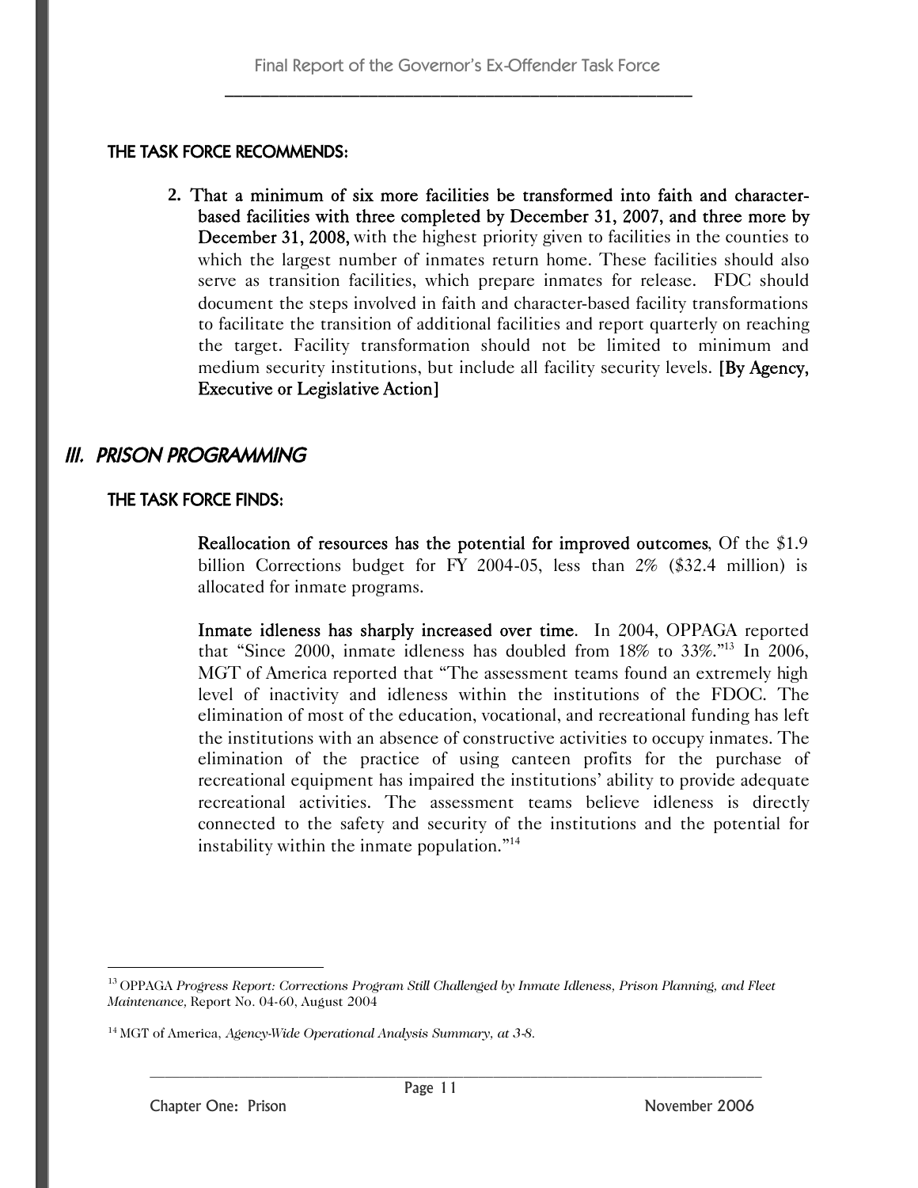### THE TASK FORCE RECOMMENDS:

2. **That a minimum of six more facilities be transformed into faith and character-based facilities with three completed by December 31, 2007, and three more by December 31, 2008,** with the highest priority given to facilities in the counties to which the largest number of inmates return home. These facilities should also serve as transition facilities, which prepare inmates for release. FDC should document the steps involved in faith and character-based facility transformations to facilitate the transition of additional facilities and report quarterly on reaching the target. Facility transformation should not be limited to minimum and medium security institutions, but include all facility security levels. **[By Agency, Executive or Legislative Action]**

## *III. PRISON PROGRAMMING*

### THE TASK FORCE FINDS:

**Reallocation of resources has the potential for improved outcomes**, Of the $1.9 billion Corrections budget for FY 2004-05, less than 2% ($32.4 million) is allocated for inmate programs.

**Inmate idleness has sharply increased over time.** In 2004, OPPAGA reported that "Since 2000, inmate idleness has doubled from 18% to 33%."[13] In 2006, MGT of America reported that "The assessment teams found an extremely high level of inactivity and idleness within the institutions of the FDOC. The elimination of most of the education, vocational, and recreational funding has left the institutions with an absence of constructive activities to occupy inmates. The elimination of the practice of using canteen profits for the purchase of recreational equipment has impaired the institutions' ability to provide adequate recreational activities. The assessment teams believe idleness is directly connected to the safety and security of the institutions and the potential for instability within the inmate population."[14]

---

[13] OPPAGA *Progress Report: Corrections Program Still Challenged by Inmate Idleness, Prison Planning, and Fleet Maintenance,* Report No. 04-60, August 2004

[14] MGT of America, *Agency-Wide Operational Analysis Summary, at 3-8.*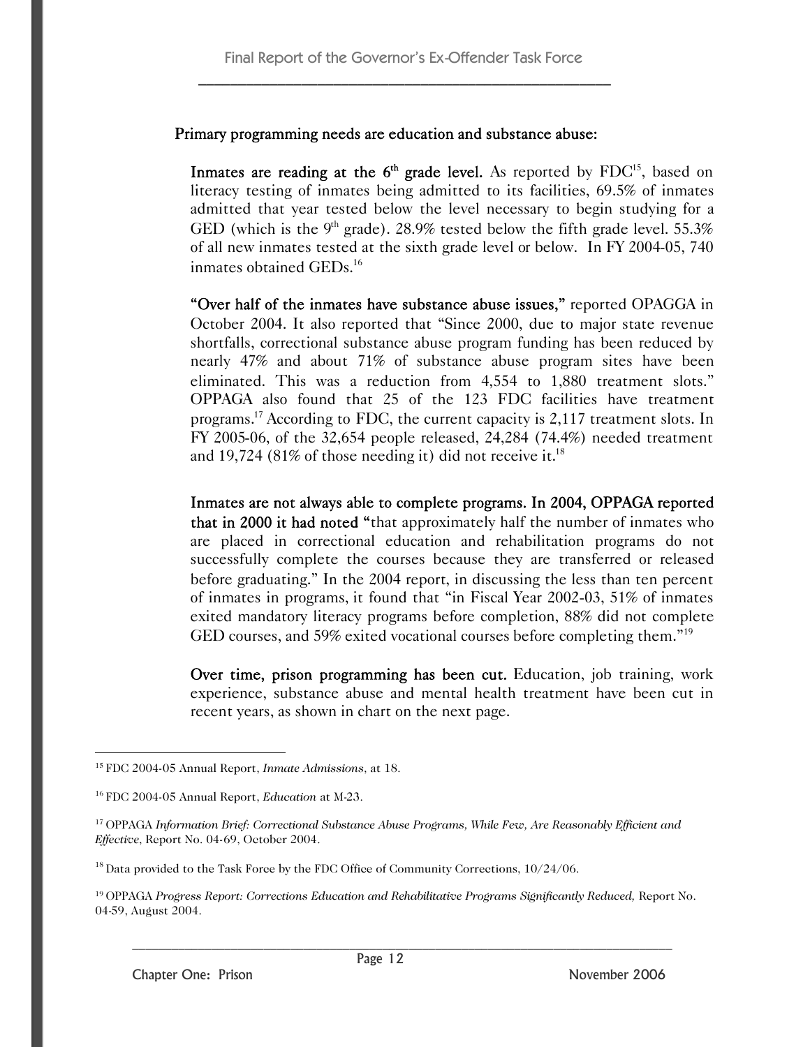**Primary programming needs are education and substance abuse:**

**Inmates are reading at the 6th grade level.** As reported by FDC[15], based on literacy testing of inmates being admitted to its facilities, 69.5% of inmates admitted that year tested below the level necessary to begin studying for a GED (which is the 9th grade). 28.9% tested below the fifth grade level. 55.3% of all new inmates tested at the sixth grade level or below. In FY 2004-05, 740 inmates obtained GEDs.[16]

**"Over half of the inmates have substance abuse issues,"** reported OPAGGA in October 2004. It also reported that "Since 2000, due to major state revenue shortfalls, correctional substance abuse program funding has been reduced by nearly 47% and about 71% of substance abuse program sites have been eliminated. This was a reduction from 4,554 to 1,880 treatment slots." OPPAGA also found that 25 of the 123 FDC facilities have treatment programs.[17] According to FDC, the current capacity is 2,117 treatment slots. In FY 2005-06, of the 32,654 people released, 24,284 (74.4%) needed treatment and 19,724 (81% of those needing it) did not receive it.[18]

**Inmates are not always able to complete programs. In 2004, OPPAGA reported that in 2000 it had noted "**that approximately half the number of inmates who are placed in correctional education and rehabilitation programs do not successfully complete the courses because they are transferred or released before graduating." In the 2004 report, in discussing the less than ten percent of inmates in programs, it found that "in Fiscal Year 2002-03, 51% of inmates exited mandatory literacy programs before completion, 88% did not complete GED courses, and 59% exited vocational courses before completing them."[19]

**Over time, prison programming has been cut.** Education, job training, work experience, substance abuse and mental health treatment have been cut in recent years, as shown in chart on the next page.

---

[15] FDC 2004-05 Annual Report, *Inmate Admissions*, at 18.

[16] FDC 2004-05 Annual Report, *Education* at M-23.

[17] OPPAGA *Information Brief: Correctional Substance Abuse Programs, While Few, Are Reasonably Efficient and Effective*, Report No. 04-69, October 2004.

[18] Data provided to the Task Force by the FDC Office of Community Corrections, 10/24/06.

[19] OPPAGA *Progress Report: Corrections Education and Rehabilitative Programs Significantly Reduced,* Report No. 04-59, August 2004.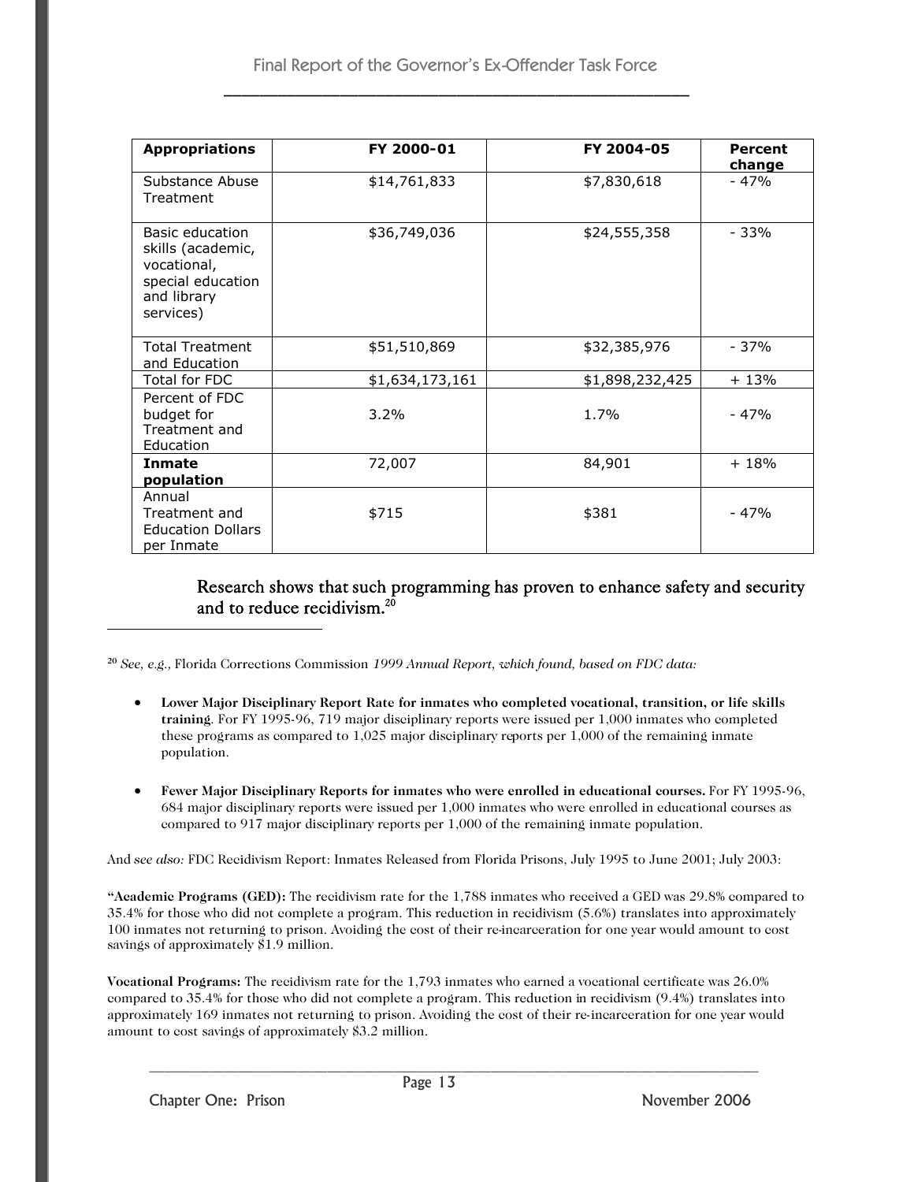| **Appropriations** | **FY 2000-01** | **FY 2004-05** | **Percent change** |
|---|---|---|---|
| Substance Abuse Treatment | $14,761,833 | $7,830,618 | - 47% |
| Basic education skills (academic, vocational, special education and library services) | $36,749,036 | $24,555,358 | - 33% |
| Total Treatment and Education | $51,510,869 | $32,385,976 | - 37% |
| Total for FDC | $1,634,173,161 | $1,898,232,425 | + 13% |
| Percent of FDC budget for Treatment and Education | 3.2% | 1.7% | - 47% |
| **Inmate population** | 72,007 | 84,901 | + 18% |
| Annual Treatment and Education Dollars per Inmate | $715 | $381 | - 47% |

Research shows that such programming has proven to enhance safety and security and to reduce recidivism.[20]

---

[20] *See, e.g.,* Florida Corrections Commission *1999 Annual Report, which found, based on FDC data:*

- **Lower Major Disciplinary Report Rate for inmates who completed vocational, transition, or life skills training**. For FY 1995-96, 719 major disciplinary reports were issued per 1,000 inmates who completed these programs as compared to 1,025 major disciplinary reports per 1,000 of the remaining inmate population.

- **Fewer Major Disciplinary Reports for inmates who were enrolled in educational courses.** For FY 1995-96, 684 major disciplinary reports were issued per 1,000 inmates who were enrolled in educational courses as compared to 917 major disciplinary reports per 1,000 of the remaining inmate population.

And *see also:* FDC Recidivism Report: Inmates Released from Florida Prisons, July 1995 to June 2001; July 2003:

"**Academic Programs (GED):** The recidivism rate for the 1,788 inmates who received a GED was 29.8% compared to 35.4% for those who did not complete a program. This reduction in recidivism (5.6%) translates into approximately 100 inmates not returning to prison. Avoiding the cost of their re-incarceration for one year would amount to cost savings of approximately $1.9 million.

**Vocational Programs:** The recidivism rate for the 1,793 inmates who earned a vocational certificate was 26.0% compared to 35.4% for those who did not complete a program. This reduction in recidivism (9.4%) translates into approximately 169 inmates not returning to prison. Avoiding the cost of their re-incarceration for one year would amount to cost savings of approximately $3.2 million.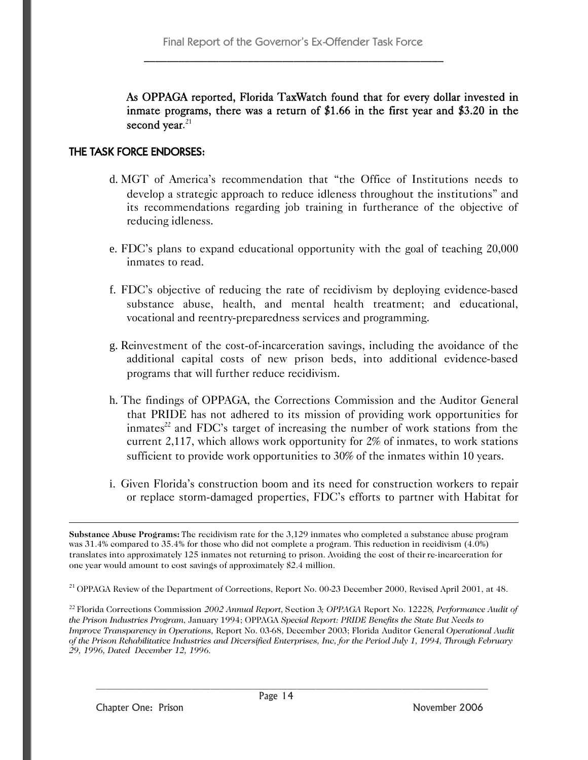**As OPPAGA reported, Florida TaxWatch found that for every dollar invested in inmate programs, there was a return of $1.66 in the first year and $3.20 in the second year.**[21]

**THE TASK FORCE ENDORSES:**

d. MGT of America's recommendation that "the Office of Institutions needs to develop a strategic approach to reduce idleness throughout the institutions" and its recommendations regarding job training in furtherance of the objective of reducing idleness.

e. FDC's plans to expand educational opportunity with the goal of teaching 20,000 inmates to read.

f. FDC's objective of reducing the rate of recidivism by deploying evidence-based substance abuse, health, and mental health treatment; and educational, vocational and reentry-preparedness services and programming.

g. Reinvestment of the cost-of-incarceration savings, including the avoidance of the additional capital costs of new prison beds, into additional evidence-based programs that will further reduce recidivism.

h. The findings of OPPAGA, the Corrections Commission and the Auditor General that PRIDE has not adhered to its mission of providing work opportunities for inmates[22] and FDC's target of increasing the number of work stations from the current 2,117, which allows work opportunity for 2% of inmates, to work stations sufficient to provide work opportunities to 30% of the inmates within 10 years.

i. Given Florida's construction boom and its need for construction workers to repair or replace storm-damaged properties, FDC's efforts to partner with Habitat for

---

**Substance Abuse Programs:** The recidivism rate for the 3,129 inmates who completed a substance abuse program was 31.4% compared to 35.4% for those who did not complete a program. This reduction in recidivism (4.0%) translates into approximately 125 inmates not returning to prison. Avoiding the cost of their re-incarceration for one year would amount to cost savings of approximately $2.4 million.

[21] OPPAGA Review of the Department of Corrections, Report No. 00-23 December 2000, Revised April 2001, at 48.

[22] Florida Corrections Commission *2002 Annual Report*, Section 3; *OPPAGA* Report No. 12228, *Performance Audit of the Prison Industries Program*, January 1994; OPPAGA *Special Report: PRIDE Benefits the State But Needs to Improve Transparency in Operations*, Report No. 03-68, December 2003; Florida Auditor General *Operational Audit of the Prison Rehabilitative Industries and Diversified Enterprises, Inc, for the Period July 1, 1994, Through February 29, 1996, Dated December 12, 1996.*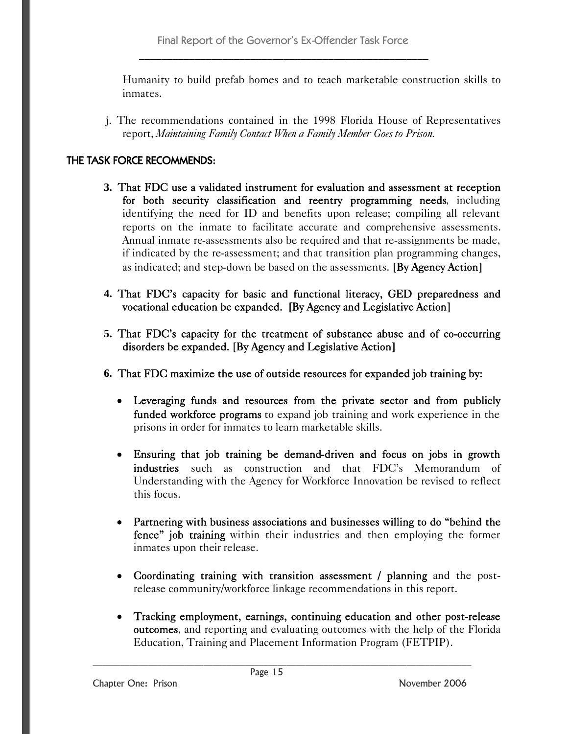Humanity to build prefab homes and to teach marketable construction skills to inmates.

j. The recommendations contained in the 1998 Florida House of Representatives report, *Maintaining Family Contact When a Family Member Goes to Prison.*

**THE TASK FORCE RECOMMENDS:**

3. **That FDC use a validated instrument for evaluation and assessment at reception for both security classification and reentry programming needs**, including identifying the need for ID and benefits upon release; compiling all relevant reports on the inmate to facilitate accurate and comprehensive assessments. Annual inmate re-assessments also be required and that re-assignments be made, if indicated by the re-assessment; and that transition plan programming changes, as indicated; and step-down be based on the assessments. **[By Agency Action]**

4. **That FDC's capacity for basic and functional literacy, GED preparedness and vocational education be expanded. [By Agency and Legislative Action]**

5. **That FDC's capacity for the treatment of substance abuse and of co-occurring disorders be expanded. [By Agency and Legislative Action]**

6. **That FDC maximize the use of outside resources for expanded job training by:**

   - **Leveraging funds and resources from the private sector and from publicly funded workforce programs** to expand job training and work experience in the prisons in order for inmates to learn marketable skills.

   - **Ensuring that job training be demand-driven and focus on jobs in growth industries** such as construction and that FDC's Memorandum of Understanding with the Agency for Workforce Innovation be revised to reflect this focus.

   - **Partnering with business associations and businesses willing to do "behind the fence" job training** within their industries and then employing the former inmates upon their release.

   - **Coordinating training with transition assessment / planning** and the post-release community/workforce linkage recommendations in this report.

   - **Tracking employment, earnings, continuing education and other post-release outcomes**, and reporting and evaluating outcomes with the help of the Florida Education, Training and Placement Information Program (FETPIP).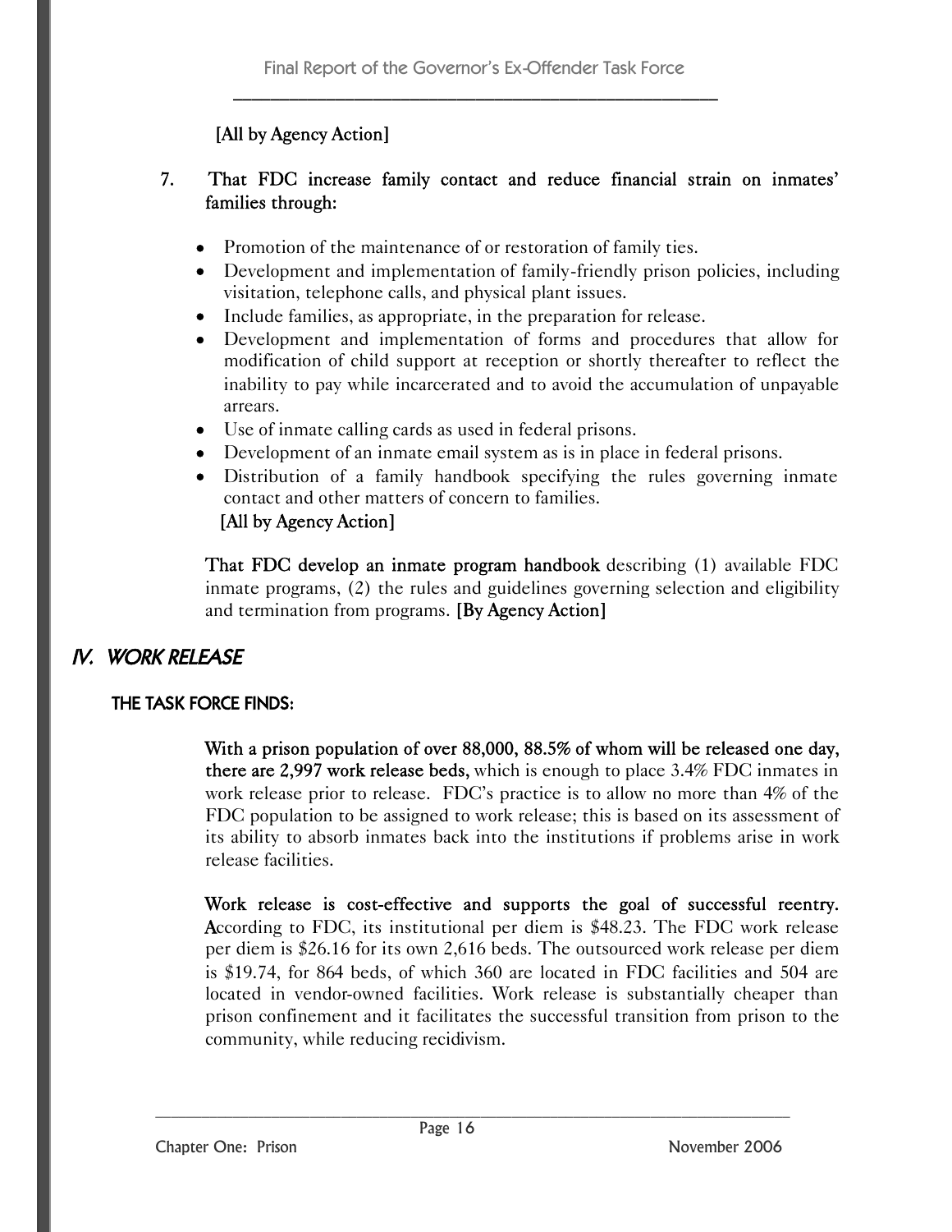[All by Agency Action]

7. **That FDC increase family contact and reduce financial strain on inmates' families through:**

   - Promotion of the maintenance of or restoration of family ties.
   - Development and implementation of family-friendly prison policies, including visitation, telephone calls, and physical plant issues.
   - Include families, as appropriate, in the preparation for release.
   - Development and implementation of forms and procedures that allow for modification of child support at reception or shortly thereafter to reflect the inability to pay while incarcerated and to avoid the accumulation of unpayable arrears.
   - Use of inmate calling cards as used in federal prisons.
   - Development of an inmate email system as is in place in federal prisons.
   - Distribution of a family handbook specifying the rules governing inmate contact and other matters of concern to families.

   [All by Agency Action]

   **That FDC develop an inmate program handbook** describing (1) available FDC inmate programs, (2) the rules and guidelines governing selection and eligibility and termination from programs. **[By Agency Action]**

## *IV. WORK RELEASE*

### THE TASK FORCE FINDS:

**With a prison population of over 88,000, 88.5% of whom will be released one day, there are 2,997 work release beds,** which is enough to place 3.4% FDC inmates in work release prior to release. FDC's practice is to allow no more than 4% of the FDC population to be assigned to work release; this is based on its assessment of its ability to absorb inmates back into the institutions if problems arise in work release facilities.

**Work release is cost-effective and supports the goal of successful reentry.** According to FDC, its institutional per diem is $48.23. The FDC work release per diem is $26.16 for its own 2,616 beds. The outsourced work release per diem is $19.74, for 864 beds, of which 360 are located in FDC facilities and 504 are located in vendor-owned facilities. Work release is substantially cheaper than prison confinement and it facilitates the successful transition from prison to the community, while reducing recidivism.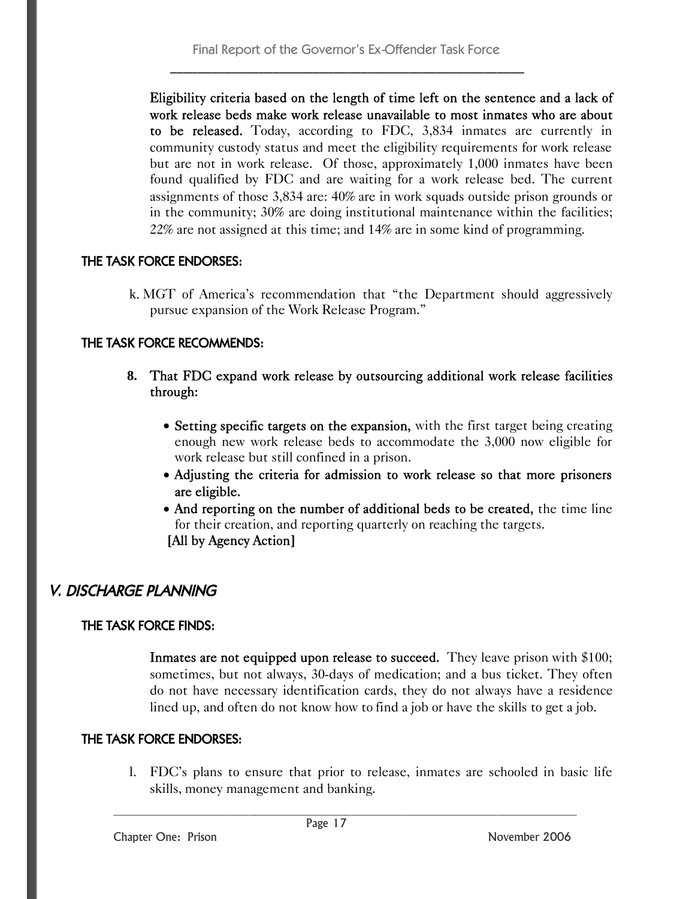**Eligibility criteria based on the length of time left on the sentence and a lack of work release beds make work release unavailable to most inmates who are about to be released.** Today, according to FDC, 3,834 inmates are currently in community custody status and meet the eligibility requirements for work release but are not in work release. Of those, approximately 1,000 inmates have been found qualified by FDC and are waiting for a work release bed. The current assignments of those 3,834 are: 40% are in work squads outside prison grounds or in the community; 30% are doing institutional maintenance within the facilities; 22% are not assigned at this time; and 14% are in some kind of programming.

### THE TASK FORCE ENDORSES:

k. MGT of America's recommendation that "the Department should aggressively pursue expansion of the Work Release Program."

### THE TASK FORCE RECOMMENDS:

8. **That FDC expand work release by outsourcing additional work release facilities through:**

   - **Setting specific targets on the expansion,** with the first target being creating enough new work release beds to accommodate the 3,000 now eligible for work release but still confined in a prison.
   - **Adjusting the criteria for admission to work release so that more prisoners are eligible.**
   - **And reporting on the number of additional beds to be created,** the time line for their creation, and reporting quarterly on reaching the targets.

   **[All by Agency Action]**

## *V. DISCHARGE PLANNING*

### THE TASK FORCE FINDS:

**Inmates are not equipped upon release to succeed.** They leave prison with $100; sometimes, but not always, 30-days of medication; and a bus ticket. They often do not have necessary identification cards, they do not always have a residence lined up, and often do not know how to find a job or have the skills to get a job.

### THE TASK FORCE ENDORSES:

l. FDC's plans to ensure that prior to release, inmates are schooled in basic life skills, money management and banking.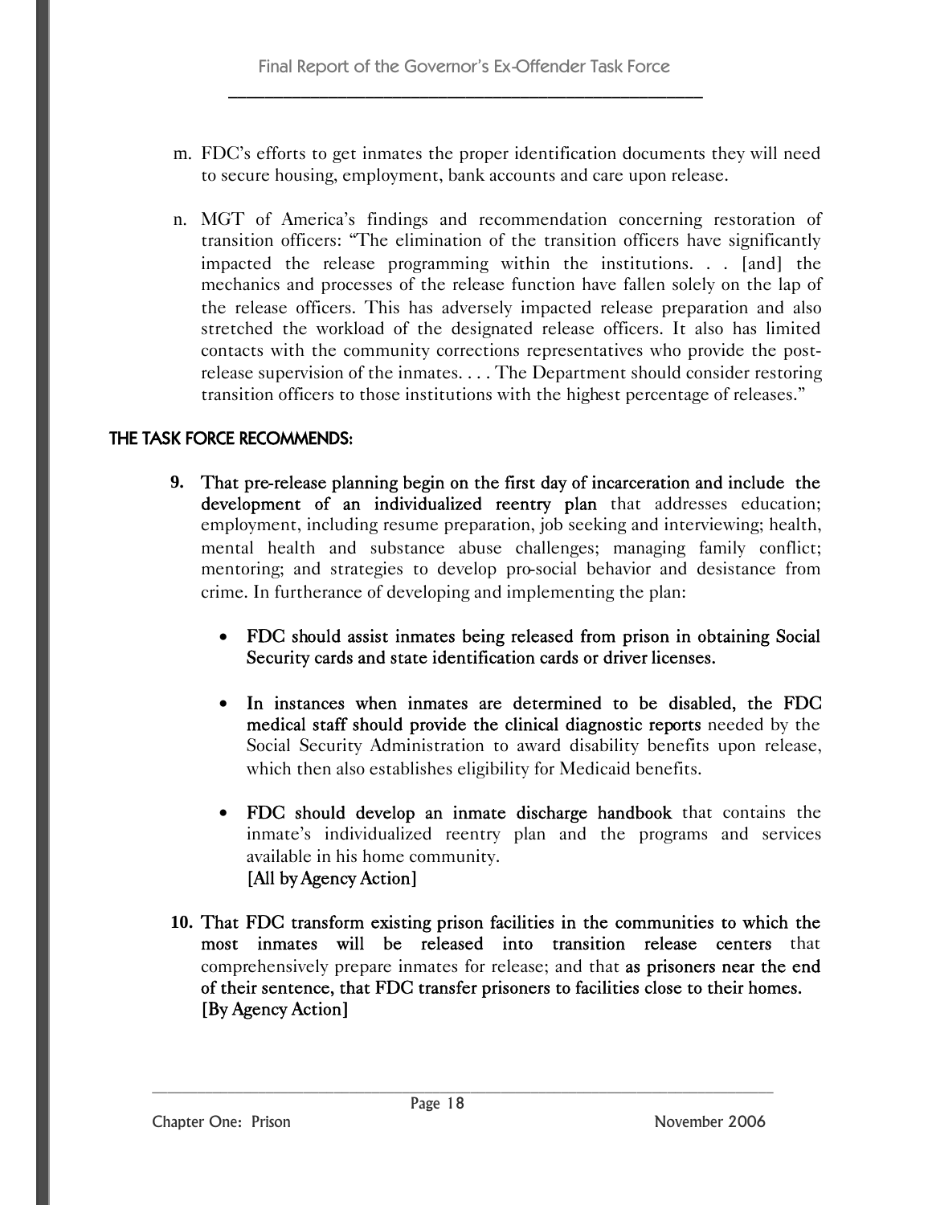m. FDC's efforts to get inmates the proper identification documents they will need to secure housing, employment, bank accounts and care upon release.

n. MGT of America's findings and recommendation concerning restoration of transition officers: "The elimination of the transition officers have significantly impacted the release programming within the institutions. . . [and] the mechanics and processes of the release function have fallen solely on the lap of the release officers. This has adversely impacted release preparation and also stretched the workload of the designated release officers. It also has limited contacts with the community corrections representatives who provide the post-release supervision of the inmates. . . . The Department should consider restoring transition officers to those institutions with the highest percentage of releases."

**THE TASK FORCE RECOMMENDS:**

9. **That pre-release planning begin on the first day of incarceration and include the development of an individualized reentry plan** that addresses education; employment, including resume preparation, job seeking and interviewing; health, mental health and substance abuse challenges; managing family conflict; mentoring; and strategies to develop pro-social behavior and desistance from crime. In furtherance of developing and implementing the plan:

   - **FDC should assist inmates being released from prison in obtaining Social Security cards and state identification cards or driver licenses.**
   - **In instances when inmates are determined to be disabled, the FDC medical staff should provide the clinical diagnostic reports** needed by the Social Security Administration to award disability benefits upon release, which then also establishes eligibility for Medicaid benefits.
   - **FDC should develop an inmate discharge handbook** that contains the inmate's individualized reentry plan and the programs and services available in his home community.
   **[All by Agency Action]**

10. **That FDC transform existing prison facilities in the communities to which the most inmates will be released into transition release centers** that comprehensively prepare inmates for release; and that **as prisoners near the end of their sentence, that FDC transfer prisoners to facilities close to their homes.**
    **[By Agency Action]**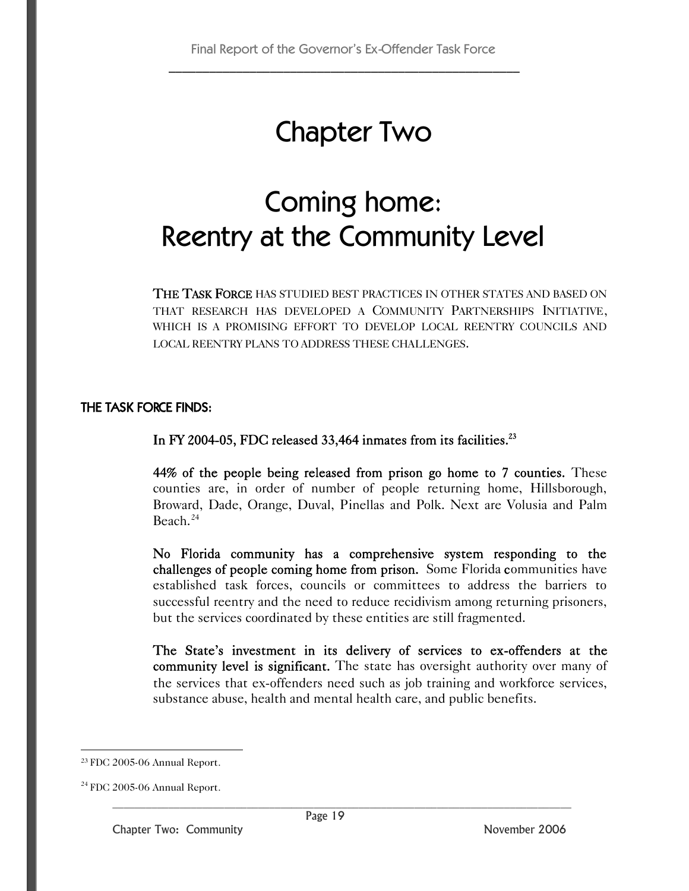# Chapter Two

# Coming home: Reentry at the Community Level

THE TASK FORCE HAS STUDIED BEST PRACTICES IN OTHER STATES AND BASED ON THAT RESEARCH HAS DEVELOPED A COMMUNITY PARTNERSHIPS INITIATIVE, WHICH IS A PROMISING EFFORT TO DEVELOP LOCAL REENTRY COUNCILS AND LOCAL REENTRY PLANS TO ADDRESS THESE CHALLENGES.

## THE TASK FORCE FINDS:

**In FY 2004-05, FDC released 33,464 inmates from its facilities.**[23]

**44% of the people being released from prison go home to 7 counties.** These counties are, in order of number of people returning home, Hillsborough, Broward, Dade, Orange, Duval, Pinellas and Polk. Next are Volusia and Palm Beach.[24]

**No Florida community has a comprehensive system responding to the challenges of people coming home from prison.** Some Florida communities have established task forces, councils or committees to address the barriers to successful reentry and the need to reduce recidivism among returning prisoners, but the services coordinated by these entities are still fragmented.

**The State's investment in its delivery of services to ex-offenders at the community level is significant.** The state has oversight authority over many of the services that ex-offenders need such as job training and workforce services, substance abuse, health and mental health care, and public benefits.

---

[23] FDC 2005-06 Annual Report.

[24] FDC 2005-06 Annual Report.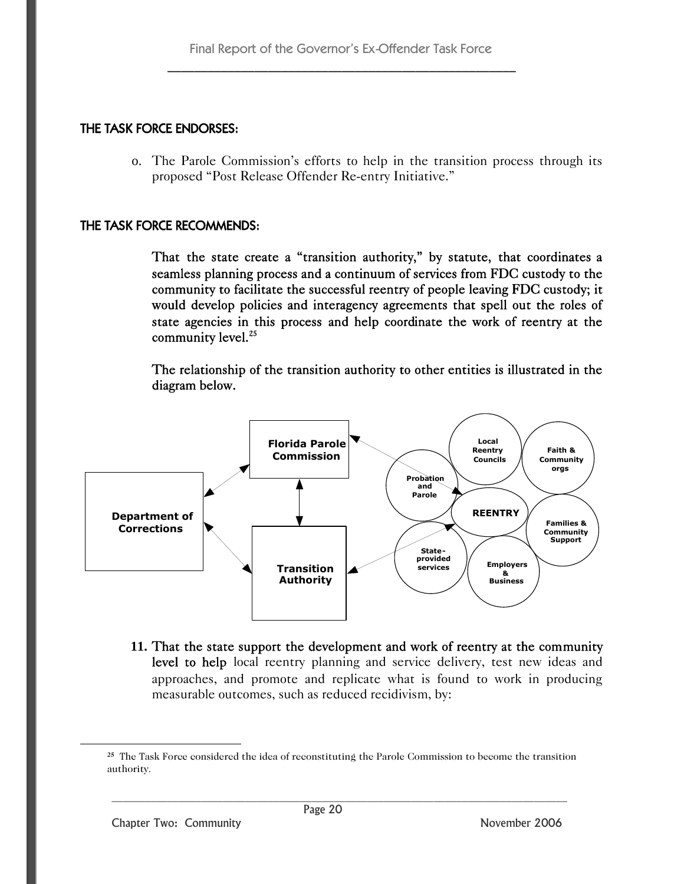## THE TASK FORCE ENDORSES:

o. The Parole Commission's efforts to help in the transition process through its proposed "Post Release Offender Re-entry Initiative."

## THE TASK FORCE RECOMMENDS:

**That the state create a "transition authority," by statute, that coordinates a seamless planning process and a continuum of services from FDC custody to the community to facilitate the successful reentry of people leaving FDC custody; it would develop policies and interagency agreements that spell out the roles of state agencies in this process and help coordinate the work of reentry at the community level.**[25]

**The relationship of the transition authority to other entities is illustrated in the diagram below.**

Department of Corrections

Florida Parole Commission

Transition Authority

Probation and Parole

Local Reentry Councils

Faith & Community orgs

REENTRY

Families & Community Support

State-provided services

Employers & Business

**11. That the state support the development and work of reentry at the community level to help** local reentry planning and service delivery, test new ideas and approaches, and promote and replicate what is found to work in producing measurable outcomes, such as reduced recidivism, by:

---

[25] The Task Force considered the idea of reconstituting the Parole Commission to become the transition authority.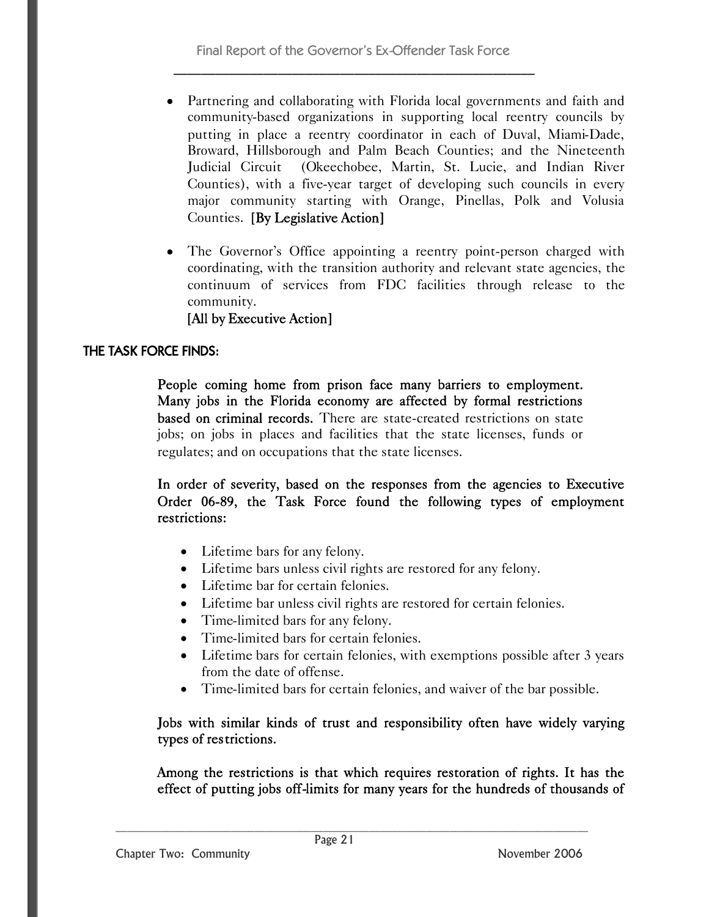- Partnering and collaborating with Florida local governments and faith and community-based organizations in supporting local reentry councils by putting in place a reentry coordinator in each of Duval, Miami-Dade, Broward, Hillsborough and Palm Beach Counties; and the Nineteenth Judicial Circuit (Okeechobee, Martin, St. Lucie, and Indian River Counties), with a five-year target of developing such councils in every major community starting with Orange, Pinellas, Polk and Volusia Counties. [By Legislative Action]

- The Governor's Office appointing a reentry point-person charged with coordinating, with the transition authority and relevant state agencies, the continuum of services from FDC facilities through release to the community.
[All by Executive Action]

**THE TASK FORCE FINDS:**

**People coming home from prison face many barriers to employment. Many jobs in the Florida economy are affected by formal restrictions based on criminal records.** There are state-created restrictions on state jobs; on jobs in places and facilities that the state licenses, funds or regulates; and on occupations that the state licenses.

**In order of severity, based on the responses from the agencies to Executive Order 06-89, the Task Force found the following types of employment restrictions:**

- Lifetime bars for any felony.
- Lifetime bars unless civil rights are restored for any felony.
- Lifetime bar for certain felonies.
- Lifetime bar unless civil rights are restored for certain felonies.
- Time-limited bars for any felony.
- Time-limited bars for certain felonies.
- Lifetime bars for certain felonies, with exemptions possible after 3 years from the date of offense.
- Time-limited bars for certain felonies, and waiver of the bar possible.

**Jobs with similar kinds of trust and responsibility often have widely varying types of restrictions.**

**Among the restrictions is that which requires restoration of rights. It has the effect of putting jobs off-limits for many years for the hundreds of thousands of**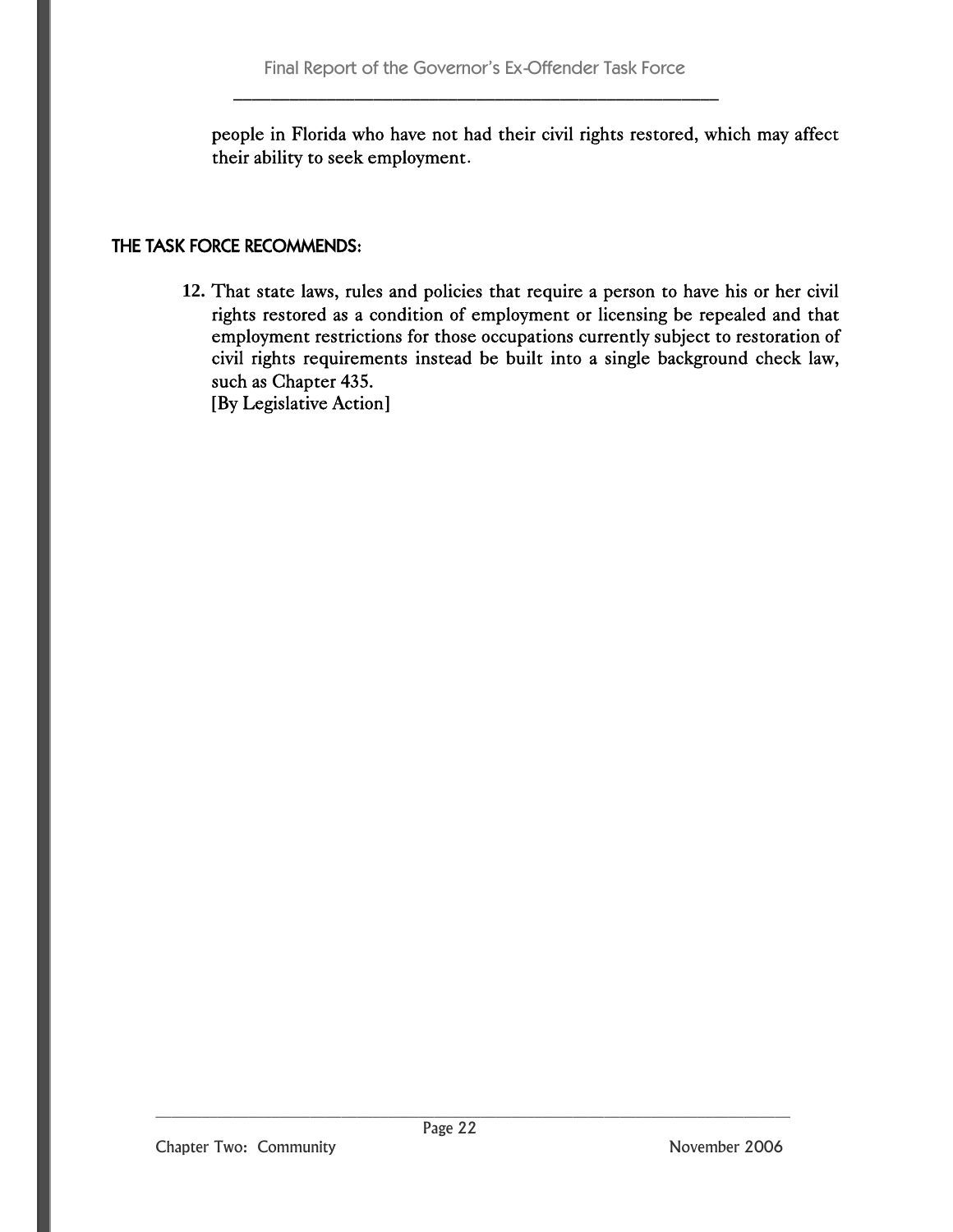people in Florida who have not had their civil rights restored, which may affect their ability to seek employment.

### THE TASK FORCE RECOMMENDS:

12. That state laws, rules and policies that require a person to have his or her civil rights restored as a condition of employment or licensing be repealed and that employment restrictions for those occupations currently subject to restoration of civil rights requirements instead be built into a single background check law, such as Chapter 435.
    [By Legislative Action]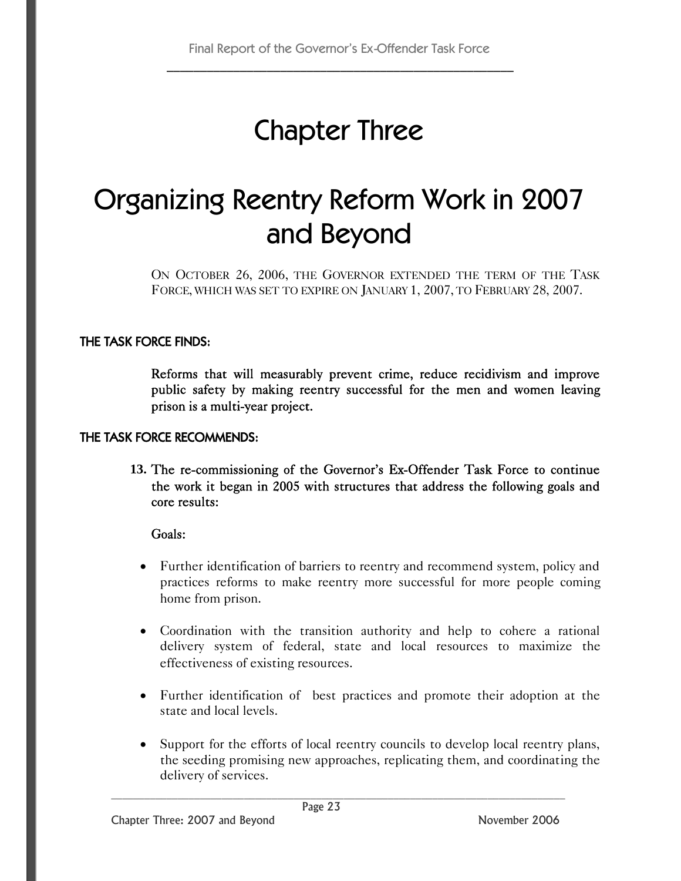# Chapter Three

# Organizing Reentry Reform Work in 2007 and Beyond

ON OCTOBER 26, 2006, THE GOVERNOR EXTENDED THE TERM OF THE TASK FORCE, WHICH WAS SET TO EXPIRE ON JANUARY 1, 2007, TO FEBRUARY 28, 2007.

**THE TASK FORCE FINDS:**

**Reforms that will measurably prevent crime, reduce recidivism and improve public safety by making reentry successful for the men and women leaving prison is a multi-year project.**

**THE TASK FORCE RECOMMENDS:**

**13. The re-commissioning of the Governor's Ex-Offender Task Force to continue the work it began in 2005 with structures that address the following goals and core results:**

**Goals:**

- Further identification of barriers to reentry and recommend system, policy and practices reforms to make reentry more successful for more people coming home from prison.
- Coordination with the transition authority and help to cohere a rational delivery system of federal, state and local resources to maximize the effectiveness of existing resources.
- Further identification of best practices and promote their adoption at the state and local levels.
- Support for the efforts of local reentry councils to develop local reentry plans, the seeding promising new approaches, replicating them, and coordinating the delivery of services.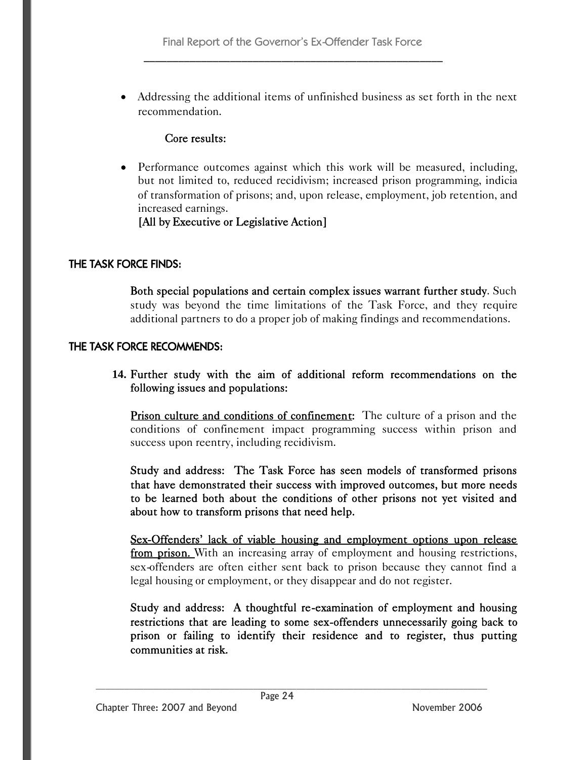- Addressing the additional items of unfinished business as set forth in the next recommendation.

**Core results:**

- Performance outcomes against which this work will be measured, including, but not limited to, reduced recidivism; increased prison programming, indicia of transformation of prisons; and, upon release, employment, job retention, and increased earnings.
  **[All by Executive or Legislative Action]**

## THE TASK FORCE FINDS:

**Both special populations and certain complex issues warrant further study**. Such study was beyond the time limitations of the Task Force, and they require additional partners to do a proper job of making findings and recommendations.

## THE TASK FORCE RECOMMENDS:

**14. Further study with the aim of additional reform recommendations on the following issues and populations:**

<u>Prison culture and conditions of confinement</u>: The culture of a prison and the conditions of confinement impact programming success within prison and success upon reentry, including recidivism.

**Study and address: The Task Force has seen models of transformed prisons that have demonstrated their success with improved outcomes, but more needs to be learned both about the conditions of other prisons not yet visited and about how to transform prisons that need help.**

<u>Sex-Offenders' lack of viable housing and employment options upon release from prison.</u> With an increasing array of employment and housing restrictions, sex-offenders are often either sent back to prison because they cannot find a legal housing or employment, or they disappear and do not register.

**Study and address: A thoughtful re-examination of employment and housing restrictions that are leading to some sex-offenders unnecessarily going back to prison or failing to identify their residence and to register, thus putting communities at risk.**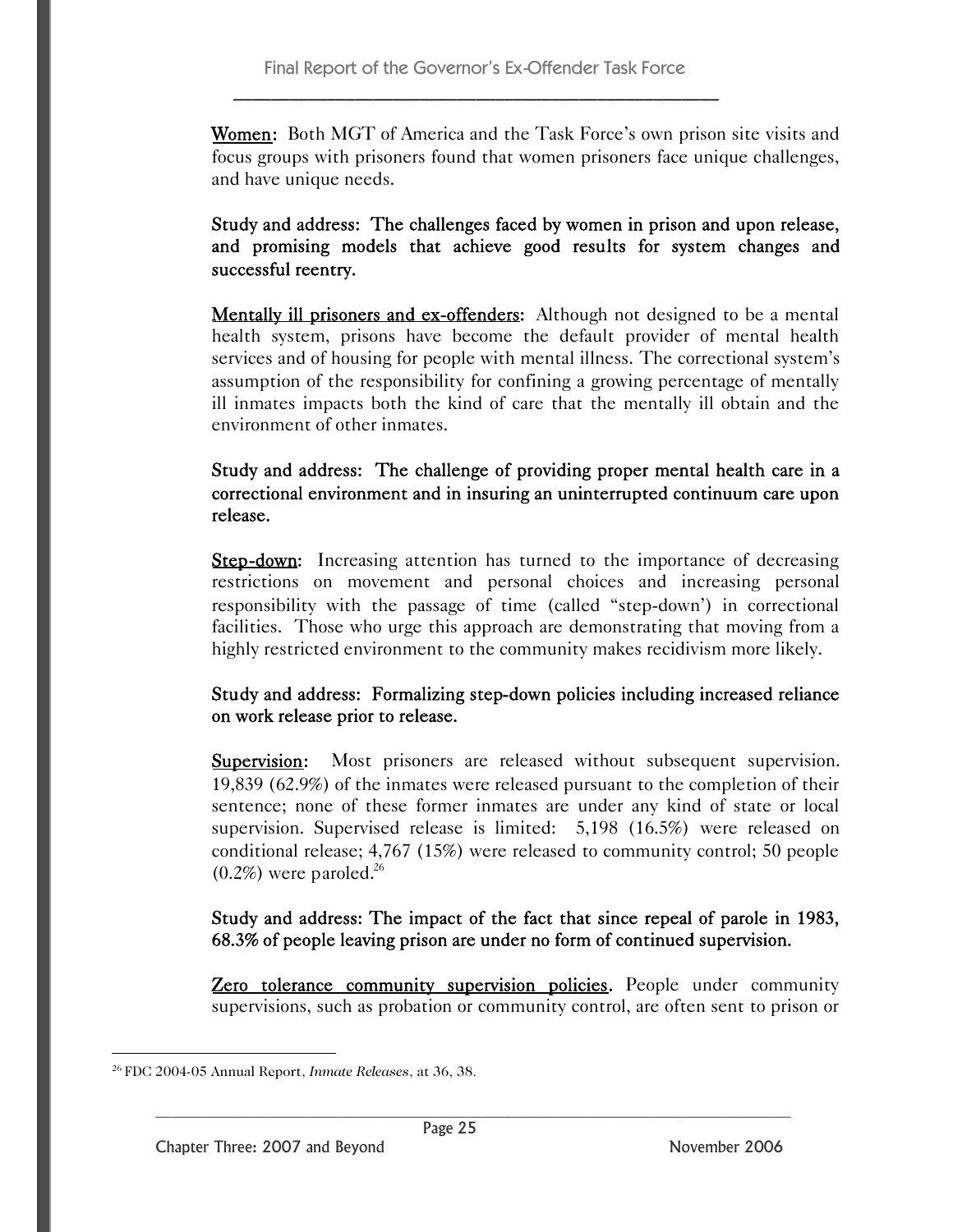Women: Both MGT of America and the Task Force's own prison site visits and focus groups with prisoners found that women prisoners face unique challenges, and have unique needs.

**Study and address: The challenges faced by women in prison and upon release, and promising models that achieve good results for system changes and successful reentry.**

Mentally ill prisoners and ex-offenders: Although not designed to be a mental health system, prisons have become the default provider of mental health services and of housing for people with mental illness. The correctional system's assumption of the responsibility for confining a growing percentage of mentally ill inmates impacts both the kind of care that the mentally ill obtain and the environment of other inmates.

**Study and address: The challenge of providing proper mental health care in a correctional environment and in insuring an uninterrupted continuum care upon release.**

Step-down: Increasing attention has turned to the importance of decreasing restrictions on movement and personal choices and increasing personal responsibility with the passage of time (called "step-down') in correctional facilities. Those who urge this approach are demonstrating that moving from a highly restricted environment to the community makes recidivism more likely.

**Study and address: Formalizing step-down policies including increased reliance on work release prior to release.**

Supervision: Most prisoners are released without subsequent supervision. 19,839 (62.9%) of the inmates were released pursuant to the completion of their sentence; none of these former inmates are under any kind of state or local supervision. Supervised release is limited: 5,198 (16.5%) were released on conditional release; 4,767 (15%) were released to community control; 50 people (0.2%) were paroled.[26]

**Study and address: The impact of the fact that since repeal of parole in 1983, 68.3% of people leaving prison are under no form of continued supervision.**

Zero tolerance community supervision policies. People under community supervisions, such as probation or community control, are often sent to prison or

---

[26] FDC 2004-05 Annual Report, *Inmate Releases*, at 36, 38.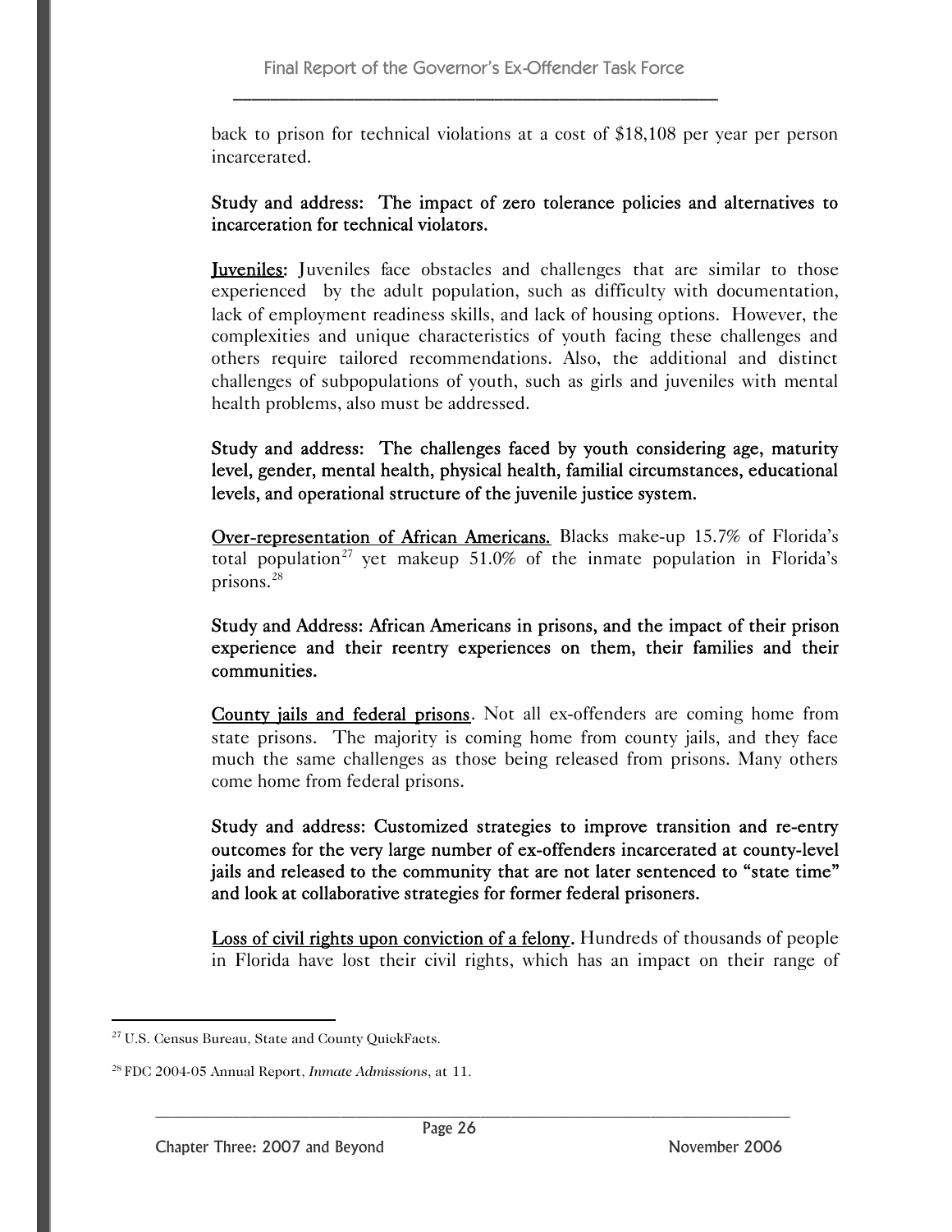back to prison for technical violations at a cost of $18,108 per year per person incarcerated.

**Study and address: The impact of zero tolerance policies and alternatives to incarceration for technical violators.**

<u>**Juveniles**</u>: Juveniles face obstacles and challenges that are similar to those experienced by the adult population, such as difficulty with documentation, lack of employment readiness skills, and lack of housing options. However, the complexities and unique characteristics of youth facing these challenges and others require tailored recommendations. Also, the additional and distinct challenges of subpopulations of youth, such as girls and juveniles with mental health problems, also must be addressed.

**Study and address: The challenges faced by youth considering age, maturity level, gender, mental health, physical health, familial circumstances, educational levels, and operational structure of the juvenile justice system.**

<u>Over-representation of African Americans.</u> Blacks make-up 15.7% of Florida's total population[27] yet makeup 51.0% of the inmate population in Florida's prisons.[28]

**Study and Address: African Americans in prisons, and the impact of their prison experience and their reentry experiences on them, their families and their communities.**

<u>County jails and federal prisons</u>. Not all ex-offenders are coming home from state prisons. The majority is coming home from county jails, and they face much the same challenges as those being released from prisons. Many others come home from federal prisons.

**Study and address: Customized strategies to improve transition and re-entry outcomes for the very large number of ex-offenders incarcerated at county-level jails and released to the community that are not later sentenced to "state time" and look at collaborative strategies for former federal prisoners.**

<u>Loss of civil rights upon conviction of a felony</u>. Hundreds of thousands of people in Florida have lost their civil rights, which has an impact on their range of

---

[27] U.S. Census Bureau, State and County QuickFacts.

[28] FDC 2004-05 Annual Report, *Inmate Admissions*, at 11.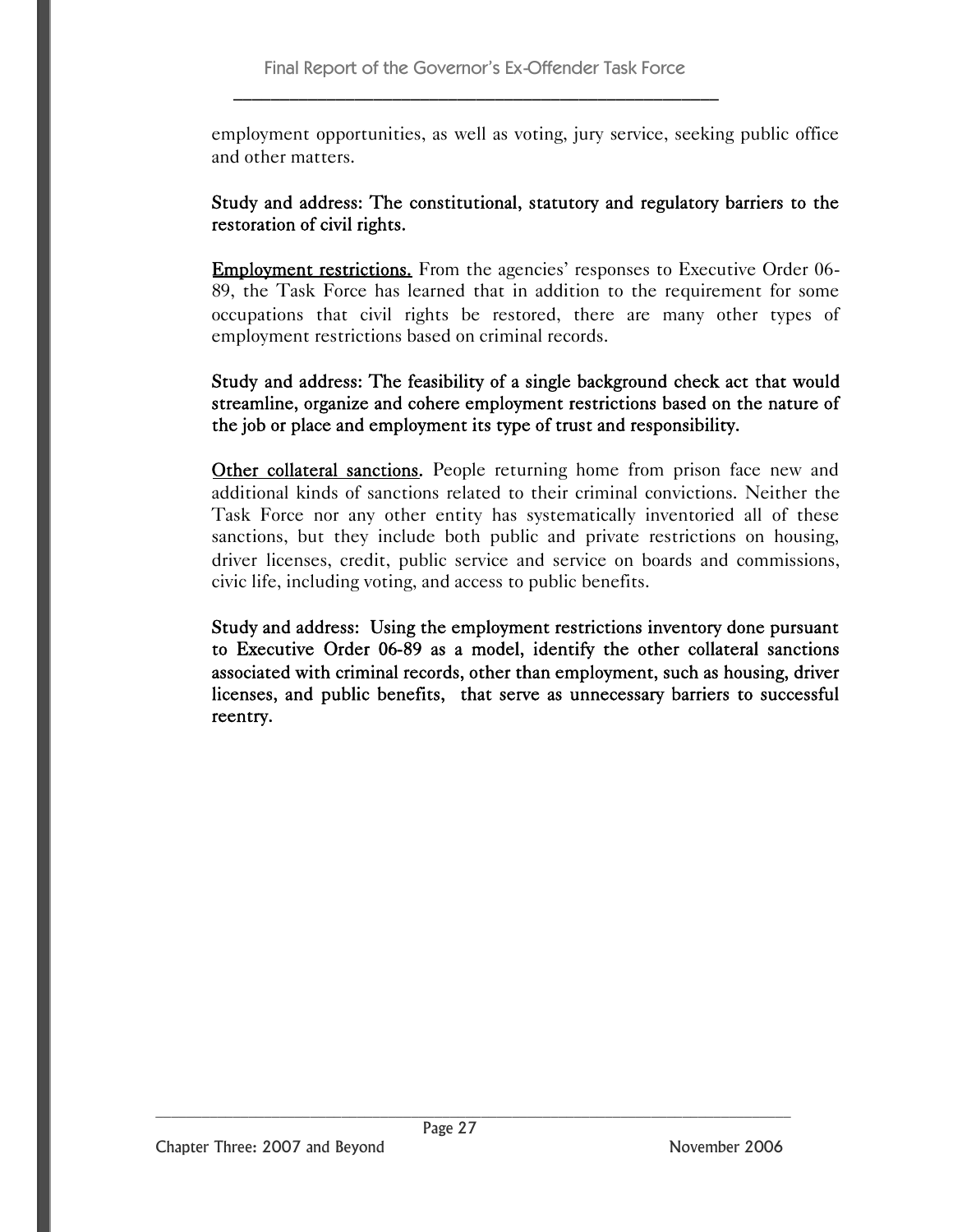employment opportunities, as well as voting, jury service, seeking public office and other matters.

**Study and address: The constitutional, statutory and regulatory barriers to the restoration of civil rights.**

**Employment restrictions.** From the agencies' responses to Executive Order 06-89, the Task Force has learned that in addition to the requirement for some occupations that civil rights be restored, there are many other types of employment restrictions based on criminal records.

**Study and address: The feasibility of a single background check act that would streamline, organize and cohere employment restrictions based on the nature of the job or place and employment its type of trust and responsibility.**

**Other collateral sanctions.** People returning home from prison face new and additional kinds of sanctions related to their criminal convictions. Neither the Task Force nor any other entity has systematically inventoried all of these sanctions, but they include both public and private restrictions on housing, driver licenses, credit, public service and service on boards and commissions, civic life, including voting, and access to public benefits.

**Study and address: Using the employment restrictions inventory done pursuant to Executive Order 06-89 as a model, identify the other collateral sanctions associated with criminal records, other than employment, such as housing, driver licenses, and public benefits, that serve as unnecessary barriers to successful reentry.**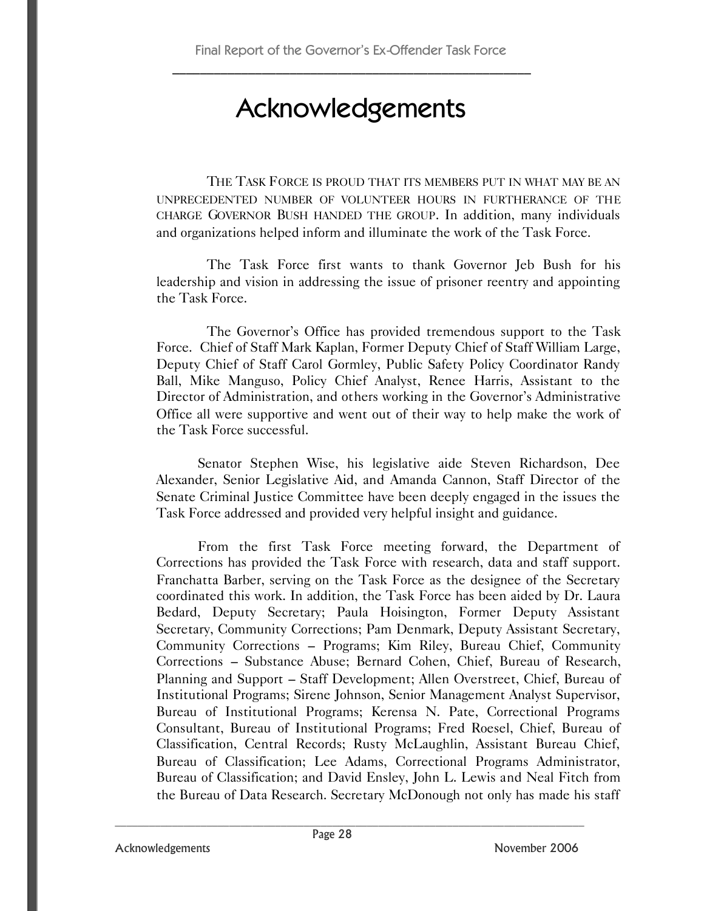# Acknowledgements

THE TASK FORCE IS PROUD THAT ITS MEMBERS PUT IN WHAT MAY BE AN UNPRECEDENTED NUMBER OF VOLUNTEER HOURS IN FURTHERANCE OF THE CHARGE GOVERNOR BUSH HANDED THE GROUP. In addition, many individuals and organizations helped inform and illuminate the work of the Task Force.

The Task Force first wants to thank Governor Jeb Bush for his leadership and vision in addressing the issue of prisoner reentry and appointing the Task Force.

The Governor's Office has provided tremendous support to the Task Force. Chief of Staff Mark Kaplan, Former Deputy Chief of Staff William Large, Deputy Chief of Staff Carol Gormley, Public Safety Policy Coordinator Randy Ball, Mike Manguso, Policy Chief Analyst, Renee Harris, Assistant to the Director of Administration, and others working in the Governor's Administrative Office all were supportive and went out of their way to help make the work of the Task Force successful.

Senator Stephen Wise, his legislative aide Steven Richardson, Dee Alexander, Senior Legislative Aid, and Amanda Cannon, Staff Director of the Senate Criminal Justice Committee have been deeply engaged in the issues the Task Force addressed and provided very helpful insight and guidance.

From the first Task Force meeting forward, the Department of Corrections has provided the Task Force with research, data and staff support. Franchatta Barber, serving on the Task Force as the designee of the Secretary coordinated this work. In addition, the Task Force has been aided by Dr. Laura Bedard, Deputy Secretary; Paula Hoisington, Former Deputy Assistant Secretary, Community Corrections; Pam Denmark, Deputy Assistant Secretary, Community Corrections – Programs; Kim Riley, Bureau Chief, Community Corrections – Substance Abuse; Bernard Cohen, Chief, Bureau of Research, Planning and Support – Staff Development; Allen Overstreet, Chief, Bureau of Institutional Programs; Sirene Johnson, Senior Management Analyst Supervisor, Bureau of Institutional Programs; Kerensa N. Pate, Correctional Programs Consultant, Bureau of Institutional Programs; Fred Roesel, Chief, Bureau of Classification, Central Records; Rusty McLaughlin, Assistant Bureau Chief, Bureau of Classification; Lee Adams, Correctional Programs Administrator, Bureau of Classification; and David Ensley, John L. Lewis and Neal Fitch from the Bureau of Data Research. Secretary McDonough not only has made his staff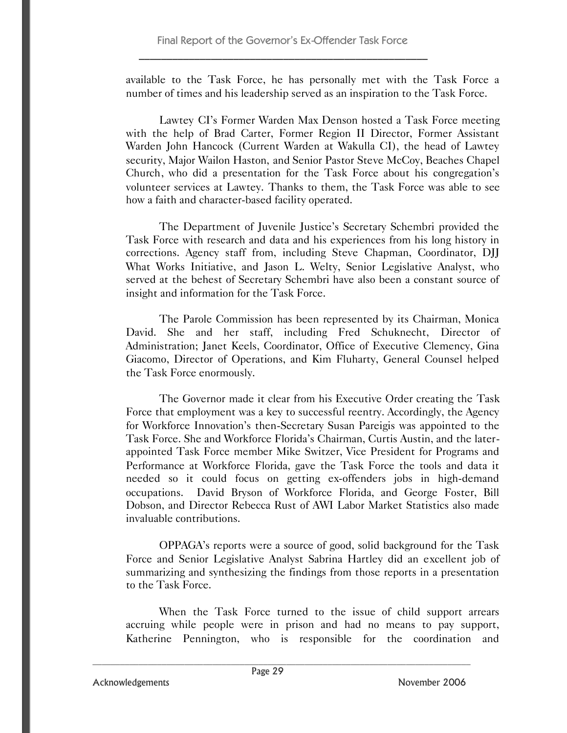available to the Task Force, he has personally met with the Task Force a number of times and his leadership served as an inspiration to the Task Force.

Lawtey CI's Former Warden Max Denson hosted a Task Force meeting with the help of Brad Carter, Former Region II Director, Former Assistant Warden John Hancock (Current Warden at Wakulla CI), the head of Lawtey security, Major Wailon Haston, and Senior Pastor Steve McCoy, Beaches Chapel Church, who did a presentation for the Task Force about his congregation's volunteer services at Lawtey. Thanks to them, the Task Force was able to see how a faith and character-based facility operated.

The Department of Juvenile Justice's Secretary Schembri provided the Task Force with research and data and his experiences from his long history in corrections. Agency staff from, including Steve Chapman, Coordinator, DJJ What Works Initiative, and Jason L. Welty, Senior Legislative Analyst, who served at the behest of Secretary Schembri have also been a constant source of insight and information for the Task Force.

The Parole Commission has been represented by its Chairman, Monica David. She and her staff, including Fred Schuknecht, Director of Administration; Janet Keels, Coordinator, Office of Executive Clemency, Gina Giacomo, Director of Operations, and Kim Fluharty, General Counsel helped the Task Force enormously.

The Governor made it clear from his Executive Order creating the Task Force that employment was a key to successful reentry. Accordingly, the Agency for Workforce Innovation's then-Secretary Susan Pareigis was appointed to the Task Force. She and Workforce Florida's Chairman, Curtis Austin, and the later-appointed Task Force member Mike Switzer, Vice President for Programs and Performance at Workforce Florida, gave the Task Force the tools and data it needed so it could focus on getting ex-offenders jobs in high-demand occupations. David Bryson of Workforce Florida, and George Foster, Bill Dobson, and Director Rebecca Rust of AWI Labor Market Statistics also made invaluable contributions.

OPPAGA's reports were a source of good, solid background for the Task Force and Senior Legislative Analyst Sabrina Hartley did an excellent job of summarizing and synthesizing the findings from those reports in a presentation to the Task Force.

When the Task Force turned to the issue of child support arrears accruing while people were in prison and had no means to pay support, Katherine Pennington, who is responsible for the coordination and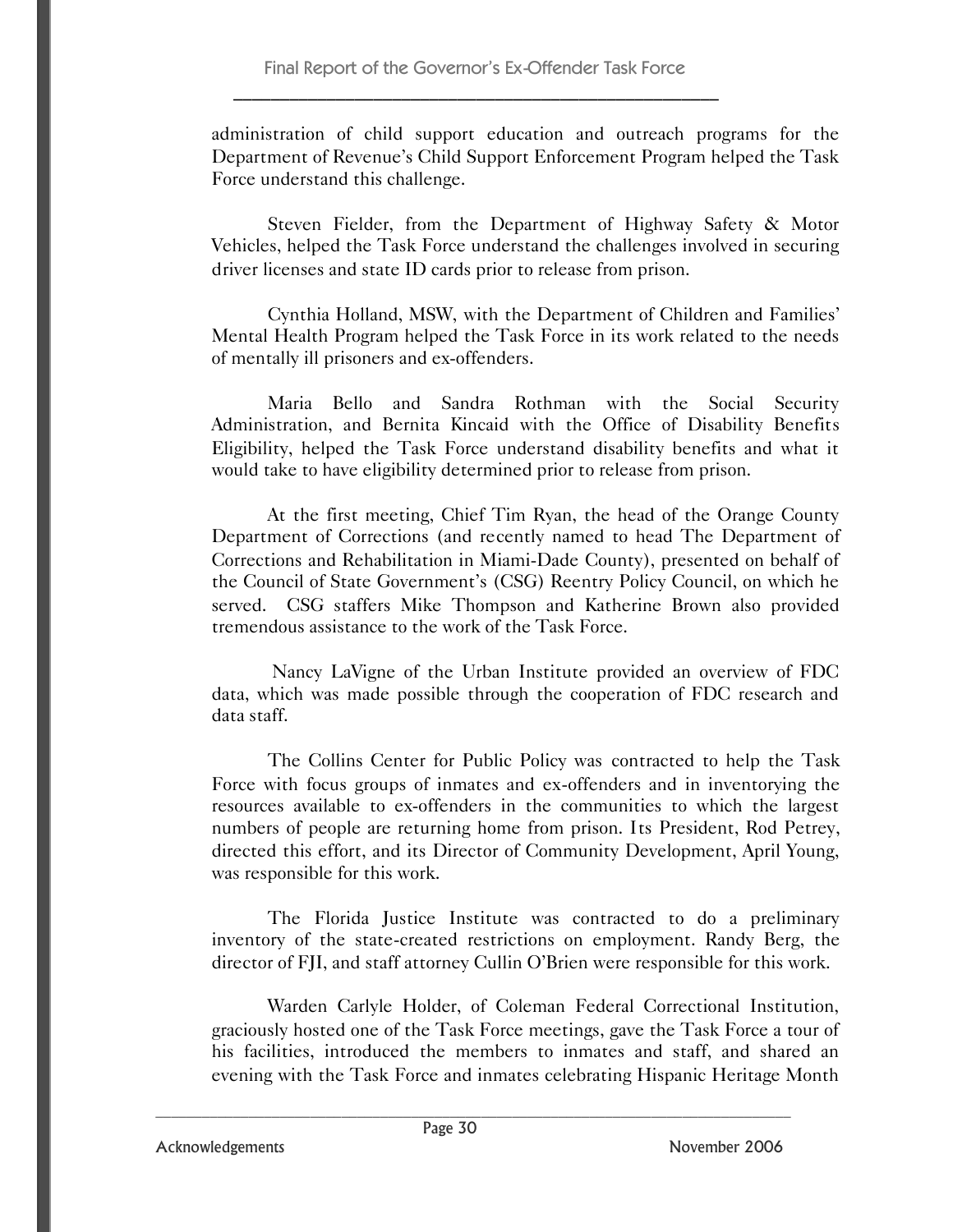administration of child support education and outreach programs for the Department of Revenue's Child Support Enforcement Program helped the Task Force understand this challenge.

Steven Fielder, from the Department of Highway Safety & Motor Vehicles, helped the Task Force understand the challenges involved in securing driver licenses and state ID cards prior to release from prison.

Cynthia Holland, MSW, with the Department of Children and Families' Mental Health Program helped the Task Force in its work related to the needs of mentally ill prisoners and ex-offenders.

Maria Bello and Sandra Rothman with the Social Security Administration, and Bernita Kincaid with the Office of Disability Benefits Eligibility, helped the Task Force understand disability benefits and what it would take to have eligibility determined prior to release from prison.

At the first meeting, Chief Tim Ryan, the head of the Orange County Department of Corrections (and recently named to head The Department of Corrections and Rehabilitation in Miami-Dade County), presented on behalf of the Council of State Government's (CSG) Reentry Policy Council, on which he served. CSG staffers Mike Thompson and Katherine Brown also provided tremendous assistance to the work of the Task Force.

Nancy LaVigne of the Urban Institute provided an overview of FDC data, which was made possible through the cooperation of FDC research and data staff.

The Collins Center for Public Policy was contracted to help the Task Force with focus groups of inmates and ex-offenders and in inventorying the resources available to ex-offenders in the communities to which the largest numbers of people are returning home from prison. Its President, Rod Petrey, directed this effort, and its Director of Community Development, April Young, was responsible for this work.

The Florida Justice Institute was contracted to do a preliminary inventory of the state-created restrictions on employment. Randy Berg, the director of FJI, and staff attorney Cullin O'Brien were responsible for this work.

Warden Carlyle Holder, of Coleman Federal Correctional Institution, graciously hosted one of the Task Force meetings, gave the Task Force a tour of his facilities, introduced the members to inmates and staff, and shared an evening with the Task Force and inmates celebrating Hispanic Heritage Month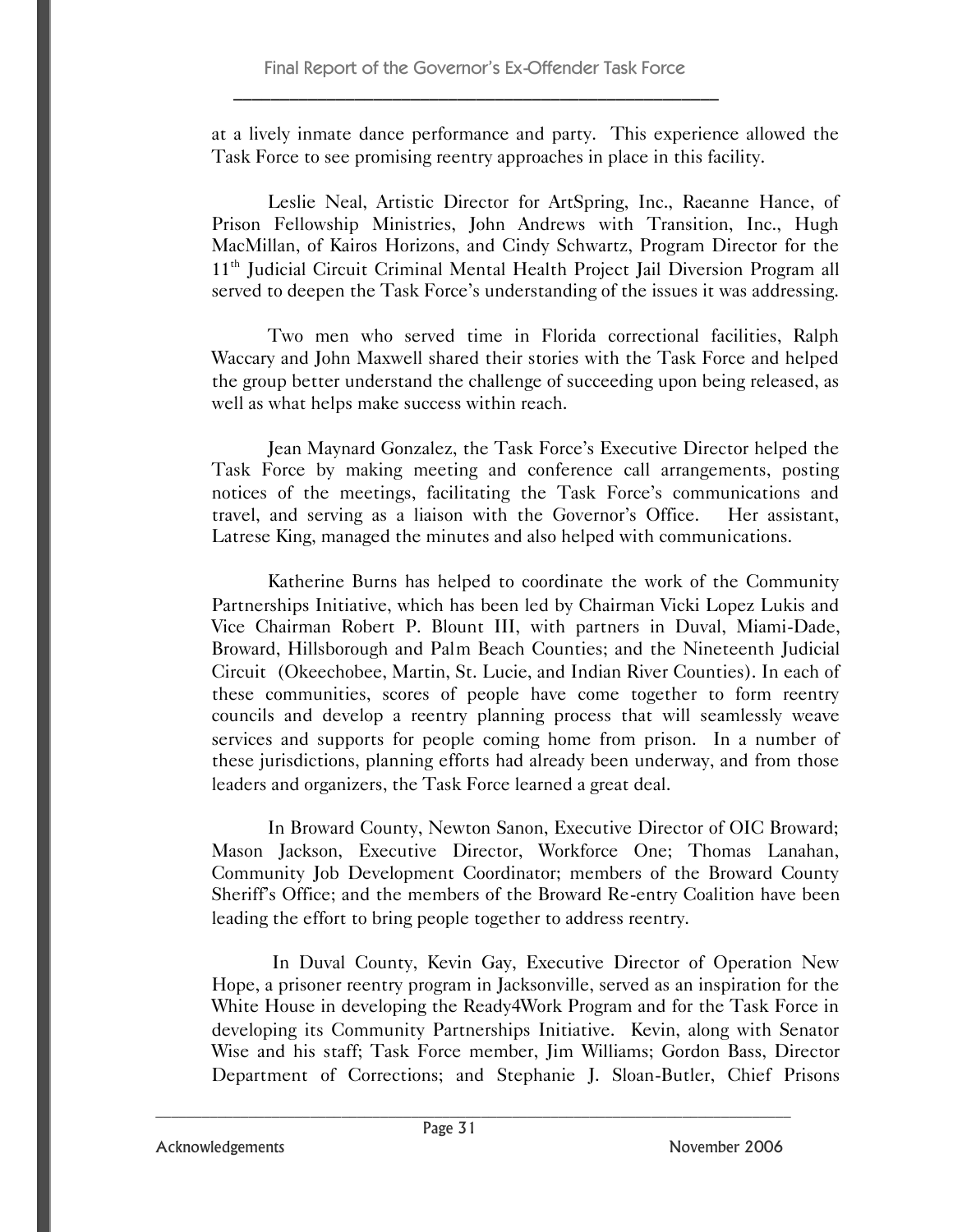at a lively inmate dance performance and party. This experience allowed the Task Force to see promising reentry approaches in place in this facility.

Leslie Neal, Artistic Director for ArtSpring, Inc., Raeanne Hance, of Prison Fellowship Ministries, John Andrews with Transition, Inc., Hugh MacMillan, of Kairos Horizons, and Cindy Schwartz, Program Director for the 11th Judicial Circuit Criminal Mental Health Project Jail Diversion Program all served to deepen the Task Force's understanding of the issues it was addressing.

Two men who served time in Florida correctional facilities, Ralph Waccary and John Maxwell shared their stories with the Task Force and helped the group better understand the challenge of succeeding upon being released, as well as what helps make success within reach.

Jean Maynard Gonzalez, the Task Force's Executive Director helped the Task Force by making meeting and conference call arrangements, posting notices of the meetings, facilitating the Task Force's communications and travel, and serving as a liaison with the Governor's Office. Her assistant, Latrese King, managed the minutes and also helped with communications.

Katherine Burns has helped to coordinate the work of the Community Partnerships Initiative, which has been led by Chairman Vicki Lopez Lukis and Vice Chairman Robert P. Blount III, with partners in Duval, Miami-Dade, Broward, Hillsborough and Palm Beach Counties; and the Nineteenth Judicial Circuit (Okeechobee, Martin, St. Lucie, and Indian River Counties). In each of these communities, scores of people have come together to form reentry councils and develop a reentry planning process that will seamlessly weave services and supports for people coming home from prison. In a number of these jurisdictions, planning efforts had already been underway, and from those leaders and organizers, the Task Force learned a great deal.

In Broward County, Newton Sanon, Executive Director of OIC Broward; Mason Jackson, Executive Director, Workforce One; Thomas Lanahan, Community Job Development Coordinator; members of the Broward County Sheriff's Office; and the members of the Broward Re-entry Coalition have been leading the effort to bring people together to address reentry.

In Duval County, Kevin Gay, Executive Director of Operation New Hope, a prisoner reentry program in Jacksonville, served as an inspiration for the White House in developing the Ready4Work Program and for the Task Force in developing its Community Partnerships Initiative. Kevin, along with Senator Wise and his staff; Task Force member, Jim Williams; Gordon Bass, Director Department of Corrections; and Stephanie J. Sloan-Butler, Chief Prisons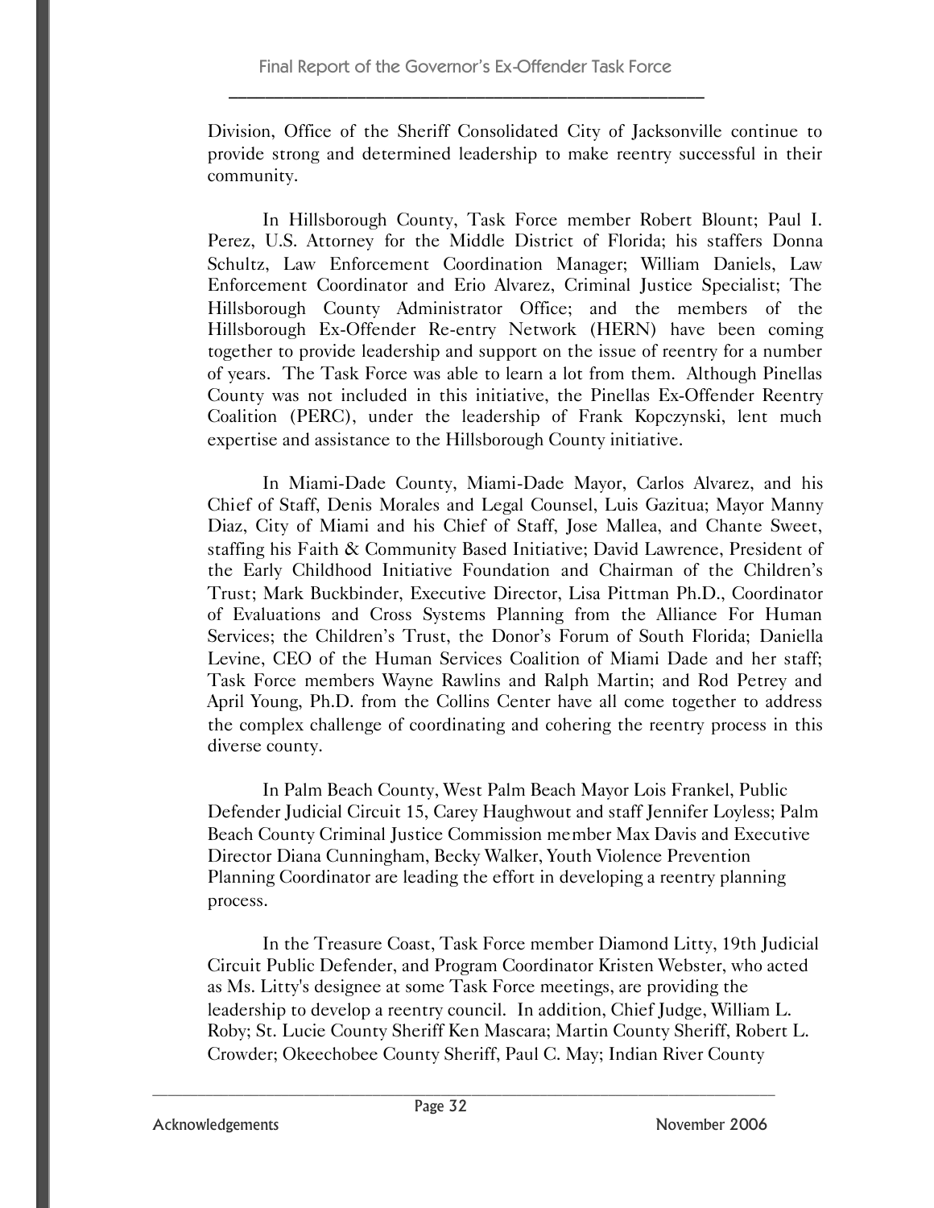Division, Office of the Sheriff Consolidated City of Jacksonville continue to provide strong and determined leadership to make reentry successful in their community.

In Hillsborough County, Task Force member Robert Blount; Paul I. Perez, U.S. Attorney for the Middle District of Florida; his staffers Donna Schultz, Law Enforcement Coordination Manager; William Daniels, Law Enforcement Coordinator and Erio Alvarez, Criminal Justice Specialist; The Hillsborough County Administrator Office; and the members of the Hillsborough Ex-Offender Re-entry Network (HERN) have been coming together to provide leadership and support on the issue of reentry for a number of years. The Task Force was able to learn a lot from them. Although Pinellas County was not included in this initiative, the Pinellas Ex-Offender Reentry Coalition (PERC), under the leadership of Frank Kopczynski, lent much expertise and assistance to the Hillsborough County initiative.

In Miami-Dade County, Miami-Dade Mayor, Carlos Alvarez, and his Chief of Staff, Denis Morales and Legal Counsel, Luis Gazitua; Mayor Manny Diaz, City of Miami and his Chief of Staff, Jose Mallea, and Chante Sweet, staffing his Faith & Community Based Initiative; David Lawrence, President of the Early Childhood Initiative Foundation and Chairman of the Children's Trust; Mark Buckbinder, Executive Director, Lisa Pittman Ph.D., Coordinator of Evaluations and Cross Systems Planning from the Alliance For Human Services; the Children's Trust, the Donor's Forum of South Florida; Daniella Levine, CEO of the Human Services Coalition of Miami Dade and her staff; Task Force members Wayne Rawlins and Ralph Martin; and Rod Petrey and April Young, Ph.D. from the Collins Center have all come together to address the complex challenge of coordinating and cohering the reentry process in this diverse county.

In Palm Beach County, West Palm Beach Mayor Lois Frankel, Public Defender Judicial Circuit 15, Carey Haughwout and staff Jennifer Loyless; Palm Beach County Criminal Justice Commission member Max Davis and Executive Director Diana Cunningham, Becky Walker, Youth Violence Prevention Planning Coordinator are leading the effort in developing a reentry planning process.

In the Treasure Coast, Task Force member Diamond Litty, 19th Judicial Circuit Public Defender, and Program Coordinator Kristen Webster, who acted as Ms. Litty's designee at some Task Force meetings, are providing the leadership to develop a reentry council. In addition, Chief Judge, William L. Roby; St. Lucie County Sheriff Ken Mascara; Martin County Sheriff, Robert L. Crowder; Okeechobee County Sheriff, Paul C. May; Indian River County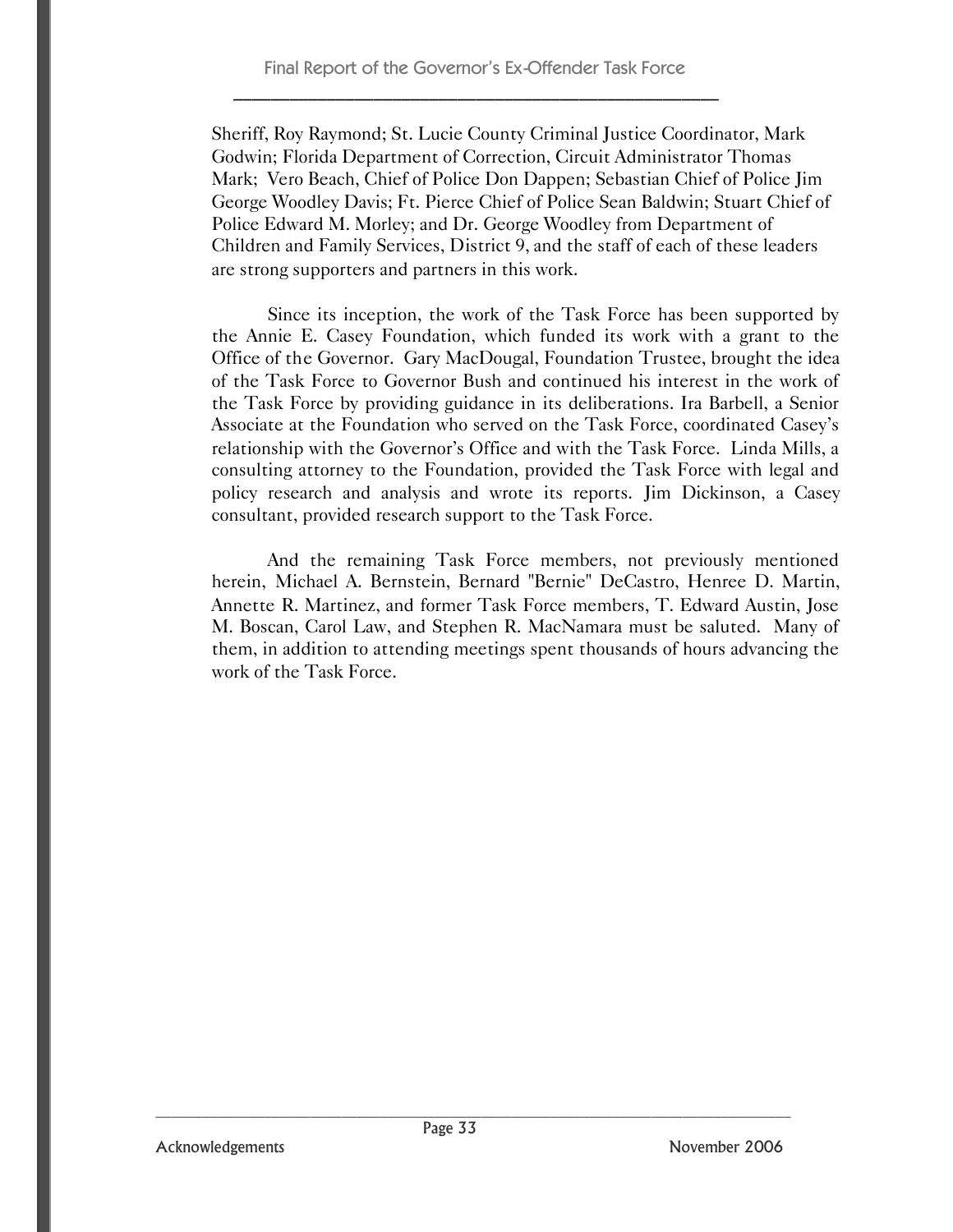Sheriff, Roy Raymond; St. Lucie County Criminal Justice Coordinator, Mark Godwin; Florida Department of Correction, Circuit Administrator Thomas Mark; Vero Beach, Chief of Police Don Dappen; Sebastian Chief of Police Jim George Woodley Davis; Ft. Pierce Chief of Police Sean Baldwin; Stuart Chief of Police Edward M. Morley; and Dr. George Woodley from Department of Children and Family Services, District 9, and the staff of each of these leaders are strong supporters and partners in this work.

Since its inception, the work of the Task Force has been supported by the Annie E. Casey Foundation, which funded its work with a grant to the Office of the Governor. Gary MacDougal, Foundation Trustee, brought the idea of the Task Force to Governor Bush and continued his interest in the work of the Task Force by providing guidance in its deliberations. Ira Barbell, a Senior Associate at the Foundation who served on the Task Force, coordinated Casey's relationship with the Governor's Office and with the Task Force. Linda Mills, a consulting attorney to the Foundation, provided the Task Force with legal and policy research and analysis and wrote its reports. Jim Dickinson, a Casey consultant, provided research support to the Task Force.

And the remaining Task Force members, not previously mentioned herein, Michael A. Bernstein, Bernard "Bernie" DeCastro, Henree D. Martin, Annette R. Martinez, and former Task Force members, T. Edward Austin, Jose M. Boscan, Carol Law, and Stephen R. MacNamara must be saluted. Many of them, in addition to attending meetings spent thousands of hours advancing the work of the Task Force.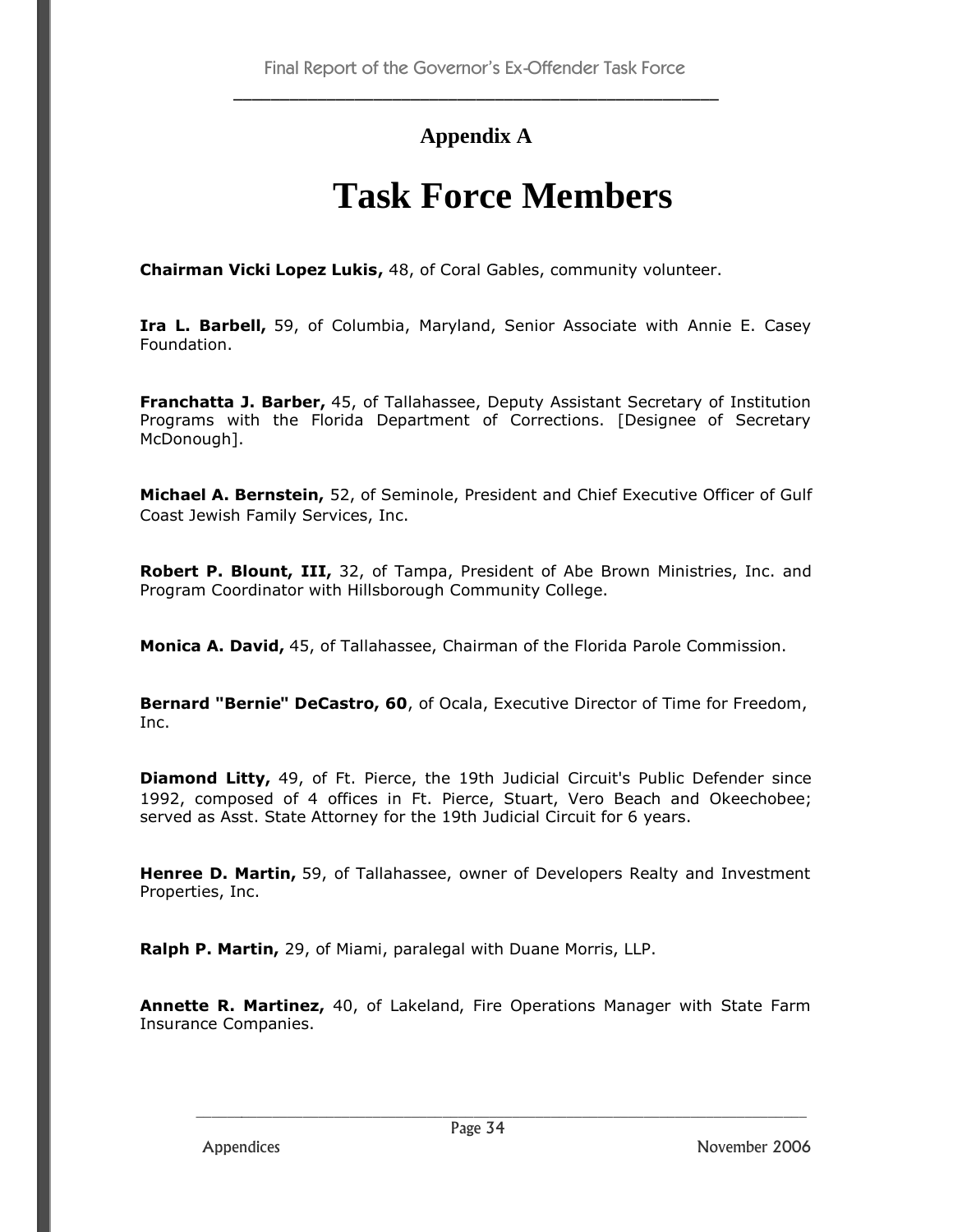## Appendix A

# Task Force Members

**Chairman Vicki Lopez Lukis,** 48, of Coral Gables, community volunteer.

**Ira L. Barbell,** 59, of Columbia, Maryland, Senior Associate with Annie E. Casey Foundation.

**Franchatta J. Barber,** 45, of Tallahassee, Deputy Assistant Secretary of Institution Programs with the Florida Department of Corrections. [Designee of Secretary McDonough].

**Michael A. Bernstein,** 52, of Seminole, President and Chief Executive Officer of Gulf Coast Jewish Family Services, Inc.

**Robert P. Blount, III,** 32, of Tampa, President of Abe Brown Ministries, Inc. and Program Coordinator with Hillsborough Community College.

**Monica A. David,** 45, of Tallahassee, Chairman of the Florida Parole Commission.

**Bernard "Bernie" DeCastro, 60**, of Ocala, Executive Director of Time for Freedom, Inc.

**Diamond Litty,** 49, of Ft. Pierce, the 19th Judicial Circuit's Public Defender since 1992, composed of 4 offices in Ft. Pierce, Stuart, Vero Beach and Okeechobee; served as Asst. State Attorney for the 19th Judicial Circuit for 6 years.

**Henree D. Martin,** 59, of Tallahassee, owner of Developers Realty and Investment Properties, Inc.

**Ralph P. Martin,** 29, of Miami, paralegal with Duane Morris, LLP.

**Annette R. Martinez,** 40, of Lakeland, Fire Operations Manager with State Farm Insurance Companies.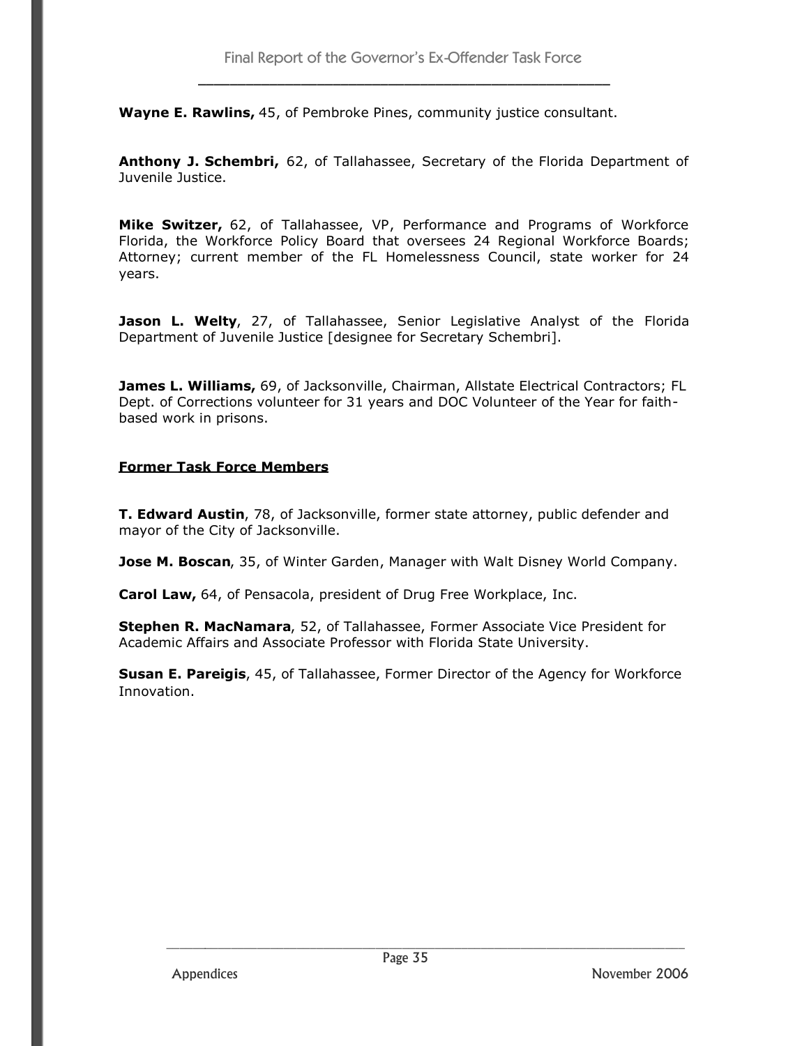**Wayne E. Rawlins,** 45, of Pembroke Pines, community justice consultant.

**Anthony J. Schembri,** 62, of Tallahassee, Secretary of the Florida Department of Juvenile Justice.

**Mike Switzer,** 62, of Tallahassee, VP, Performance and Programs of Workforce Florida, the Workforce Policy Board that oversees 24 Regional Workforce Boards; Attorney; current member of the FL Homelessness Council, state worker for 24 years.

**Jason L. Welty**, 27, of Tallahassee, Senior Legislative Analyst of the Florida Department of Juvenile Justice [designee for Secretary Schembri].

**James L. Williams,** 69, of Jacksonville, Chairman, Allstate Electrical Contractors; FL Dept. of Corrections volunteer for 31 years and DOC Volunteer of the Year for faith-based work in prisons.

**Former Task Force Members**

**T. Edward Austin**, 78, of Jacksonville, former state attorney, public defender and mayor of the City of Jacksonville.

**Jose M. Boscan**, 35, of Winter Garden, Manager with Walt Disney World Company.

**Carol Law,** 64, of Pensacola, president of Drug Free Workplace, Inc.

**Stephen R. MacNamara**, 52, of Tallahassee, Former Associate Vice President for Academic Affairs and Associate Professor with Florida State University.

**Susan E. Pareigis**, 45, of Tallahassee, Former Director of the Agency for Workforce Innovation.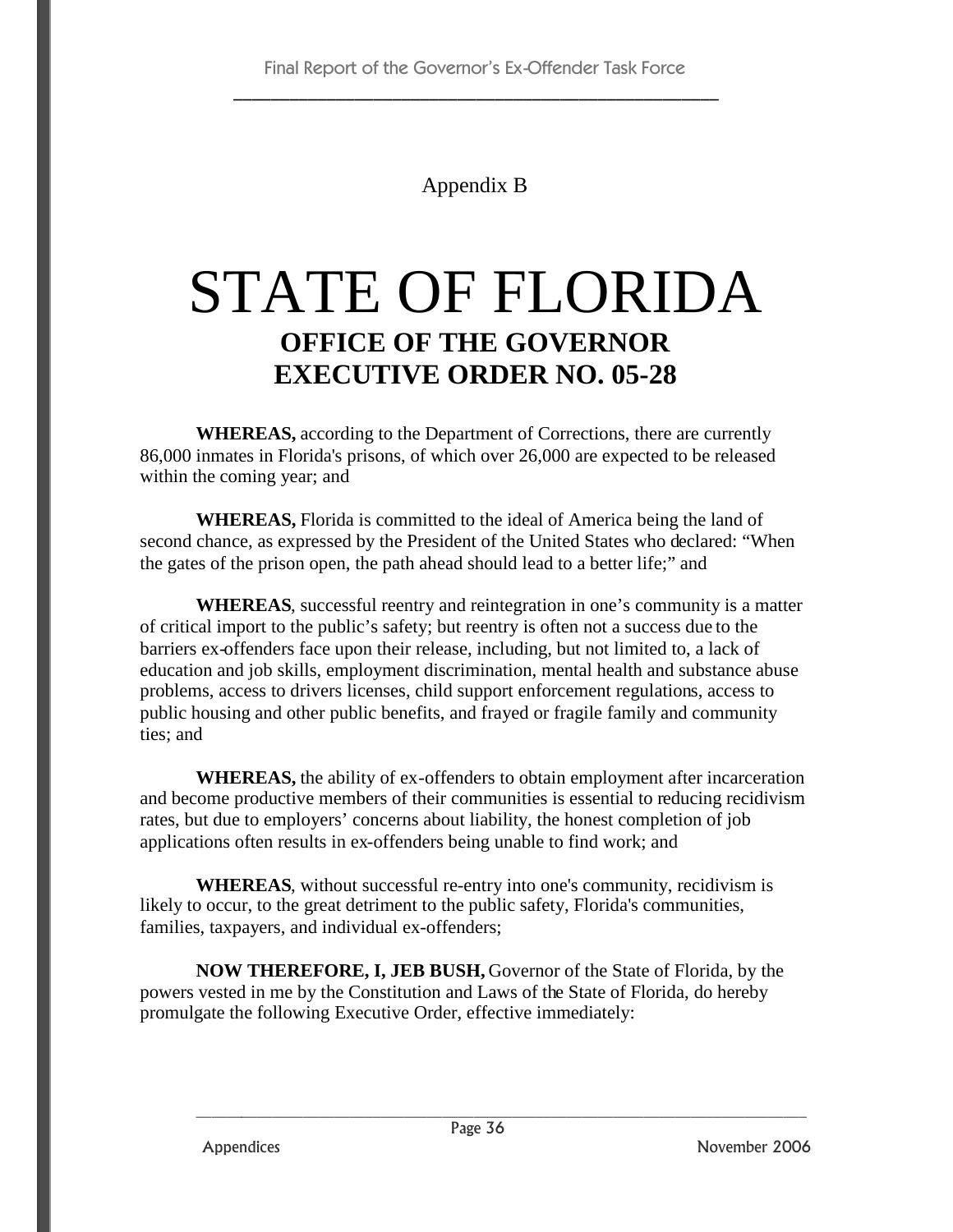Appendix B

# STATE OF FLORIDA

## OFFICE OF THE GOVERNOR
## EXECUTIVE ORDER NO. 05-28

**WHEREAS,** according to the Department of Corrections, there are currently 86,000 inmates in Florida's prisons, of which over 26,000 are expected to be released within the coming year; and

**WHEREAS,** Florida is committed to the ideal of America being the land of second chance, as expressed by the President of the United States who declared: "When the gates of the prison open, the path ahead should lead to a better life;" and

**WHEREAS**, successful reentry and reintegration in one's community is a matter of critical import to the public's safety; but reentry is often not a success due to the barriers ex-offenders face upon their release, including, but not limited to, a lack of education and job skills, employment discrimination, mental health and substance abuse problems, access to drivers licenses, child support enforcement regulations, access to public housing and other public benefits, and frayed or fragile family and community ties; and

**WHEREAS,** the ability of ex-offenders to obtain employment after incarceration and become productive members of their communities is essential to reducing recidivism rates, but due to employers' concerns about liability, the honest completion of job applications often results in ex-offenders being unable to find work; and

**WHEREAS**, without successful re-entry into one's community, recidivism is likely to occur, to the great detriment to the public safety, Florida's communities, families, taxpayers, and individual ex-offenders;

**NOW THEREFORE, I, JEB BUSH,** Governor of the State of Florida, by the powers vested in me by the Constitution and Laws of the State of Florida, do hereby promulgate the following Executive Order, effective immediately: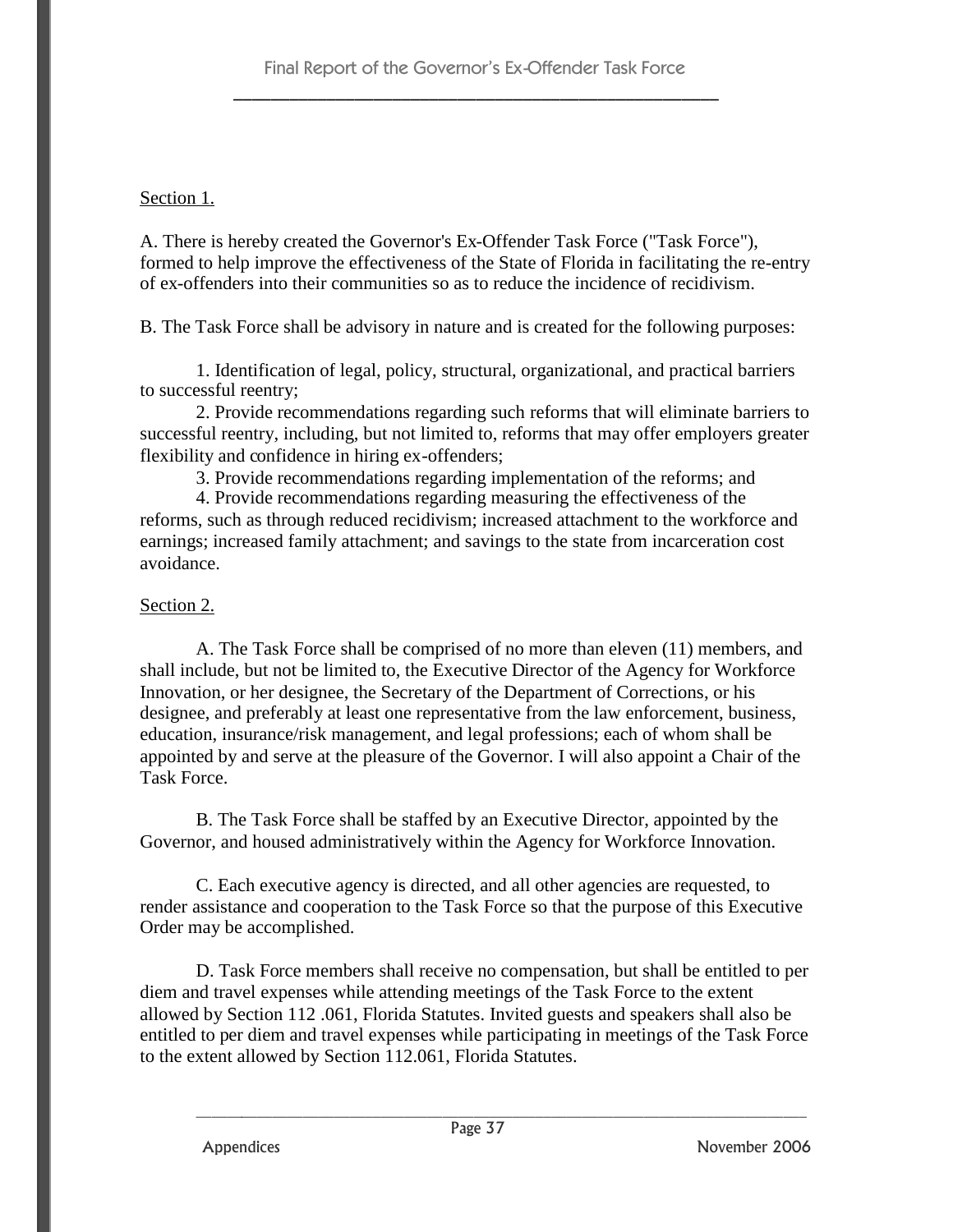Section 1.

A. There is hereby created the Governor's Ex-Offender Task Force ("Task Force"), formed to help improve the effectiveness of the State of Florida in facilitating the re-entry of ex-offenders into their communities so as to reduce the incidence of recidivism.

B. The Task Force shall be advisory in nature and is created for the following purposes:

1. Identification of legal, policy, structural, organizational, and practical barriers to successful reentry;
2. Provide recommendations regarding such reforms that will eliminate barriers to successful reentry, including, but not limited to, reforms that may offer employers greater flexibility and confidence in hiring ex-offenders;
3. Provide recommendations regarding implementation of the reforms; and
4. Provide recommendations regarding measuring the effectiveness of the reforms, such as through reduced recidivism; increased attachment to the workforce and earnings; increased family attachment; and savings to the state from incarceration cost avoidance.

Section 2.

A. The Task Force shall be comprised of no more than eleven (11) members, and shall include, but not be limited to, the Executive Director of the Agency for Workforce Innovation, or her designee, the Secretary of the Department of Corrections, or his designee, and preferably at least one representative from the law enforcement, business, education, insurance/risk management, and legal professions; each of whom shall be appointed by and serve at the pleasure of the Governor. I will also appoint a Chair of the Task Force.

B. The Task Force shall be staffed by an Executive Director, appointed by the Governor, and housed administratively within the Agency for Workforce Innovation.

C. Each executive agency is directed, and all other agencies are requested, to render assistance and cooperation to the Task Force so that the purpose of this Executive Order may be accomplished.

D. Task Force members shall receive no compensation, but shall be entitled to per diem and travel expenses while attending meetings of the Task Force to the extent allowed by Section 112 .061, Florida Statutes. Invited guests and speakers shall also be entitled to per diem and travel expenses while participating in meetings of the Task Force to the extent allowed by Section 112.061, Florida Statutes.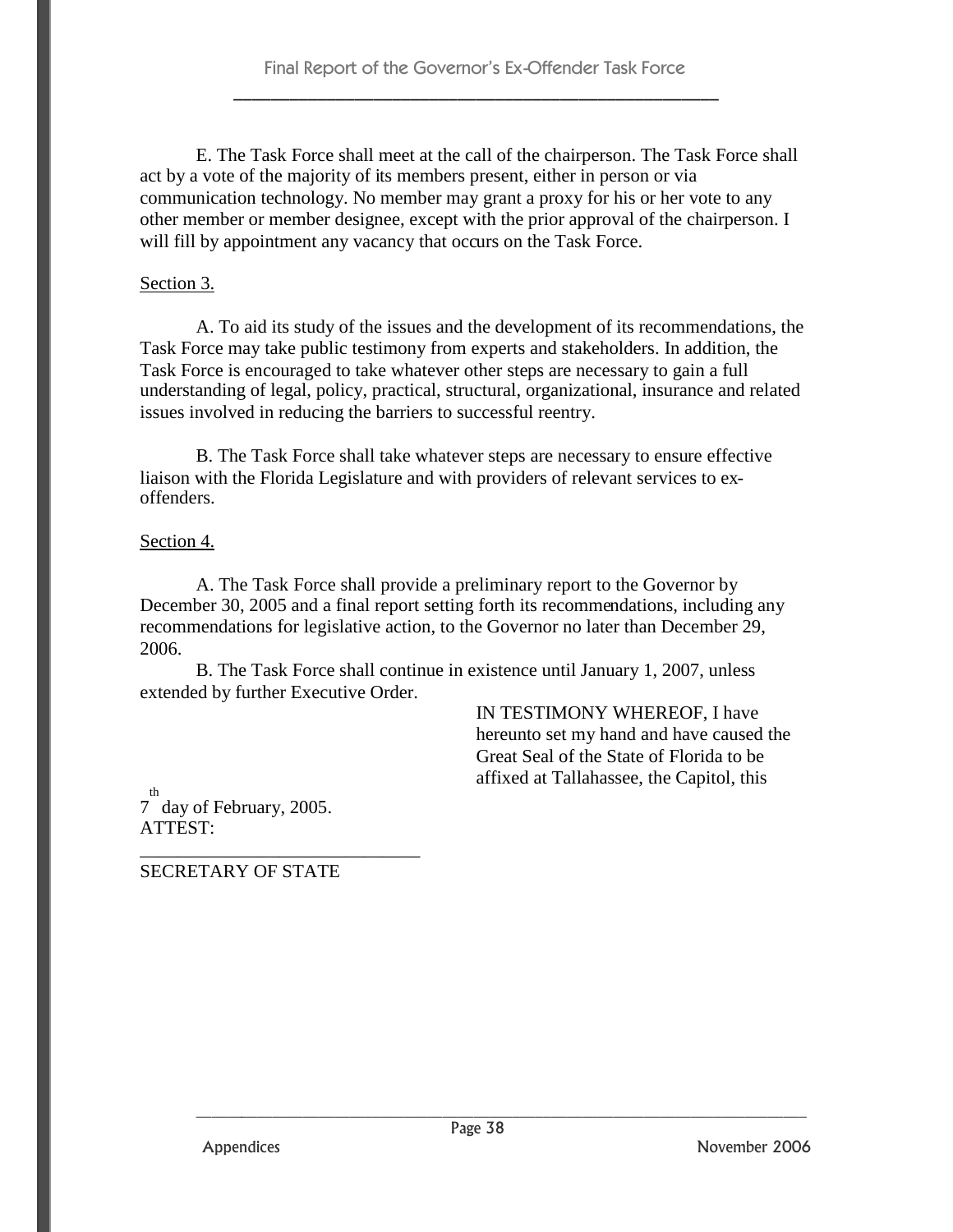E. The Task Force shall meet at the call of the chairperson. The Task Force shall act by a vote of the majority of its members present, either in person or via communication technology. No member may grant a proxy for his or her vote to any other member or member designee, except with the prior approval of the chairperson. I will fill by appointment any vacancy that occurs on the Task Force.

Section 3.

A. To aid its study of the issues and the development of its recommendations, the Task Force may take public testimony from experts and stakeholders. In addition, the Task Force is encouraged to take whatever other steps are necessary to gain a full understanding of legal, policy, practical, structural, organizational, insurance and related issues involved in reducing the barriers to successful reentry.

B. The Task Force shall take whatever steps are necessary to ensure effective liaison with the Florida Legislature and with providers of relevant services to ex-offenders.

Section 4.

A. The Task Force shall provide a preliminary report to the Governor by December 30, 2005 and a final report setting forth its recommendations, including any recommendations for legislative action, to the Governor no later than December 29, 2006.

B. The Task Force shall continue in existence until January 1, 2007, unless extended by further Executive Order.

IN TESTIMONY WHEREOF, I have hereunto set my hand and have caused the Great Seal of the State of Florida to be affixed at Tallahassee, the Capitol, this 7th day of February, 2005.

ATTEST:

______________________________

SECRETARY OF STATE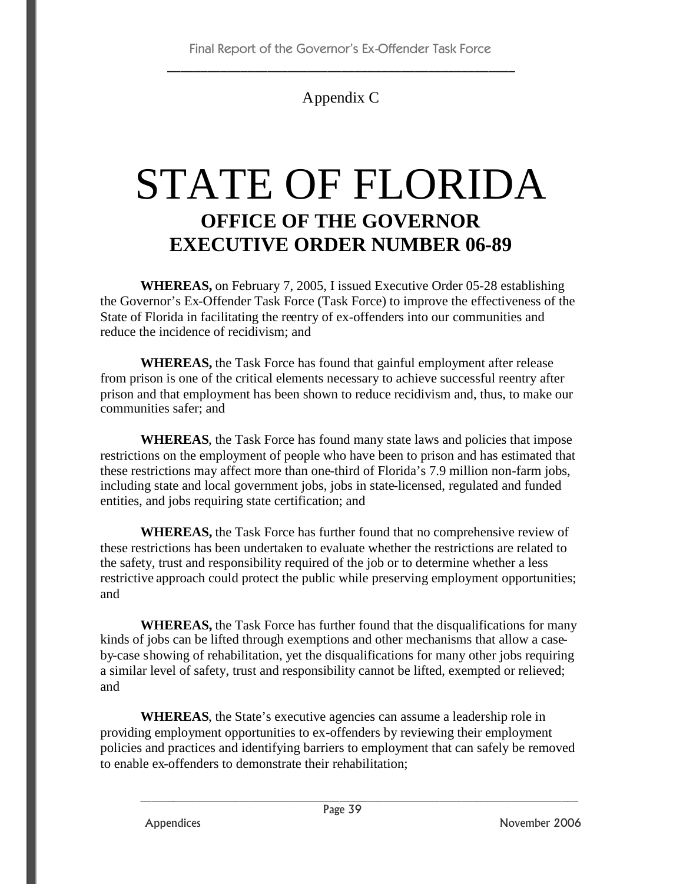Appendix C

# STATE OF FLORIDA

## OFFICE OF THE GOVERNOR
## EXECUTIVE ORDER NUMBER 06-89

**WHEREAS,** on February 7, 2005, I issued Executive Order 05-28 establishing the Governor's Ex-Offender Task Force (Task Force) to improve the effectiveness of the State of Florida in facilitating the reentry of ex-offenders into our communities and reduce the incidence of recidivism; and

**WHEREAS,** the Task Force has found that gainful employment after release from prison is one of the critical elements necessary to achieve successful reentry after prison and that employment has been shown to reduce recidivism and, thus, to make our communities safer; and

**WHEREAS**, the Task Force has found many state laws and policies that impose restrictions on the employment of people who have been to prison and has estimated that these restrictions may affect more than one-third of Florida's 7.9 million non-farm jobs, including state and local government jobs, jobs in state-licensed, regulated and funded entities, and jobs requiring state certification; and

**WHEREAS,** the Task Force has further found that no comprehensive review of these restrictions has been undertaken to evaluate whether the restrictions are related to the safety, trust and responsibility required of the job or to determine whether a less restrictive approach could protect the public while preserving employment opportunities; and

**WHEREAS,** the Task Force has further found that the disqualifications for many kinds of jobs can be lifted through exemptions and other mechanisms that allow a case-by-case showing of rehabilitation, yet the disqualifications for many other jobs requiring a similar level of safety, trust and responsibility cannot be lifted, exempted or relieved; and

**WHEREAS**, the State's executive agencies can assume a leadership role in providing employment opportunities to ex-offenders by reviewing their employment policies and practices and identifying barriers to employment that can safely be removed to enable ex-offenders to demonstrate their rehabilitation;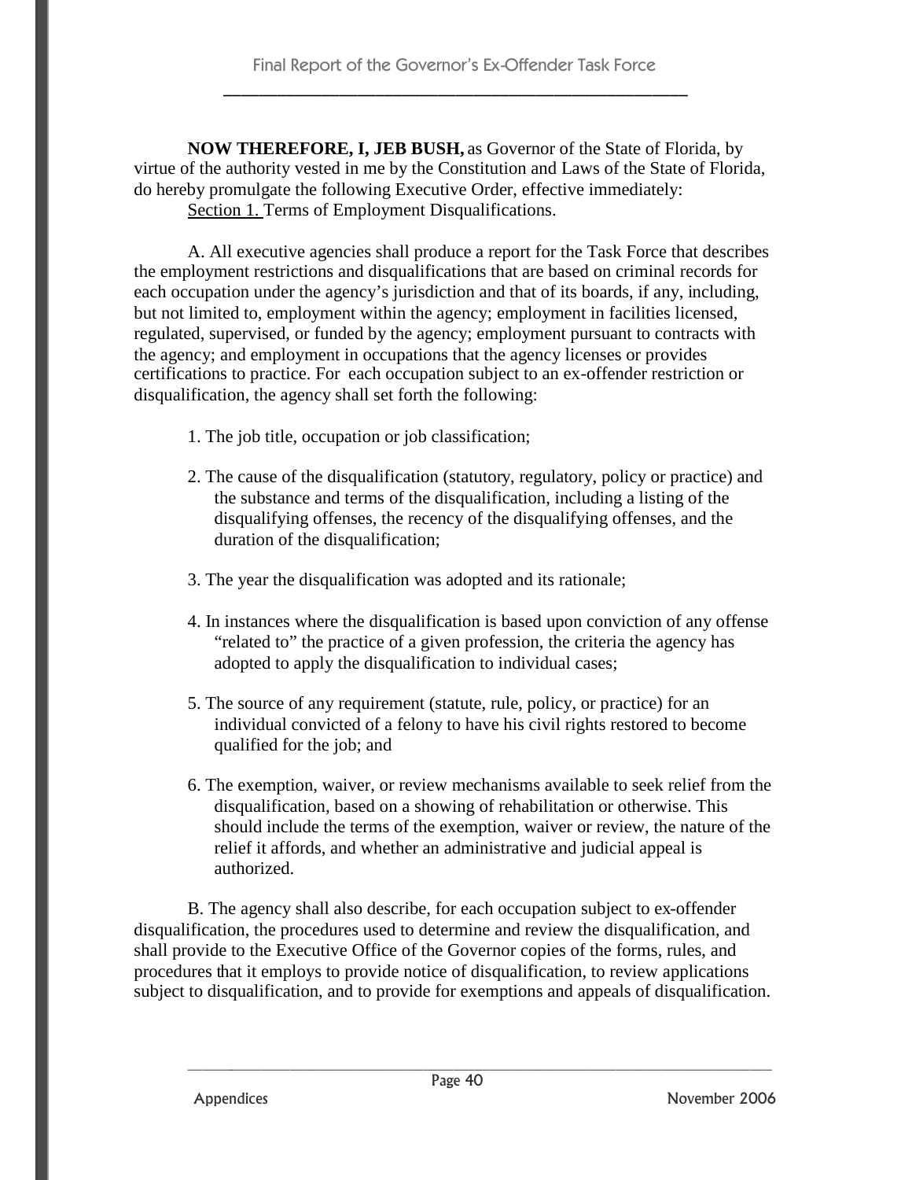**NOW THEREFORE, I, JEB BUSH,** as Governor of the State of Florida, by virtue of the authority vested in me by the Constitution and Laws of the State of Florida, do hereby promulgate the following Executive Order, effective immediately:

Section 1. Terms of Employment Disqualifications.

A. All executive agencies shall produce a report for the Task Force that describes the employment restrictions and disqualifications that are based on criminal records for each occupation under the agency's jurisdiction and that of its boards, if any, including, but not limited to, employment within the agency; employment in facilities licensed, regulated, supervised, or funded by the agency; employment pursuant to contracts with the agency; and employment in occupations that the agency licenses or provides certifications to practice. For each occupation subject to an ex-offender restriction or disqualification, the agency shall set forth the following:

1. The job title, occupation or job classification;

2. The cause of the disqualification (statutory, regulatory, policy or practice) and the substance and terms of the disqualification, including a listing of the disqualifying offenses, the recency of the disqualifying offenses, and the duration of the disqualification;

3. The year the disqualification was adopted and its rationale;

4. In instances where the disqualification is based upon conviction of any offense "related to" the practice of a given profession, the criteria the agency has adopted to apply the disqualification to individual cases;

5. The source of any requirement (statute, rule, policy, or practice) for an individual convicted of a felony to have his civil rights restored to become qualified for the job; and

6. The exemption, waiver, or review mechanisms available to seek relief from the disqualification, based on a showing of rehabilitation or otherwise. This should include the terms of the exemption, waiver or review, the nature of the relief it affords, and whether an administrative and judicial appeal is authorized.

B. The agency shall also describe, for each occupation subject to ex-offender disqualification, the procedures used to determine and review the disqualification, and shall provide to the Executive Office of the Governor copies of the forms, rules, and procedures that it employs to provide notice of disqualification, to review applications subject to disqualification, and to provide for exemptions and appeals of disqualification.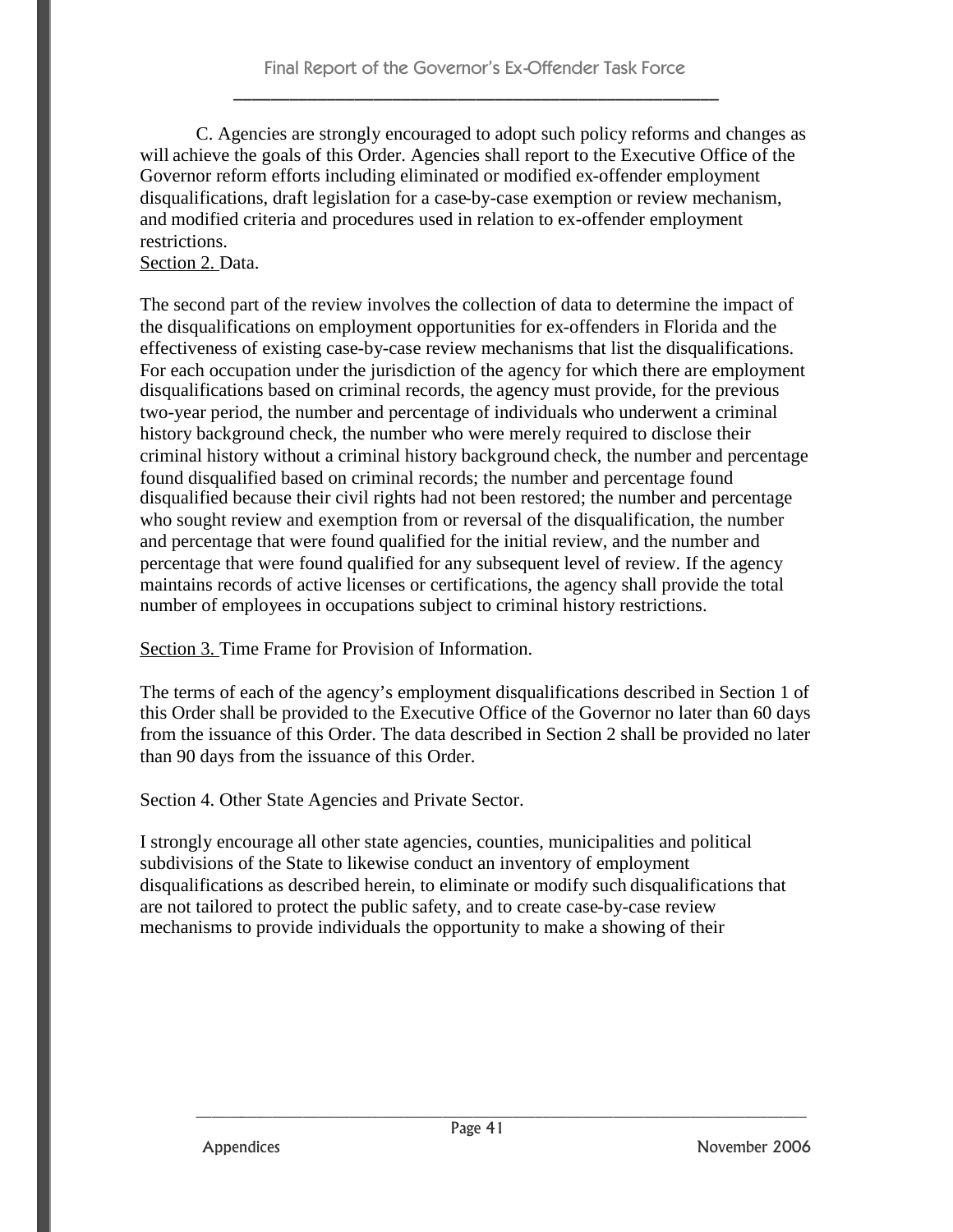C. Agencies are strongly encouraged to adopt such policy reforms and changes as will achieve the goals of this Order. Agencies shall report to the Executive Office of the Governor reform efforts including eliminated or modified ex-offender employment disqualifications, draft legislation for a case-by-case exemption or review mechanism, and modified criteria and procedures used in relation to ex-offender employment restrictions.

Section 2. Data.

The second part of the review involves the collection of data to determine the impact of the disqualifications on employment opportunities for ex-offenders in Florida and the effectiveness of existing case-by-case review mechanisms that list the disqualifications. For each occupation under the jurisdiction of the agency for which there are employment disqualifications based on criminal records, the agency must provide, for the previous two-year period, the number and percentage of individuals who underwent a criminal history background check, the number who were merely required to disclose their criminal history without a criminal history background check, the number and percentage found disqualified based on criminal records; the number and percentage found disqualified because their civil rights had not been restored; the number and percentage who sought review and exemption from or reversal of the disqualification, the number and percentage that were found qualified for the initial review, and the number and percentage that were found qualified for any subsequent level of review. If the agency maintains records of active licenses or certifications, the agency shall provide the total number of employees in occupations subject to criminal history restrictions.

Section 3. Time Frame for Provision of Information.

The terms of each of the agency's employment disqualifications described in Section 1 of this Order shall be provided to the Executive Office of the Governor no later than 60 days from the issuance of this Order. The data described in Section 2 shall be provided no later than 90 days from the issuance of this Order.

Section 4. Other State Agencies and Private Sector.

I strongly encourage all other state agencies, counties, municipalities and political subdivisions of the State to likewise conduct an inventory of employment disqualifications as described herein, to eliminate or modify such disqualifications that are not tailored to protect the public safety, and to create case-by-case review mechanisms to provide individuals the opportunity to make a showing of their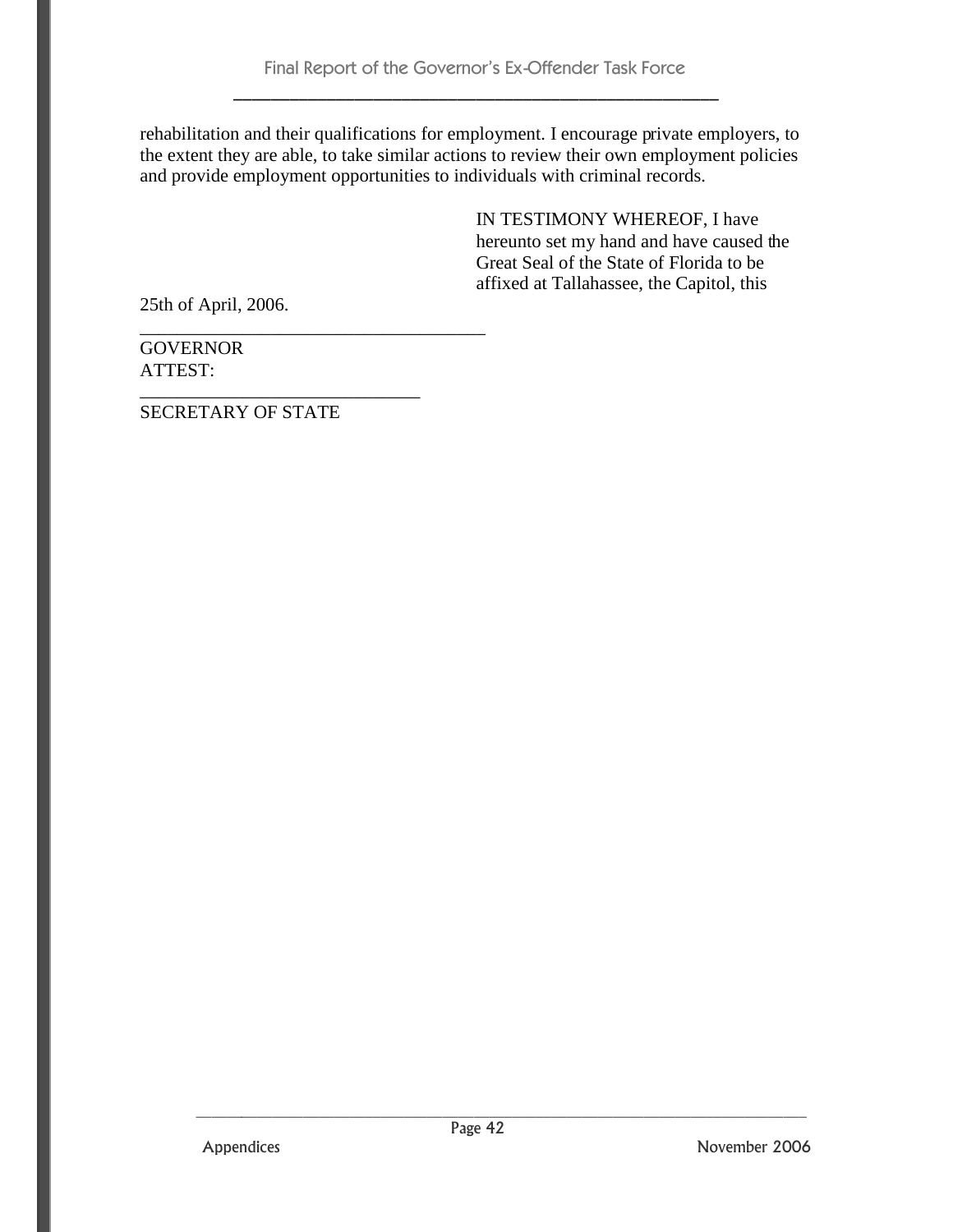rehabilitation and their qualifications for employment. I encourage private employers, to the extent they are able, to take similar actions to review their own employment policies and provide employment opportunities to individuals with criminal records.

IN TESTIMONY WHEREOF, I have hereunto set my hand and have caused the Great Seal of the State of Florida to be affixed at Tallahassee, the Capitol, this

25th of April, 2006.

_____________________________________

GOVERNOR

ATTEST:

______________________________

SECRETARY OF STATE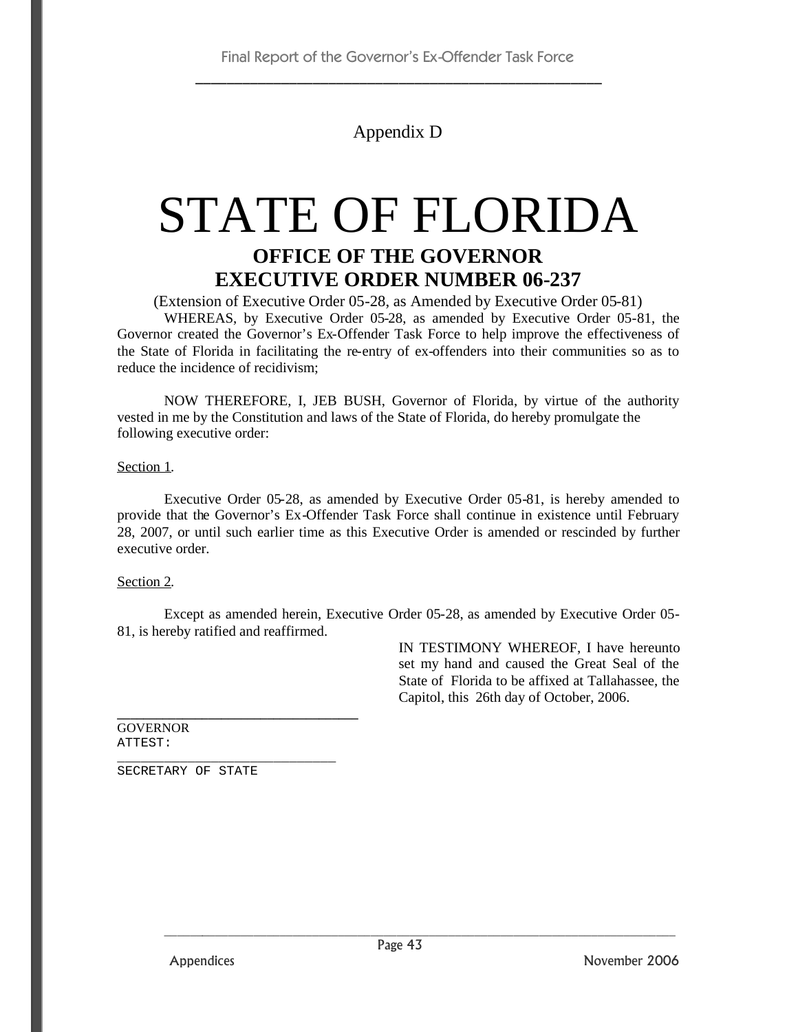Appendix D

# STATE OF FLORIDA

## OFFICE OF THE GOVERNOR
## EXECUTIVE ORDER NUMBER 06-237

(Extension of Executive Order 05-28, as Amended by Executive Order 05-81)

WHEREAS, by Executive Order 05-28, as amended by Executive Order 05-81, the Governor created the Governor's Ex-Offender Task Force to help improve the effectiveness of the State of Florida in facilitating the re-entry of ex-offenders into their communities so as to reduce the incidence of recidivism;

NOW THEREFORE, I, JEB BUSH, Governor of Florida, by virtue of the authority vested in me by the Constitution and laws of the State of Florida, do hereby promulgate the following executive order:

Section 1.

Executive Order 05-28, as amended by Executive Order 05-81, is hereby amended to provide that the Governor's Ex-Offender Task Force shall continue in existence until February 28, 2007, or until such earlier time as this Executive Order is amended or rescinded by further executive order.

Section 2.

Except as amended herein, Executive Order 05-28, as amended by Executive Order 05-81, is hereby ratified and reaffirmed.

IN TESTIMONY WHEREOF, I have hereunto set my hand and caused the Great Seal of the State of Florida to be affixed at Tallahassee, the Capitol, this 26th day of October, 2006.

\_\_\_\_\_\_\_\_\_\_\_\_\_\_\_\_\_\_\_\_\_\_\_\_\_\_\_\_\_\_\_\_
GOVERNOR

ATTEST:

\_\_\_\_\_\_\_\_\_\_\_\_\_\_\_\_\_\_\_\_\_\_\_\_\_\_\_\_\_\_\_\_
SECRETARY OF STATE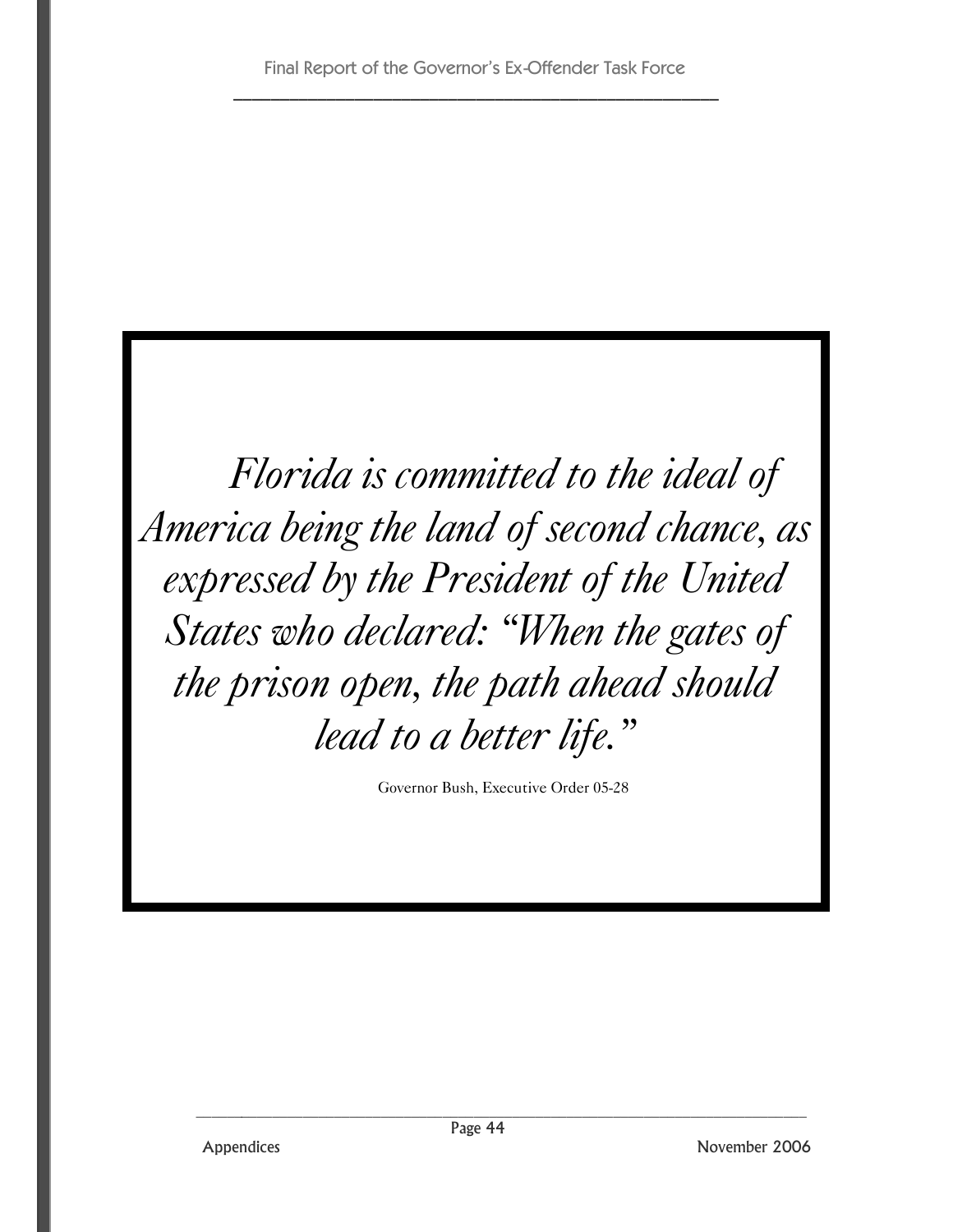*Florida is committed to the ideal of America being the land of second chance, as expressed by the President of the United States who declared: "When the gates of the prison open, the path ahead should lead to a better life."*

Governor Bush, Executive Order 05-28